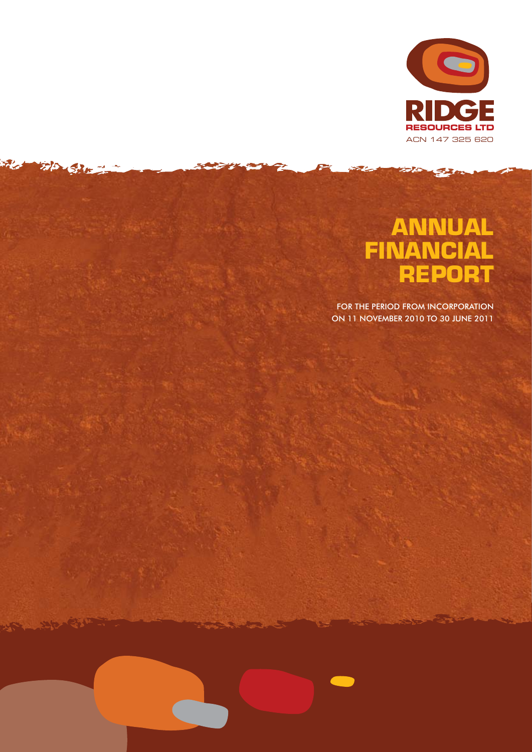**RIDGE RESOURCES LTD**

ACN 147 325 620

# ANNUAL FINANCIAL REPORT

FOR THE PERIOD FROM INCORPORATION ON 11 NOVEMBER 2010 TO 30 JUNE 2011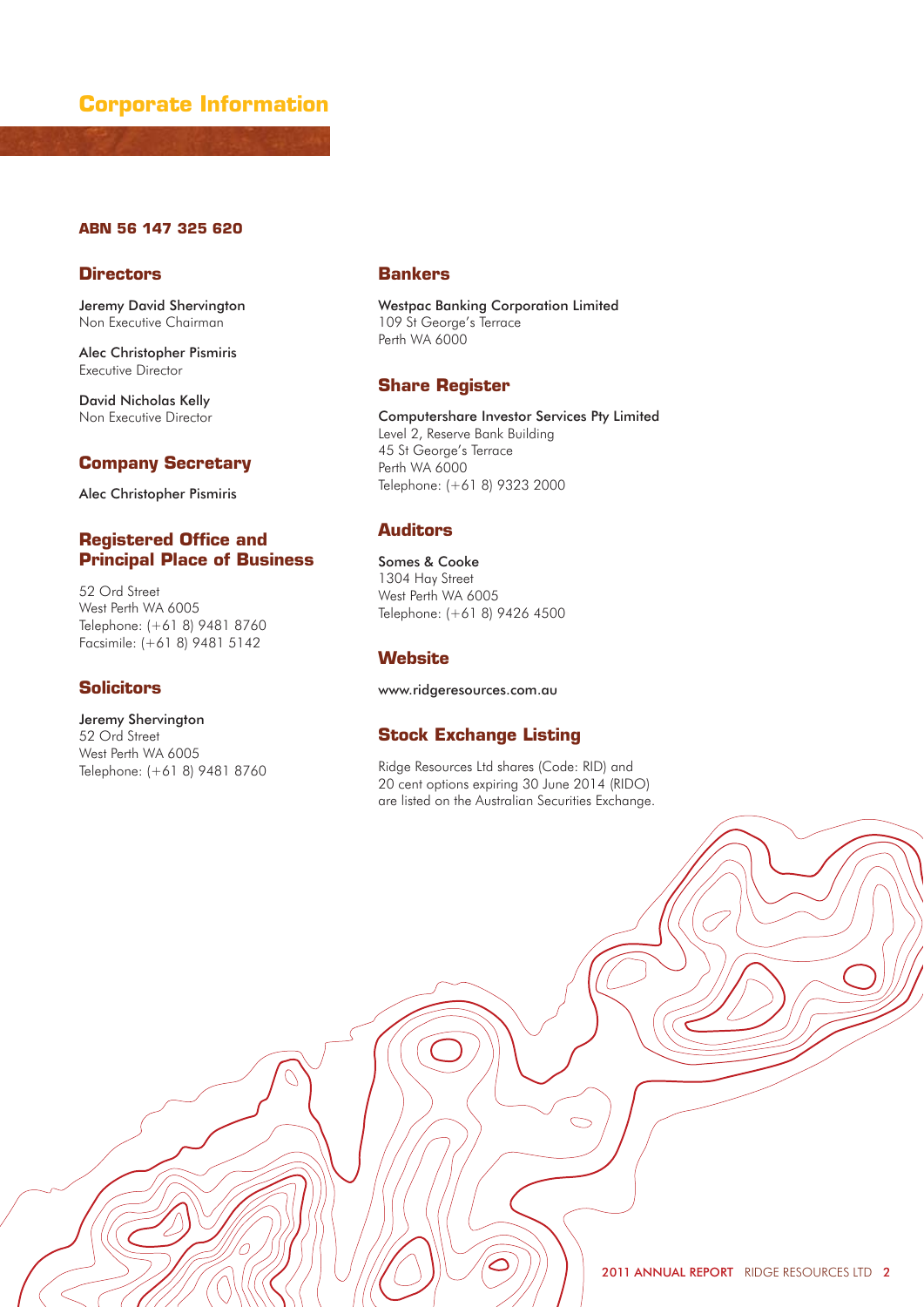# Corporate Information

**ABN 56 147 325 620**

## Directors

Jeremy David Shervington
Non Executive Chairman

Alec Christopher Pismiris
Executive Director

David Nicholas Kelly
Non Executive Director

## Company Secretary

Alec Christopher Pismiris

## Registered Office and Principal Place of Business

52 Ord Street
West Perth WA 6005
Telephone: (+61 8) 9481 8760
Facsimile: (+61 8) 9481 5142

## Solicitors

Jeremy Shervington
52 Ord Street
West Perth WA 6005
Telephone: (+61 8) 9481 8760

## Bankers

Westpac Banking Corporation Limited
109 St George's Terrace
Perth WA 6000

## Share Register

Computershare Investor Services Pty Limited
Level 2, Reserve Bank Building
45 St George's Terrace
Perth WA 6000
Telephone: (+61 8) 9323 2000

## Auditors

Somes & Cooke
1304 Hay Street
West Perth WA 6005
Telephone: (+61 8) 9426 4500

## Website

www.ridgeresources.com.au

## Stock Exchange Listing

Ridge Resources Ltd shares (Code: RID) and 20 cent options expiring 30 June 2014 (RIDO) are listed on the Australian Securities Exchange.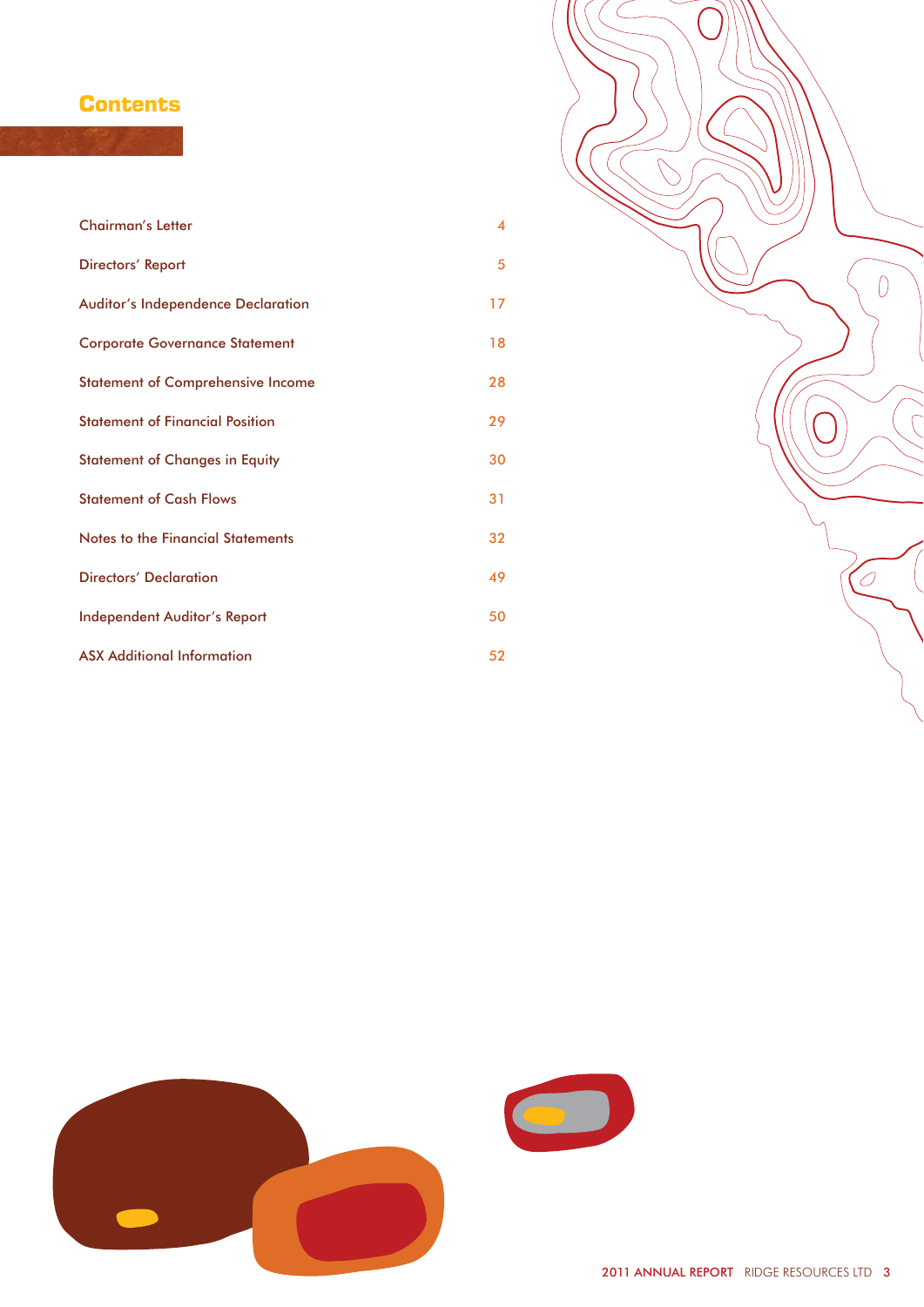# Contents

| | |
|---|---|
| Chairman's Letter | 4 |
| Directors' Report | 5 |
| Auditor's Independence Declaration | 17 |
| Corporate Governance Statement | 18 |
| Statement of Comprehensive Income | 28 |
| Statement of Financial Position | 29 |
| Statement of Changes in Equity | 30 |
| Statement of Cash Flows | 31 |
| Notes to the Financial Statements | 32 |
| Directors' Declaration | 49 |
| Independent Auditor's Report | 50 |
| ASX Additional Information | 52 |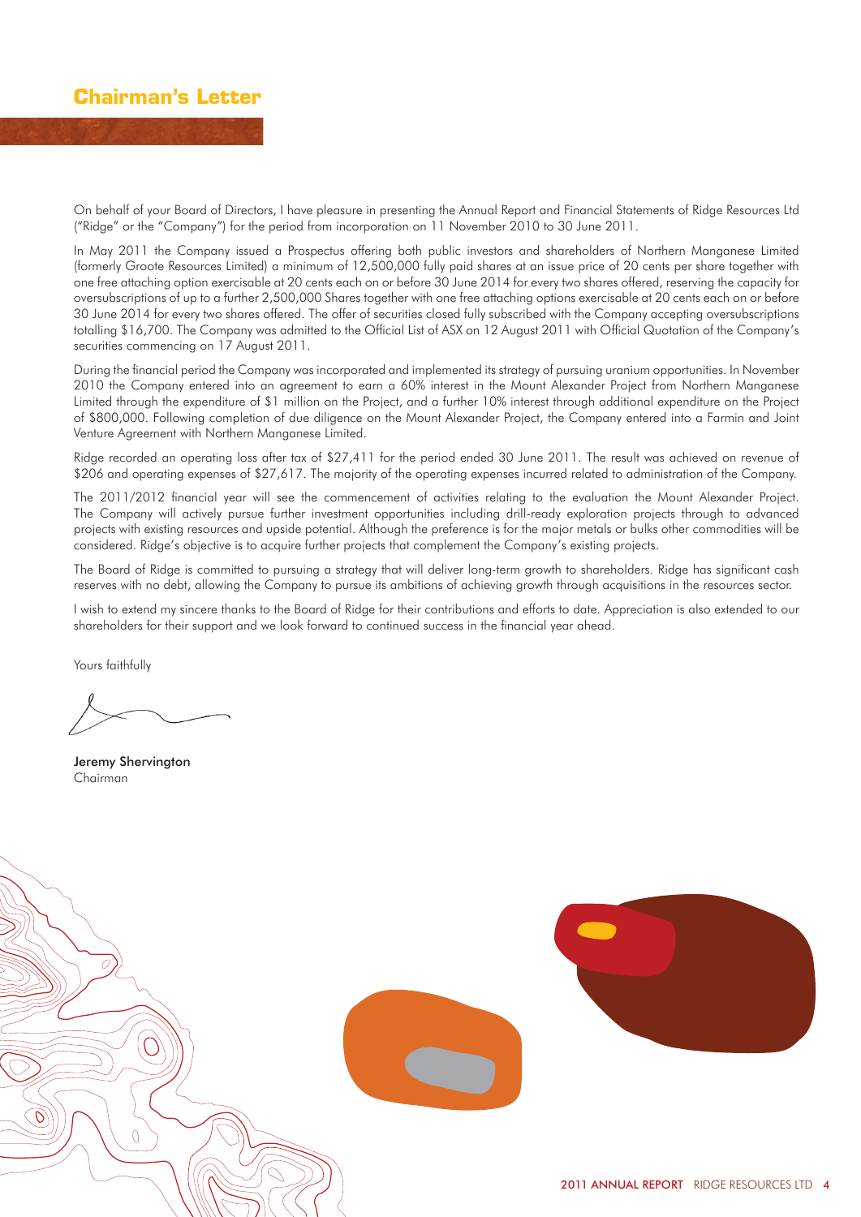# Chairman's Letter

On behalf of your Board of Directors, I have pleasure in presenting the Annual Report and Financial Statements of Ridge Resources Ltd ("Ridge" or the "Company") for the period from incorporation on 11 November 2010 to 30 June 2011.

In May 2011 the Company issued a Prospectus offering both public investors and shareholders of Northern Manganese Limited (formerly Groote Resources Limited) a minimum of 12,500,000 fully paid shares at an issue price of 20 cents per share together with one free attaching option exercisable at 20 cents each on or before 30 June 2014 for every two shares offered, reserving the capacity for oversubscriptions of up to a further 2,500,000 Shares together with one free attaching options exercisable at 20 cents each on or before 30 June 2014 for every two shares offered. The offer of securities closed fully subscribed with the Company accepting oversubscriptions totalling $16,700. The Company was admitted to the Official List of ASX on 12 August 2011 with Official Quotation of the Company's securities commencing on 17 August 2011.

During the financial period the Company was incorporated and implemented its strategy of pursuing uranium opportunities. In November 2010 the Company entered into an agreement to earn a 60% interest in the Mount Alexander Project from Northern Manganese Limited through the expenditure of $1 million on the Project, and a further 10% interest through additional expenditure on the Project of $800,000. Following completion of due diligence on the Mount Alexander Project, the Company entered into a Farmin and Joint Venture Agreement with Northern Manganese Limited.

Ridge recorded an operating loss after tax of $27,411 for the period ended 30 June 2011. The result was achieved on revenue of $206 and operating expenses of $27,617. The majority of the operating expenses incurred related to administration of the Company.

The 2011/2012 financial year will see the commencement of activities relating to the evaluation the Mount Alexander Project. The Company will actively pursue further investment opportunities including drill-ready exploration projects through to advanced projects with existing resources and upside potential. Although the preference is for the major metals or bulks other commodities will be considered. Ridge's objective is to acquire further projects that complement the Company's existing projects.

The Board of Ridge is committed to pursuing a strategy that will deliver long-term growth to shareholders. Ridge has significant cash reserves with no debt, allowing the Company to pursue its ambitions of achieving growth through acquisitions in the resources sector.

I wish to extend my sincere thanks to the Board of Ridge for their contributions and efforts to date. Appreciation is also extended to our shareholders for their support and we look forward to continued success in the financial year ahead.

Yours faithfully

**Jeremy Shervington**
Chairman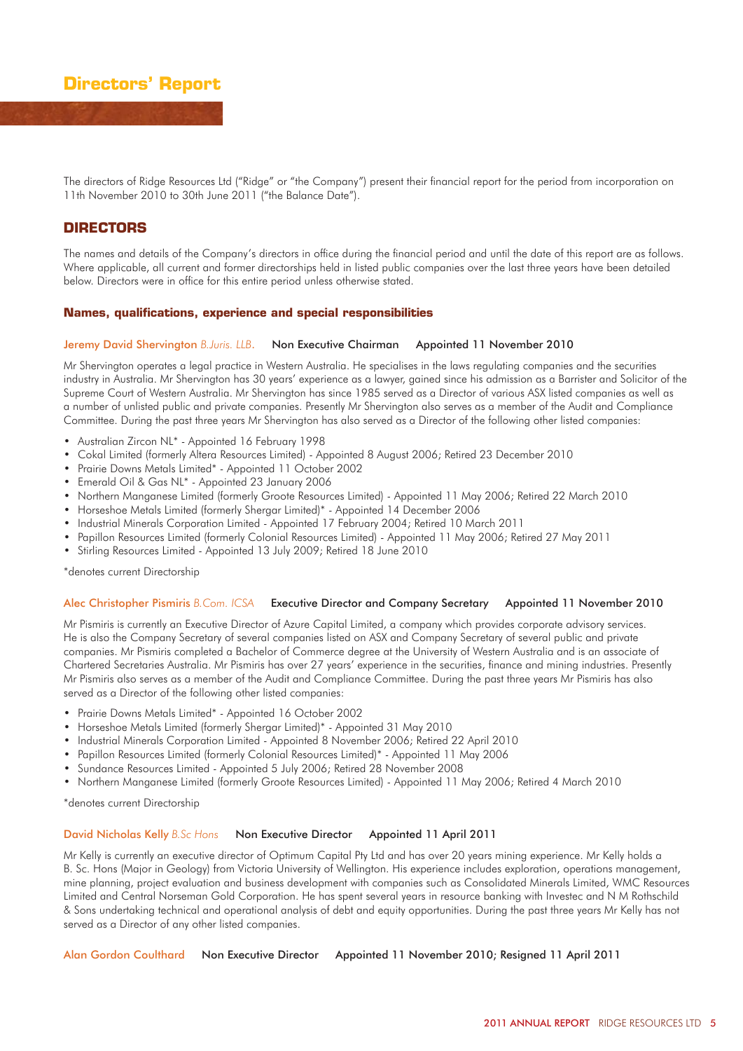# Directors' Report

The directors of Ridge Resources Ltd ("Ridge" or "the Company") present their financial report for the period from incorporation on 11th November 2010 to 30th June 2011 ("the Balance Date").

## DIRECTORS

The names and details of the Company's directors in office during the financial period and until the date of this report are as follows. Where applicable, all current and former directorships held in listed public companies over the last three years have been detailed below. Directors were in office for this entire period unless otherwise stated.

### Names, qualifications, experience and special responsibilities

**Jeremy David Shervington** *B.Juris. LLB.* Non Executive Chairman Appointed 11 November 2010

Mr Shervington operates a legal practice in Western Australia. He specialises in the laws regulating companies and the securities industry in Australia. Mr Shervington has 30 years' experience as a lawyer, gained since his admission as a Barrister and Solicitor of the Supreme Court of Western Australia. Mr Shervington has since 1985 served as a Director of various ASX listed companies as well as a number of unlisted public and private companies. Presently Mr Shervington also serves as a member of the Audit and Compliance Committee. During the past three years Mr Shervington has also served as a Director of the following other listed companies:

- Australian Zircon NL* - Appointed 16 February 1998
- Cokal Limited (formerly Altera Resources Limited) - Appointed 8 August 2006; Retired 23 December 2010
- Prairie Downs Metals Limited* - Appointed 11 October 2002
- Emerald Oil & Gas NL* - Appointed 23 January 2006
- Northern Manganese Limited (formerly Groote Resources Limited) - Appointed 11 May 2006; Retired 22 March 2010
- Horseshoe Metals Limited (formerly Shergar Limited)* - Appointed 14 December 2006
- Industrial Minerals Corporation Limited - Appointed 17 February 2004; Retired 10 March 2011
- Papillon Resources Limited (formerly Colonial Resources Limited) - Appointed 11 May 2006; Retired 27 May 2011
- Stirling Resources Limited - Appointed 13 July 2009; Retired 18 June 2010

*denotes current Directorship

**Alec Christopher Pismiris** *B.Com. ICSA* Executive Director and Company Secretary Appointed 11 November 2010

Mr Pismiris is currently an Executive Director of Azure Capital Limited, a company which provides corporate advisory services. He is also the Company Secretary of several companies listed on ASX and Company Secretary of several public and private companies. Mr Pismiris completed a Bachelor of Commerce degree at the University of Western Australia and is an associate of Chartered Secretaries Australia. Mr Pismiris has over 27 years' experience in the securities, finance and mining industries. Presently Mr Pismiris also serves as a member of the Audit and Compliance Committee. During the past three years Mr Pismiris has also served as a Director of the following other listed companies:

- Prairie Downs Metals Limited* - Appointed 16 October 2002
- Horseshoe Metals Limited (formerly Shergar Limited)* - Appointed 31 May 2010
- Industrial Minerals Corporation Limited - Appointed 8 November 2006; Retired 22 April 2010
- Papillon Resources Limited (formerly Colonial Resources Limited)* - Appointed 11 May 2006
- Sundance Resources Limited - Appointed 5 July 2006; Retired 28 November 2008
- Northern Manganese Limited (formerly Groote Resources Limited) - Appointed 11 May 2006; Retired 4 March 2010

*denotes current Directorship

**David Nicholas Kelly** *B.Sc Hons* Non Executive Director Appointed 11 April 2011

Mr Kelly is currently an executive director of Optimum Capital Pty Ltd and has over 20 years mining experience. Mr Kelly holds a B. Sc. Hons (Major in Geology) from Victoria University of Wellington. His experience includes exploration, operations management, mine planning, project evaluation and business development with companies such as Consolidated Minerals Limited, WMC Resources Limited and Central Norseman Gold Corporation. He has spent several years in resource banking with Investec and N M Rothschild & Sons undertaking technical and operational analysis of debt and equity opportunities. During the past three years Mr Kelly has not served as a Director of any other listed companies.

**Alan Gordon Coulthard** Non Executive Director Appointed 11 November 2010; Resigned 11 April 2011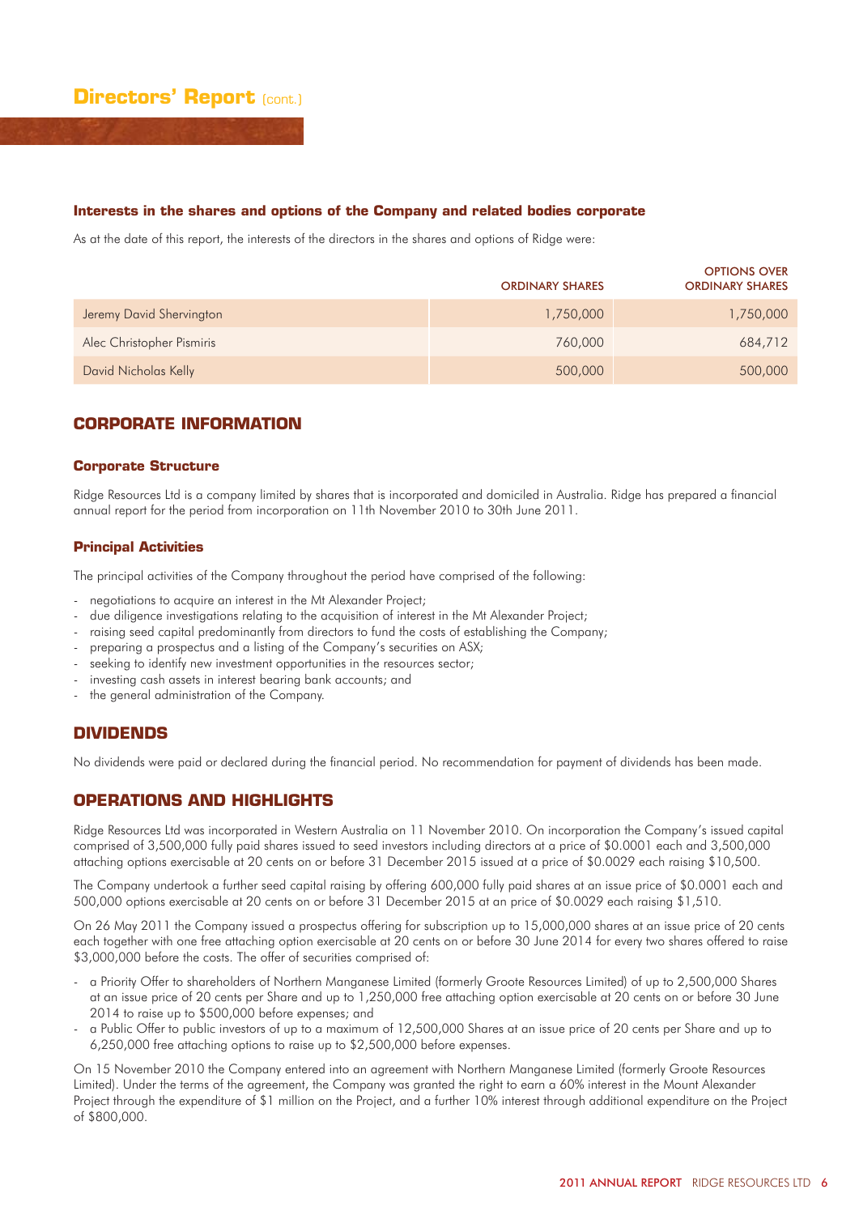# Directors' Report (cont.)

### Interests in the shares and options of the Company and related bodies corporate

As at the date of this report, the interests of the directors in the shares and options of Ridge were:

| | ORDINARY SHARES | OPTIONS OVER ORDINARY SHARES |
|---|---|---|
| Jeremy David Shervington | 1,750,000 | 1,750,000 |
| Alec Christopher Pismiris | 760,000 | 684,712 |
| David Nicholas Kelly | 500,000 | 500,000 |

## CORPORATE INFORMATION

### Corporate Structure

Ridge Resources Ltd is a company limited by shares that is incorporated and domiciled in Australia. Ridge has prepared a financial annual report for the period from incorporation on 11th November 2010 to 30th June 2011.

### Principal Activities

The principal activities of the Company throughout the period have comprised of the following:

- negotiations to acquire an interest in the Mt Alexander Project;
- due diligence investigations relating to the acquisition of interest in the Mt Alexander Project;
- raising seed capital predominantly from directors to fund the costs of establishing the Company;
- preparing a prospectus and a listing of the Company's securities on ASX;
- seeking to identify new investment opportunities in the resources sector;
- investing cash assets in interest bearing bank accounts; and
- the general administration of the Company.

## DIVIDENDS

No dividends were paid or declared during the financial period. No recommendation for payment of dividends has been made.

## OPERATIONS AND HIGHLIGHTS

Ridge Resources Ltd was incorporated in Western Australia on 11 November 2010. On incorporation the Company's issued capital comprised of 3,500,000 fully paid shares issued to seed investors including directors at a price of $0.0001 each and 3,500,000 attaching options exercisable at 20 cents on or before 31 December 2015 issued at a price of $0.0029 each raising $10,500.

The Company undertook a further seed capital raising by offering 600,000 fully paid shares at an issue price of $0.0001 each and 500,000 options exercisable at 20 cents on or before 31 December 2015 at an price of $0.0029 each raising $1,510.

On 26 May 2011 the Company issued a prospectus offering for subscription up to 15,000,000 shares at an issue price of 20 cents each together with one free attaching option exercisable at 20 cents on or before 30 June 2014 for every two shares offered to raise $3,000,000 before the costs. The offer of securities comprised of:

- a Priority Offer to shareholders of Northern Manganese Limited (formerly Groote Resources Limited) of up to 2,500,000 Shares at an issue price of 20 cents per Share and up to 1,250,000 free attaching option exercisable at 20 cents on or before 30 June 2014 to raise up to $500,000 before expenses; and
- a Public Offer to public investors of up to a maximum of 12,500,000 Shares at an issue price of 20 cents per Share and up to 6,250,000 free attaching options to raise up to $2,500,000 before expenses.

On 15 November 2010 the Company entered into an agreement with Northern Manganese Limited (formerly Groote Resources Limited). Under the terms of the agreement, the Company was granted the right to earn a 60% interest in the Mount Alexander Project through the expenditure of $1 million on the Project, and a further 10% interest through additional expenditure on the Project of $800,000.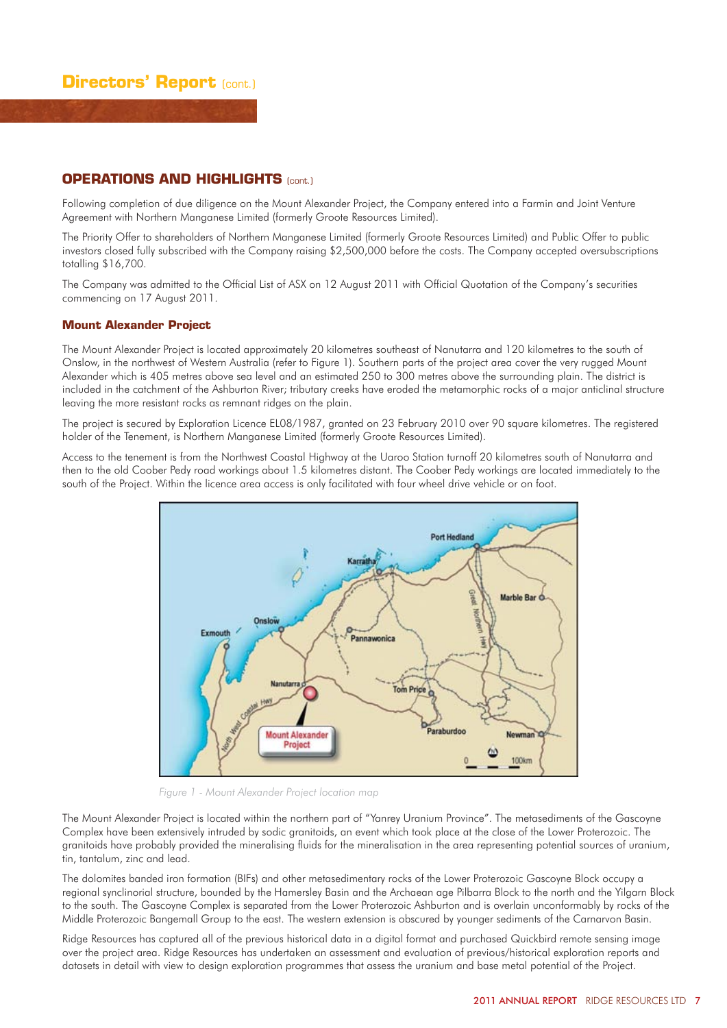# Directors' Report (cont.)

## OPERATIONS AND HIGHLIGHTS (cont.)

Following completion of due diligence on the Mount Alexander Project, the Company entered into a Farmin and Joint Venture Agreement with Northern Manganese Limited (formerly Groote Resources Limited).

The Priority Offer to shareholders of Northern Manganese Limited (formerly Groote Resources Limited) and Public Offer to public investors closed fully subscribed with the Company raising $2,500,000 before the costs. The Company accepted oversubscriptions totalling $16,700.

The Company was admitted to the Official List of ASX on 12 August 2011 with Official Quotation of the Company's securities commencing on 17 August 2011.

### Mount Alexander Project

The Mount Alexander Project is located approximately 20 kilometres southeast of Nanutarra and 120 kilometres to the south of Onslow, in the northwest of Western Australia (refer to Figure 1). Southern parts of the project area cover the very rugged Mount Alexander which is 405 metres above sea level and an estimated 250 to 300 metres above the surrounding plain. The district is included in the catchment of the Ashburton River; tributary creeks have eroded the metamorphic rocks of a major anticlinal structure leaving the more resistant rocks as remnant ridges on the plain.

The project is secured by Exploration Licence EL08/1987, granted on 23 February 2010 over 90 square kilometres. The registered holder of the Tenement, is Northern Manganese Limited (formerly Groote Resources Limited).

Access to the tenement is from the Northwest Coastal Highway at the Uaroo Station turnoff 20 kilometres south of Nanutarra and then to the old Coober Pedy road workings about 1.5 kilometres distant. The Coober Pedy workings are located immediately to the south of the Project. Within the licence area access is only facilitated with four wheel drive vehicle or on foot.

*Figure 1 - Mount Alexander Project location map*

The Mount Alexander Project is located within the northern part of "Yanrey Uranium Province". The metasediments of the Gascoyne Complex have been extensively intruded by sodic granitoids, an event which took place at the close of the Lower Proterozoic. The granitoids have probably provided the mineralising fluids for the mineralisation in the area representing potential sources of uranium, tin, tantalum, zinc and lead.

The dolomites banded iron formation (BIFs) and other metasedimentary rocks of the Lower Proterozoic Gascoyne Block occupy a regional synclinorial structure, bounded by the Hamersley Basin and the Archaean age Pilbarra Block to the north and the Yilgarn Block to the south. The Gascoyne Complex is separated from the Lower Proterozoic Ashburton and is overlain unconformably by rocks of the Middle Proterozoic Bangemall Group to the east. The western extension is obscured by younger sediments of the Carnarvon Basin.

Ridge Resources has captured all of the previous historical data in a digital format and purchased Quickbird remote sensing image over the project area. Ridge Resources has undertaken an assessment and evaluation of previous/historical exploration reports and datasets in detail with view to design exploration programmes that assess the uranium and base metal potential of the Project.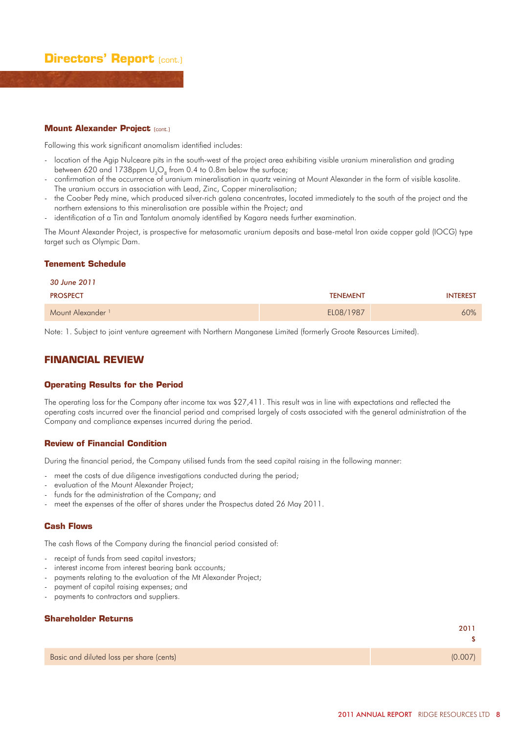## Mount Alexander Project (cont.)

Following this work significant anomalism identified includes:

- location of the Agip Nulceare pits in the south-west of the project area exhibiting visible uranium mineralistion and grading between 620 and 1738ppm $U_3O_8$ from 0.4 to 0.8m below the surface;
- confirmation of the occurrence of uranium mineralisation in quartz veining at Mount Alexander in the form of visible kasolite. The uranium occurs in association with Lead, Zinc, Copper mineralisation;
- the Coober Pedy mine, which produced silver-rich galena concentrates, located immediately to the south of the project and the northern extensions to this mineralisation are possible within the Project; and
- identification of a Tin and Tantalum anomaly identified by Kagara needs further examination.

The Mount Alexander Project, is prospective for metasomatic uranium deposits and base-metal Iron oxide copper gold (IOCG) type target such as Olympic Dam.

## Tenement Schedule

*30 June 2011*

| PROSPECT | TENEMENT | INTEREST |
|---|---|---|
| Mount Alexander [1] | EL08/1987 | 60% |

Note: 1. Subject to joint venture agreement with Northern Manganese Limited (formerly Groote Resources Limited).

# FINANCIAL REVIEW

## Operating Results for the Period

The operating loss for the Company after income tax was $27,411. This result was in line with expectations and reflected the operating costs incurred over the financial period and comprised largely of costs associated with the general administration of the Company and compliance expenses incurred during the period.

## Review of Financial Condition

During the financial period, the Company utilised funds from the seed capital raising in the following manner:

- meet the costs of due diligence investigations conducted during the period;
- evaluation of the Mount Alexander Project;
- funds for the administration of the Company; and
- meet the expenses of the offer of shares under the Prospectus dated 26 May 2011.

## Cash Flows

The cash flows of the Company during the financial period consisted of:

- receipt of funds from seed capital investors;
- interest income from interest bearing bank accounts;
- payments relating to the evaluation of the Mt Alexander Project;
- payment of capital raising expenses; and
- payments to contractors and suppliers.

## Shareholder Returns

| | 2011<br>$ |
|---|---|
| Basic and diluted loss per share (cents) | (0.007) |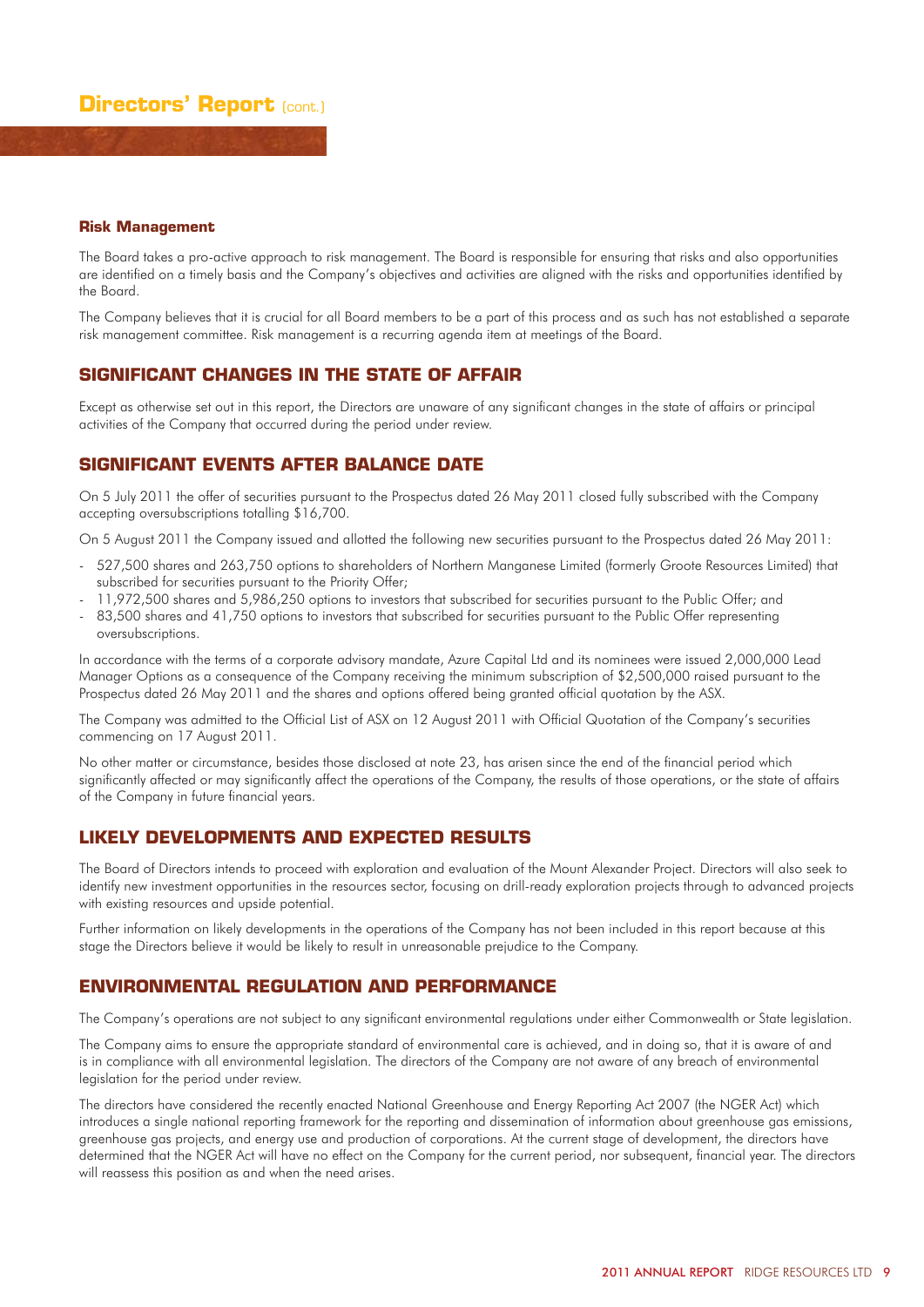**Risk Management**

The Board takes a pro-active approach to risk management. The Board is responsible for ensuring that risks and also opportunities are identified on a timely basis and the Company's objectives and activities are aligned with the risks and opportunities identified by the Board.

The Company believes that it is crucial for all Board members to be a part of this process and as such has not established a separate risk management committee. Risk management is a recurring agenda item at meetings of the Board.

## SIGNIFICANT CHANGES IN THE STATE OF AFFAIR

Except as otherwise set out in this report, the Directors are unaware of any significant changes in the state of affairs or principal activities of the Company that occurred during the period under review.

## SIGNIFICANT EVENTS AFTER BALANCE DATE

On 5 July 2011 the offer of securities pursuant to the Prospectus dated 26 May 2011 closed fully subscribed with the Company accepting oversubscriptions totalling $16,700.

On 5 August 2011 the Company issued and allotted the following new securities pursuant to the Prospectus dated 26 May 2011:

- 527,500 shares and 263,750 options to shareholders of Northern Manganese Limited (formerly Groote Resources Limited) that subscribed for securities pursuant to the Priority Offer;
- 11,972,500 shares and 5,986,250 options to investors that subscribed for securities pursuant to the Public Offer; and
- 83,500 shares and 41,750 options to investors that subscribed for securities pursuant to the Public Offer representing oversubscriptions.

In accordance with the terms of a corporate advisory mandate, Azure Capital Ltd and its nominees were issued 2,000,000 Lead Manager Options as a consequence of the Company receiving the minimum subscription of $2,500,000 raised pursuant to the Prospectus dated 26 May 2011 and the shares and options offered being granted official quotation by the ASX.

The Company was admitted to the Official List of ASX on 12 August 2011 with Official Quotation of the Company's securities commencing on 17 August 2011.

No other matter or circumstance, besides those disclosed at note 23, has arisen since the end of the financial period which significantly affected or may significantly affect the operations of the Company, the results of those operations, or the state of affairs of the Company in future financial years.

## LIKELY DEVELOPMENTS AND EXPECTED RESULTS

The Board of Directors intends to proceed with exploration and evaluation of the Mount Alexander Project. Directors will also seek to identify new investment opportunities in the resources sector, focusing on drill-ready exploration projects through to advanced projects with existing resources and upside potential.

Further information on likely developments in the operations of the Company has not been included in this report because at this stage the Directors believe it would be likely to result in unreasonable prejudice to the Company.

## ENVIRONMENTAL REGULATION AND PERFORMANCE

The Company's operations are not subject to any significant environmental regulations under either Commonwealth or State legislation.

The Company aims to ensure the appropriate standard of environmental care is achieved, and in doing so, that it is aware of and is in compliance with all environmental legislation. The directors of the Company are not aware of any breach of environmental legislation for the period under review.

The directors have considered the recently enacted National Greenhouse and Energy Reporting Act 2007 (the NGER Act) which introduces a single national reporting framework for the reporting and dissemination of information about greenhouse gas emissions, greenhouse gas projects, and energy use and production of corporations. At the current stage of development, the directors have determined that the NGER Act will have no effect on the Company for the current period, nor subsequent, financial year. The directors will reassess this position as and when the need arises.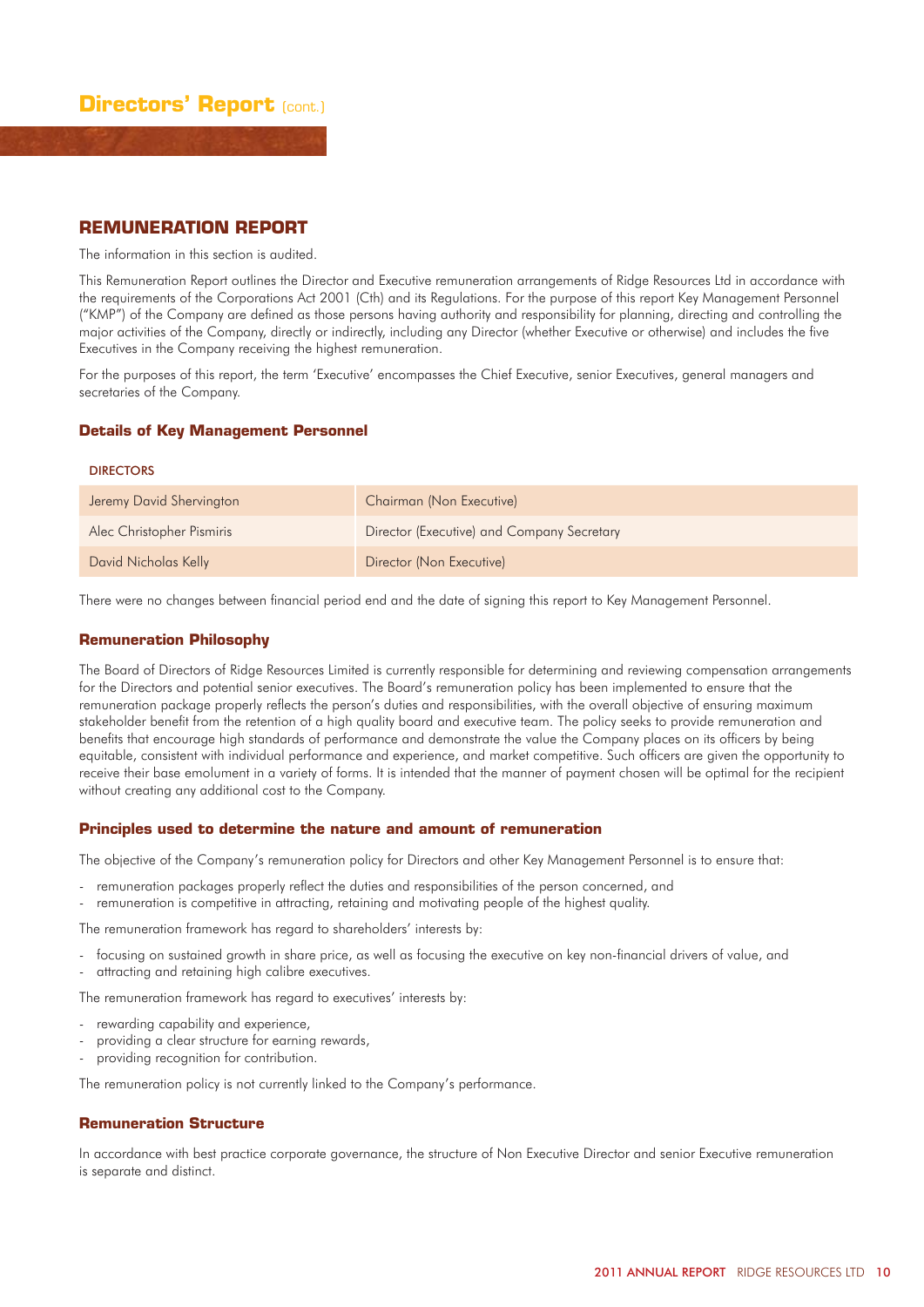# Directors' Report (cont.)

## REMUNERATION REPORT

The information in this section is audited.

This Remuneration Report outlines the Director and Executive remuneration arrangements of Ridge Resources Ltd in accordance with the requirements of the Corporations Act 2001 (Cth) and its Regulations. For the purpose of this report Key Management Personnel ("KMP") of the Company are defined as those persons having authority and responsibility for planning, directing and controlling the major activities of the Company, directly or indirectly, including any Director (whether Executive or otherwise) and includes the five Executives in the Company receiving the highest remuneration.

For the purposes of this report, the term 'Executive' encompasses the Chief Executive, senior Executives, general managers and secretaries of the Company.

### Details of Key Management Personnel

DIRECTORS

| | |
|---|---|
| Jeremy David Shervington | Chairman (Non Executive) |
| Alec Christopher Pismiris | Director (Executive) and Company Secretary |
| David Nicholas Kelly | Director (Non Executive) |

There were no changes between financial period end and the date of signing this report to Key Management Personnel.

### Remuneration Philosophy

The Board of Directors of Ridge Resources Limited is currently responsible for determining and reviewing compensation arrangements for the Directors and potential senior executives. The Board's remuneration policy has been implemented to ensure that the remuneration package properly reflects the person's duties and responsibilities, with the overall objective of ensuring maximum stakeholder benefit from the retention of a high quality board and executive team. The policy seeks to provide remuneration and benefits that encourage high standards of performance and demonstrate the value the Company places on its officers by being equitable, consistent with individual performance and experience, and market competitive. Such officers are given the opportunity to receive their base emolument in a variety of forms. It is intended that the manner of payment chosen will be optimal for the recipient without creating any additional cost to the Company.

### Principles used to determine the nature and amount of remuneration

The objective of the Company's remuneration policy for Directors and other Key Management Personnel is to ensure that:

- remuneration packages properly reflect the duties and responsibilities of the person concerned, and
- remuneration is competitive in attracting, retaining and motivating people of the highest quality.

The remuneration framework has regard to shareholders' interests by:

- focusing on sustained growth in share price, as well as focusing the executive on key non-financial drivers of value, and
- attracting and retaining high calibre executives.

The remuneration framework has regard to executives' interests by:

- rewarding capability and experience,
- providing a clear structure for earning rewards,
- providing recognition for contribution.

The remuneration policy is not currently linked to the Company's performance.

### Remuneration Structure

In accordance with best practice corporate governance, the structure of Non Executive Director and senior Executive remuneration is separate and distinct.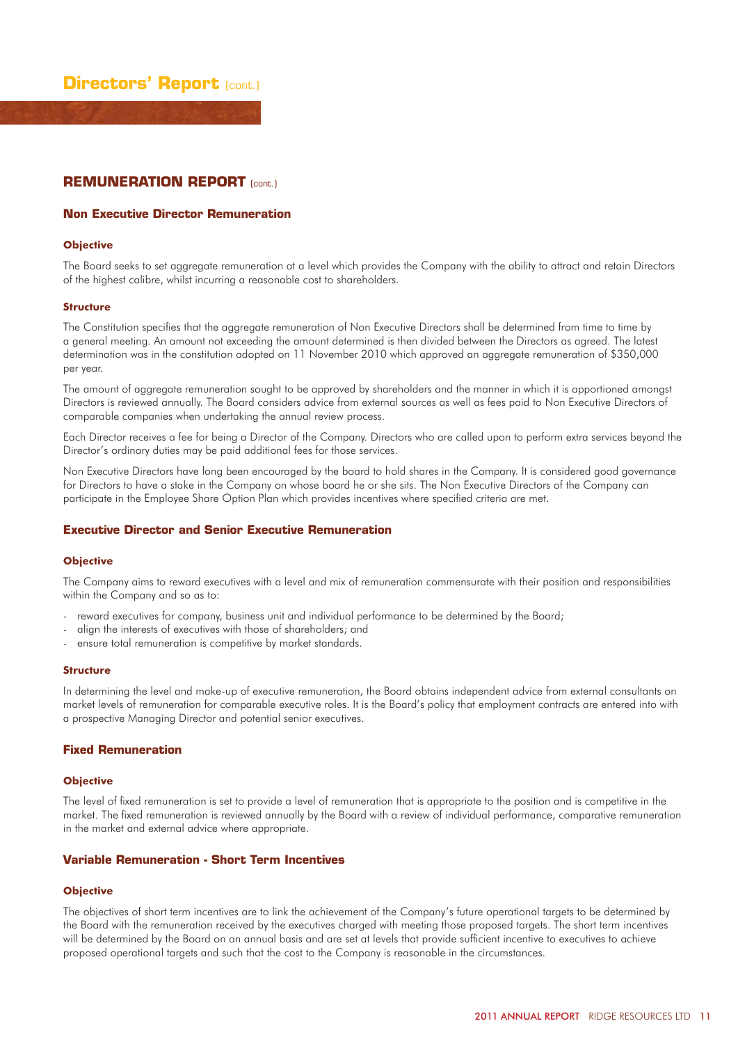## REMUNERATION REPORT (cont.)

### Non Executive Director Remuneration

#### Objective

The Board seeks to set aggregate remuneration at a level which provides the Company with the ability to attract and retain Directors of the highest calibre, whilst incurring a reasonable cost to shareholders.

#### Structure

The Constitution specifies that the aggregate remuneration of Non Executive Directors shall be determined from time to time by a general meeting. An amount not exceeding the amount determined is then divided between the Directors as agreed. The latest determination was in the constitution adopted on 11 November 2010 which approved an aggregate remuneration of $350,000 per year.

The amount of aggregate remuneration sought to be approved by shareholders and the manner in which it is apportioned amongst Directors is reviewed annually. The Board considers advice from external sources as well as fees paid to Non Executive Directors of comparable companies when undertaking the annual review process.

Each Director receives a fee for being a Director of the Company. Directors who are called upon to perform extra services beyond the Director's ordinary duties may be paid additional fees for those services.

Non Executive Directors have long been encouraged by the board to hold shares in the Company. It is considered good governance for Directors to have a stake in the Company on whose board he or she sits. The Non Executive Directors of the Company can participate in the Employee Share Option Plan which provides incentives where specified criteria are met.

### Executive Director and Senior Executive Remuneration

#### Objective

The Company aims to reward executives with a level and mix of remuneration commensurate with their position and responsibilities within the Company and so as to:

- reward executives for company, business unit and individual performance to be determined by the Board;
- align the interests of executives with those of shareholders; and
- ensure total remuneration is competitive by market standards.

#### Structure

In determining the level and make-up of executive remuneration, the Board obtains independent advice from external consultants on market levels of remuneration for comparable executive roles. It is the Board's policy that employment contracts are entered into with a prospective Managing Director and potential senior executives.

### Fixed Remuneration

#### Objective

The level of fixed remuneration is set to provide a level of remuneration that is appropriate to the position and is competitive in the market. The fixed remuneration is reviewed annually by the Board with a review of individual performance, comparative remuneration in the market and external advice where appropriate.

### Variable Remuneration - Short Term Incentives

#### Objective

The objectives of short term incentives are to link the achievement of the Company's future operational targets to be determined by the Board with the remuneration received by the executives charged with meeting those proposed targets. The short term incentives will be determined by the Board on an annual basis and are set at levels that provide sufficient incentive to executives to achieve proposed operational targets and such that the cost to the Company is reasonable in the circumstances.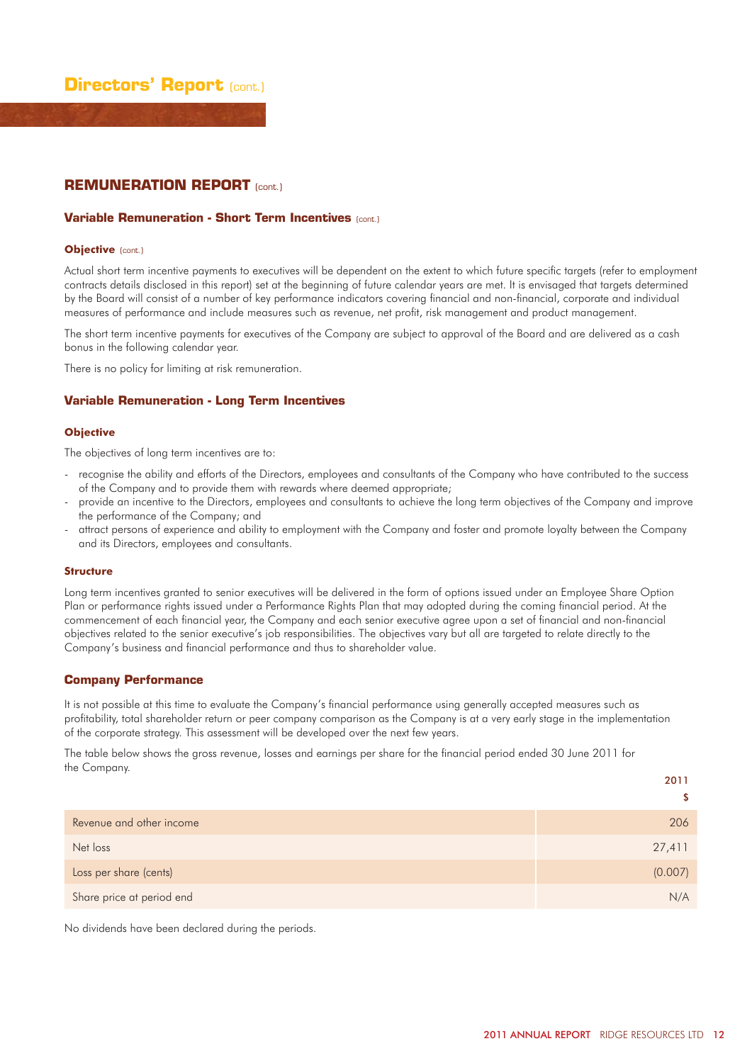# Directors' Report (cont.)

## REMUNERATION REPORT (cont.)

### Variable Remuneration - Short Term Incentives (cont.)

#### Objective (cont.)

Actual short term incentive payments to executives will be dependent on the extent to which future specific targets (refer to employment contracts details disclosed in this report) set at the beginning of future calendar years are met. It is envisaged that targets determined by the Board will consist of a number of key performance indicators covering financial and non-financial, corporate and individual measures of performance and include measures such as revenue, net profit, risk management and product management.

The short term incentive payments for executives of the Company are subject to approval of the Board and are delivered as a cash bonus in the following calendar year.

There is no policy for limiting at risk remuneration.

### Variable Remuneration - Long Term Incentives

#### Objective

The objectives of long term incentives are to:

- recognise the ability and efforts of the Directors, employees and consultants of the Company who have contributed to the success of the Company and to provide them with rewards where deemed appropriate;
- provide an incentive to the Directors, employees and consultants to achieve the long term objectives of the Company and improve the performance of the Company; and
- attract persons of experience and ability to employment with the Company and foster and promote loyalty between the Company and its Directors, employees and consultants.

#### Structure

Long term incentives granted to senior executives will be delivered in the form of options issued under an Employee Share Option Plan or performance rights issued under a Performance Rights Plan that may adopted during the coming financial period. At the commencement of each financial year, the Company and each senior executive agree upon a set of financial and non-financial objectives related to the senior executive's job responsibilities. The objectives vary but all are targeted to relate directly to the Company's business and financial performance and thus to shareholder value.

### Company Performance

It is not possible at this time to evaluate the Company's financial performance using generally accepted measures such as profitability, total shareholder return or peer company comparison as the Company is at a very early stage in the implementation of the corporate strategy. This assessment will be developed over the next few years.

The table below shows the gross revenue, losses and earnings per share for the financial period ended 30 June 2011 for the Company.

| | 2011 $ |
|---|---|
| Revenue and other income | 206 |
| Net loss | 27,411 |
| Loss per share (cents) | (0.007) |
| Share price at period end | N/A |

No dividends have been declared during the periods.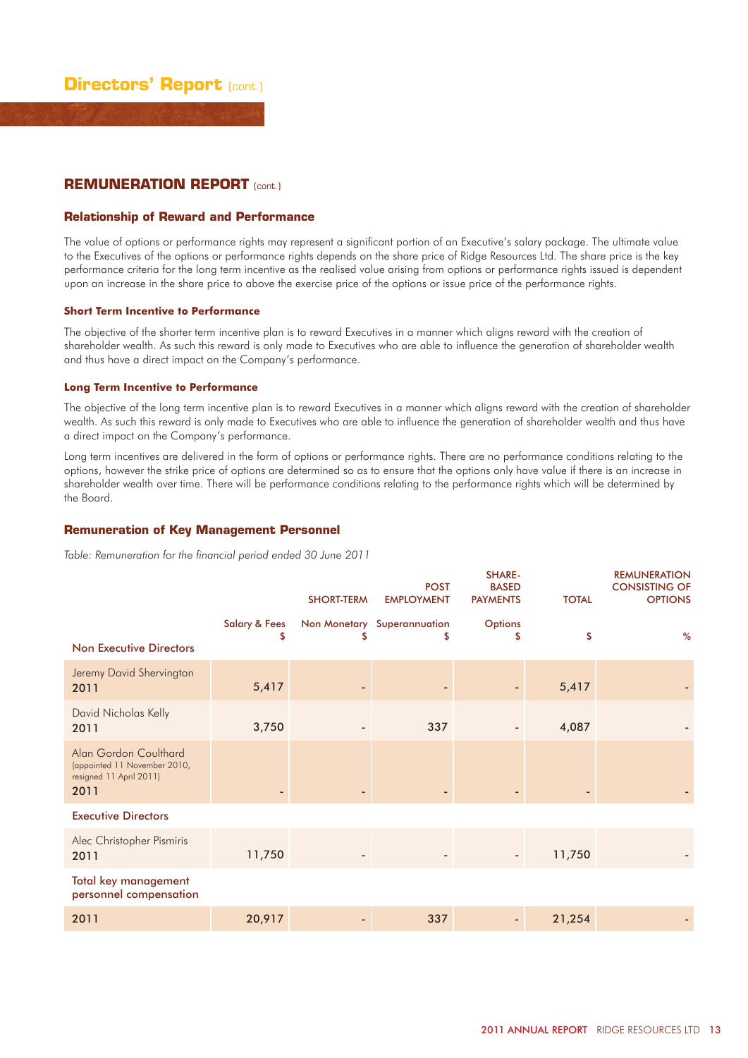## Directors' Report (cont.)

### REMUNERATION REPORT (cont.)

#### Relationship of Reward and Performance

The value of options or performance rights may represent a significant portion of an Executive's salary package. The ultimate value to the Executives of the options or performance rights depends on the share price of Ridge Resources Ltd. The share price is the key performance criteria for the long term incentive as the realised value arising from options or performance rights issued is dependent upon an increase in the share price to above the exercise price of the options or issue price of the performance rights.

##### Short Term Incentive to Performance

The objective of the shorter term incentive plan is to reward Executives in a manner which aligns reward with the creation of shareholder wealth. As such this reward is only made to Executives who are able to influence the generation of shareholder wealth and thus have a direct impact on the Company's performance.

##### Long Term Incentive to Performance

The objective of the long term incentive plan is to reward Executives in a manner which aligns reward with the creation of shareholder wealth. As such this reward is only made to Executives who are able to influence the generation of shareholder wealth and thus have a direct impact on the Company's performance.

Long term incentives are delivered in the form of options or performance rights. There are no performance conditions relating to the options, however the strike price of options are determined so as to ensure that the options only have value if there is an increase in shareholder wealth over time. There will be performance conditions relating to the performance rights which will be determined by the Board.

#### Remuneration of Key Management Personnel

*Table: Remuneration for the financial period ended 30 June 2011*

| | SHORT-TERM | | POST EMPLOYMENT | SHARE-BASED PAYMENTS | TOTAL | REMUNERATION CONSISTING OF OPTIONS |
|---|---|---|---|---|---|---|
| | Salary & Fees $ | Non Monetary $ | Superannuation $ | Options $ | $ | % |
| **Non Executive Directors** | | | | | | |
| Jeremy David Shervington 2011 | 5,417 | - | - | - | 5,417 | - |
| David Nicholas Kelly 2011 | 3,750 | - | 337 | - | 4,087 | - |
| Alan Gordon Coulthard (appointed 11 November 2010, resigned 11 April 2011) 2011 | - | - | - | - | - | - |
| **Executive Directors** | | | | | | |
| Alec Christopher Pismiris 2011 | 11,750 | - | - | - | 11,750 | - |
| **Total key management personnel compensation** | | | | | | |
| 2011 | 20,917 | - | 337 | - | 21,254 | - |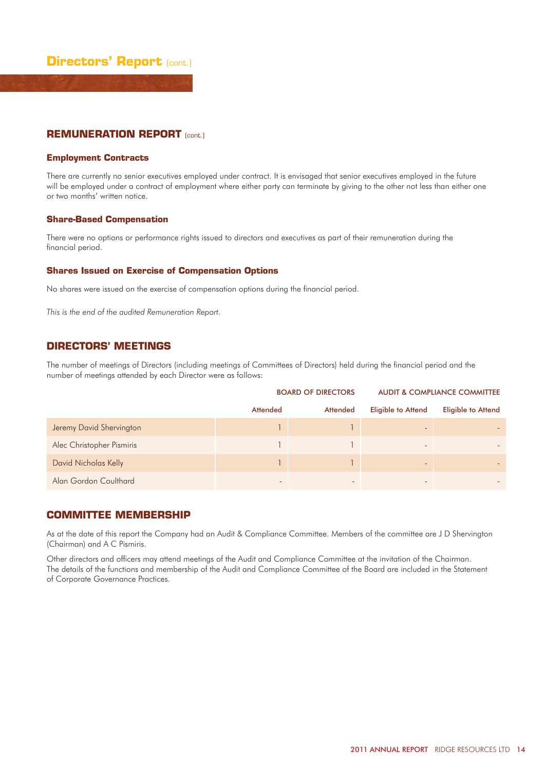# Directors' Report (cont.)

## REMUNERATION REPORT (cont.)

### Employment Contracts

There are currently no senior executives employed under contract. It is envisaged that senior executives employed in the future will be employed under a contract of employment where either party can terminate by giving to the other not less than either one or two months' written notice.

### Share-Based Compensation

There were no options or performance rights issued to directors and executives as part of their remuneration during the financial period.

### Shares Issued on Exercise of Compensation Options

No shares were issued on the exercise of compensation options during the financial period.

*This is the end of the audited Remuneration Report.*

## DIRECTORS' MEETINGS

The number of meetings of Directors (including meetings of Committees of Directors) held during the financial period and the number of meetings attended by each Director were as follows:

| | BOARD OF DIRECTORS | | AUDIT & COMPLIANCE COMMITTEE | |
|---|---|---|---|---|
| | Attended | Attended | Eligible to Attend | Eligible to Attend |
| Jeremy David Shervington | 1 | 1 | - | - |
| Alec Christopher Pismiris | 1 | 1 | - | - |
| David Nicholas Kelly | 1 | 1 | - | - |
| Alan Gordon Coulthard | - | - | - | - |

## COMMITTEE MEMBERSHIP

As at the date of this report the Company had an Audit & Compliance Committee. Members of the committee are J D Shervington (Chairman) and A C Pismiris.

Other directors and officers may attend meetings of the Audit and Compliance Committee at the invitation of the Chairman. The details of the functions and membership of the Audit and Compliance Committee of the Board are included in the Statement of Corporate Governance Practices.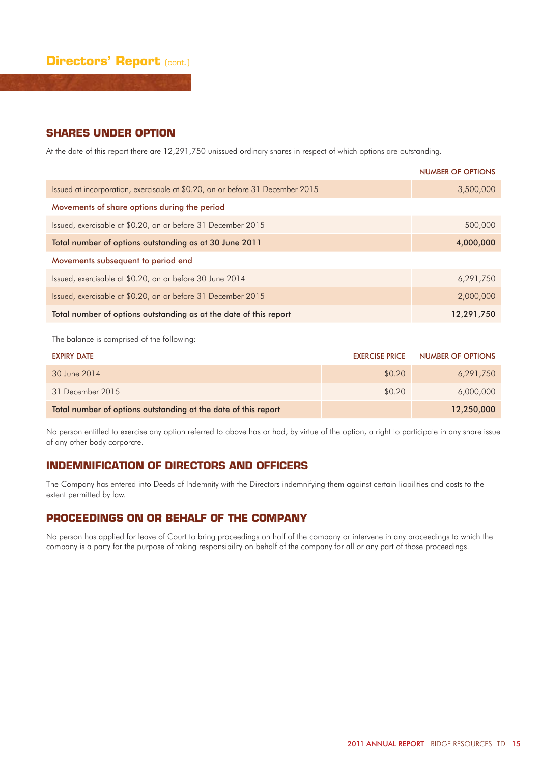# Directors' Report (cont.)

## SHARES UNDER OPTION

At the date of this report there are 12,291,750 unissued ordinary shares in respect of which options are outstanding.

| | NUMBER OF OPTIONS |
|---|---|
| Issued at incorporation, exercisable at $0.20, on or before 31 December 2015 | 3,500,000 |
| **Movements of share options during the period** | |
| Issued, exercisable at $0.20, on or before 31 December 2015 | 500,000 |
| **Total number of options outstanding as at 30 June 2011** | **4,000,000** |
| **Movements subsequent to period end** | |
| Issued, exercisable at $0.20, on or before 30 June 2014 | 6,291,750 |
| Issued, exercisable at $0.20, on or before 31 December 2015 | 2,000,000 |
| **Total number of options outstanding as at the date of this report** | **12,291,750** |

The balance is comprised of the following:

| EXPIRY DATE | EXERCISE PRICE | NUMBER OF OPTIONS |
|---|---|---|
| 30 June 2014 | $0.20 | 6,291,750 |
| 31 December 2015 | $0.20 | 6,000,000 |
| **Total number of options outstanding at the date of this report** | | **12,250,000** |

No person entitled to exercise any option referred to above has or had, by virtue of the option, a right to participate in any share issue of any other body corporate.

## INDEMNIFICATION OF DIRECTORS AND OFFICERS

The Company has entered into Deeds of Indemnity with the Directors indemnifying them against certain liabilities and costs to the extent permitted by law.

## PROCEEDINGS ON OR BEHALF OF THE COMPANY

No person has applied for leave of Court to bring proceedings on half of the company or intervene in any proceedings to which the company is a party for the purpose of taking responsibility on behalf of the company for all or any part of those proceedings.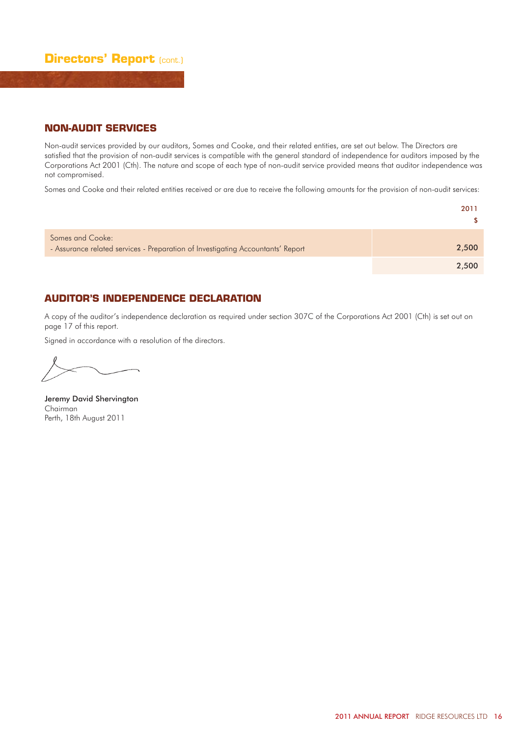# Directors' Report (cont.)

## NON-AUDIT SERVICES

Non-audit services provided by our auditors, Somes and Cooke, and their related entities, are set out below. The Directors are satisfied that the provision of non-audit services is compatible with the general standard of independence for auditors imposed by the Corporations Act 2001 (Cth). The nature and scope of each type of non-audit service provided means that auditor independence was not compromised.

Somes and Cooke and their related entities received or are due to receive the following amounts for the provision of non-audit services:

| | 2011 $ |
|---|---|
| Somes and Cooke:<br>- Assurance related services - Preparation of Investigating Accountants' Report | 2,500 |
| | 2,500 |

## AUDITOR'S INDEPENDENCE DECLARATION

A copy of the auditor's independence declaration as required under section 307C of the Corporations Act 2001 (Cth) is set out on page 17 of this report.

Signed in accordance with a resolution of the directors.

**Jeremy David Shervington**
Chairman
Perth, 18th August 2011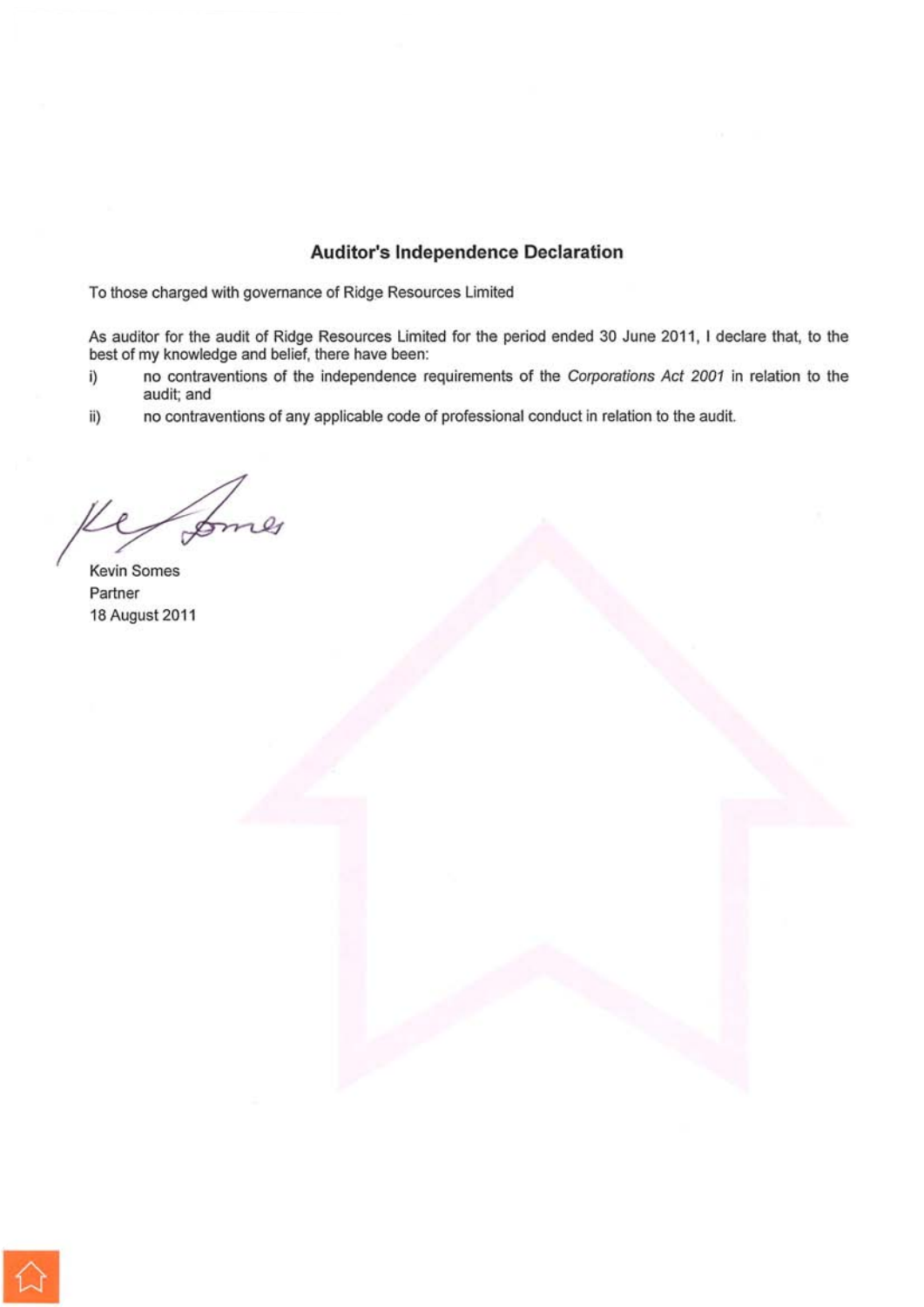## Auditor's Independence Declaration

To those charged with governance of Ridge Resources Limited

As auditor for the audit of Ridge Resources Limited for the period ended 30 June 2011, I declare that, to the best of my knowledge and belief, there have been:

i) no contraventions of the independence requirements of the *Corporations Act 2001* in relation to the audit; and

ii) no contraventions of any applicable code of professional conduct in relation to the audit.

Kevin Somes
Partner
18 August 2011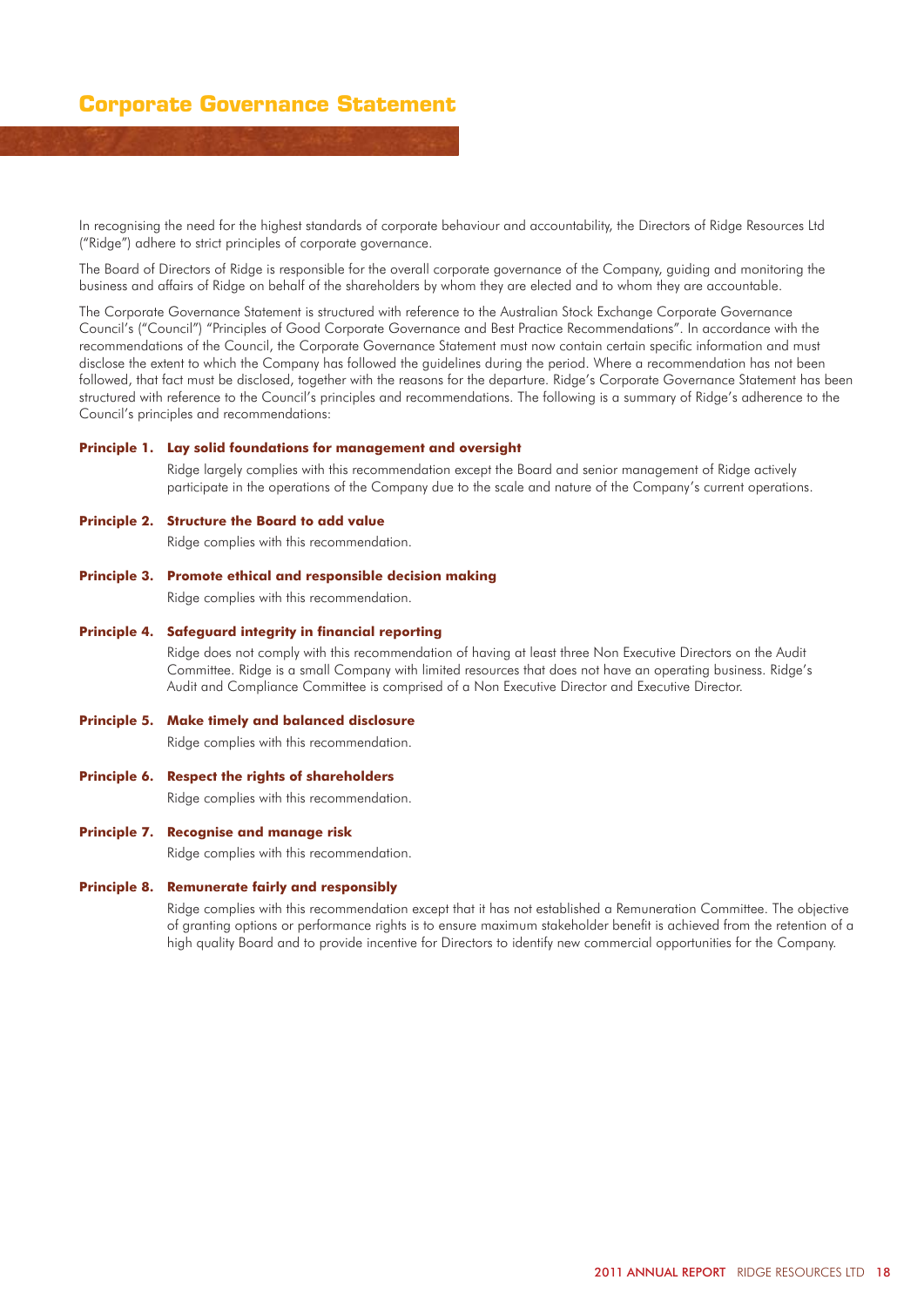# Corporate Governance Statement

In recognising the need for the highest standards of corporate behaviour and accountability, the Directors of Ridge Resources Ltd ("Ridge") adhere to strict principles of corporate governance.

The Board of Directors of Ridge is responsible for the overall corporate governance of the Company, guiding and monitoring the business and affairs of Ridge on behalf of the shareholders by whom they are elected and to whom they are accountable.

The Corporate Governance Statement is structured with reference to the Australian Stock Exchange Corporate Governance Council's ("Council") "Principles of Good Corporate Governance and Best Practice Recommendations". In accordance with the recommendations of the Council, the Corporate Governance Statement must now contain certain specific information and must disclose the extent to which the Company has followed the guidelines during the period. Where a recommendation has not been followed, that fact must be disclosed, together with the reasons for the departure. Ridge's Corporate Governance Statement has been structured with reference to the Council's principles and recommendations. The following is a summary of Ridge's adherence to the Council's principles and recommendations:

**Principle 1. Lay solid foundations for management and oversight**

Ridge largely complies with this recommendation except the Board and senior management of Ridge actively participate in the operations of the Company due to the scale and nature of the Company's current operations.

**Principle 2. Structure the Board to add value**

Ridge complies with this recommendation.

**Principle 3. Promote ethical and responsible decision making**

Ridge complies with this recommendation.

**Principle 4. Safeguard integrity in financial reporting**

Ridge does not comply with this recommendation of having at least three Non Executive Directors on the Audit Committee. Ridge is a small Company with limited resources that does not have an operating business. Ridge's Audit and Compliance Committee is comprised of a Non Executive Director and Executive Director.

**Principle 5. Make timely and balanced disclosure**

Ridge complies with this recommendation.

**Principle 6. Respect the rights of shareholders**

Ridge complies with this recommendation.

**Principle 7. Recognise and manage risk**

Ridge complies with this recommendation.

**Principle 8. Remunerate fairly and responsibly**

Ridge complies with this recommendation except that it has not established a Remuneration Committee. The objective of granting options or performance rights is to ensure maximum stakeholder benefit is achieved from the retention of a high quality Board and to provide incentive for Directors to identify new commercial opportunities for the Company.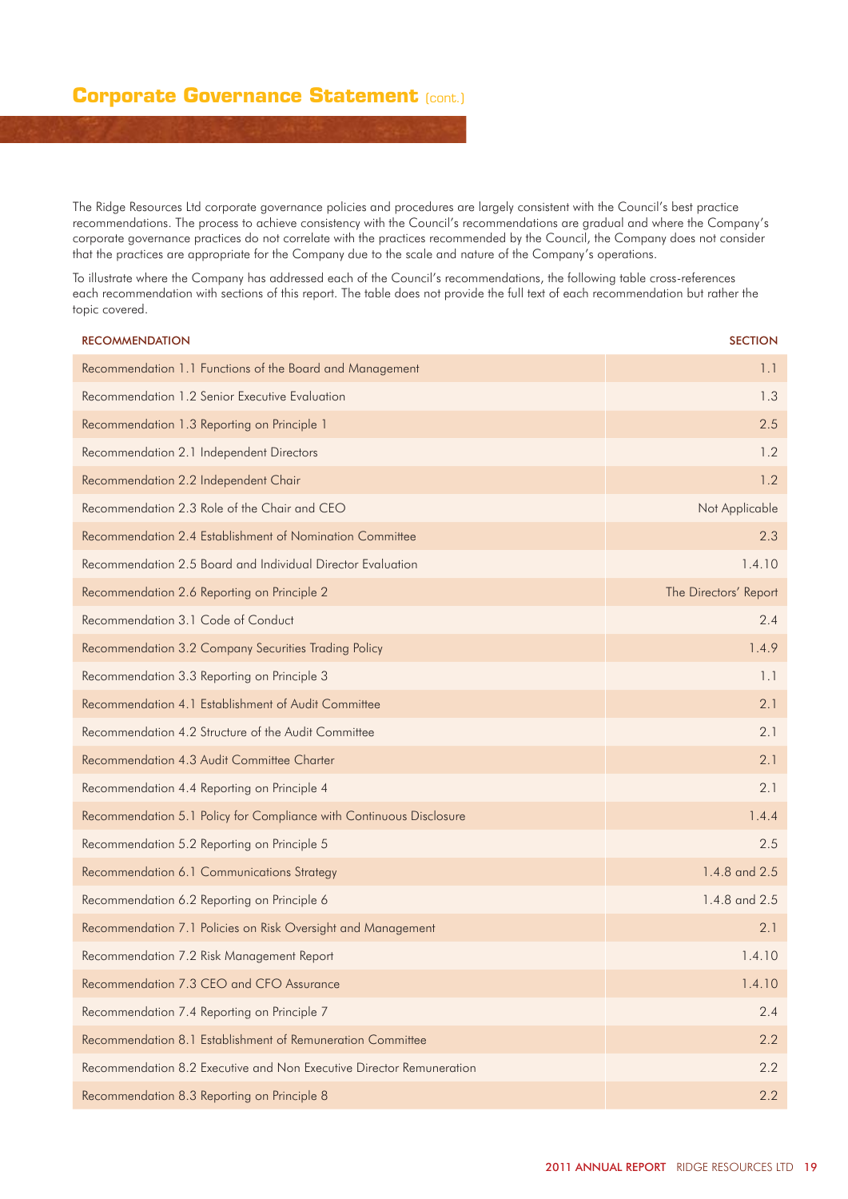# Corporate Governance Statement (cont.)

The Ridge Resources Ltd corporate governance policies and procedures are largely consistent with the Council's best practice recommendations. The process to achieve consistency with the Council's recommendations are gradual and where the Company's corporate governance practices do not correlate with the practices recommended by the Council, the Company does not consider that the practices are appropriate for the Company due to the scale and nature of the Company's operations.

To illustrate where the Company has addressed each of the Council's recommendations, the following table cross-references each recommendation with sections of this report. The table does not provide the full text of each recommendation but rather the topic covered.

| RECOMMENDATION | SECTION |
|---|---|
| Recommendation 1.1 Functions of the Board and Management | 1.1 |
| Recommendation 1.2 Senior Executive Evaluation | 1.3 |
| Recommendation 1.3 Reporting on Principle 1 | 2.5 |
| Recommendation 2.1 Independent Directors | 1.2 |
| Recommendation 2.2 Independent Chair | 1.2 |
| Recommendation 2.3 Role of the Chair and CEO | Not Applicable |
| Recommendation 2.4 Establishment of Nomination Committee | 2.3 |
| Recommendation 2.5 Board and Individual Director Evaluation | 1.4.10 |
| Recommendation 2.6 Reporting on Principle 2 | The Directors' Report |
| Recommendation 3.1 Code of Conduct | 2.4 |
| Recommendation 3.2 Company Securities Trading Policy | 1.4.9 |
| Recommendation 3.3 Reporting on Principle 3 | 1.1 |
| Recommendation 4.1 Establishment of Audit Committee | 2.1 |
| Recommendation 4.2 Structure of the Audit Committee | 2.1 |
| Recommendation 4.3 Audit Committee Charter | 2.1 |
| Recommendation 4.4 Reporting on Principle 4 | 2.1 |
| Recommendation 5.1 Policy for Compliance with Continuous Disclosure | 1.4.4 |
| Recommendation 5.2 Reporting on Principle 5 | 2.5 |
| Recommendation 6.1 Communications Strategy | 1.4.8 and 2.5 |
| Recommendation 6.2 Reporting on Principle 6 | 1.4.8 and 2.5 |
| Recommendation 7.1 Policies on Risk Oversight and Management | 2.1 |
| Recommendation 7.2 Risk Management Report | 1.4.10 |
| Recommendation 7.3 CEO and CFO Assurance | 1.4.10 |
| Recommendation 7.4 Reporting on Principle 7 | 2.4 |
| Recommendation 8.1 Establishment of Remuneration Committee | 2.2 |
| Recommendation 8.2 Executive and Non Executive Director Remuneration | 2.2 |
| Recommendation 8.3 Reporting on Principle 8 | 2.2 |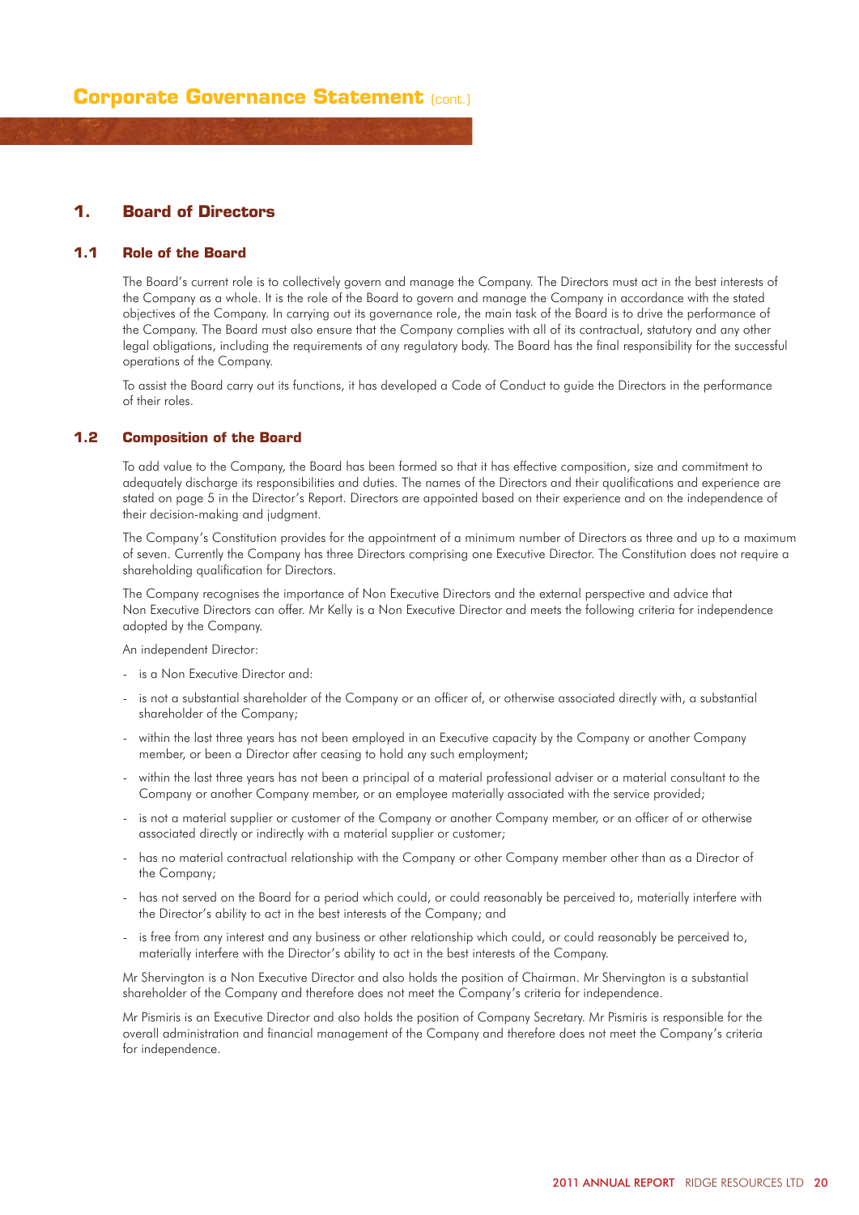# Corporate Governance Statement (cont.)

## 1. Board of Directors

### 1.1 Role of the Board

The Board's current role is to collectively govern and manage the Company. The Directors must act in the best interests of the Company as a whole. It is the role of the Board to govern and manage the Company in accordance with the stated objectives of the Company. In carrying out its governance role, the main task of the Board is to drive the performance of the Company. The Board must also ensure that the Company complies with all of its contractual, statutory and any other legal obligations, including the requirements of any regulatory body. The Board has the final responsibility for the successful operations of the Company.

To assist the Board carry out its functions, it has developed a Code of Conduct to guide the Directors in the performance of their roles.

### 1.2 Composition of the Board

To add value to the Company, the Board has been formed so that it has effective composition, size and commitment to adequately discharge its responsibilities and duties. The names of the Directors and their qualifications and experience are stated on page 5 in the Director's Report. Directors are appointed based on their experience and on the independence of their decision-making and judgment.

The Company's Constitution provides for the appointment of a minimum number of Directors as three and up to a maximum of seven. Currently the Company has three Directors comprising one Executive Director. The Constitution does not require a shareholding qualification for Directors.

The Company recognises the importance of Non Executive Directors and the external perspective and advice that Non Executive Directors can offer. Mr Kelly is a Non Executive Director and meets the following criteria for independence adopted by the Company.

An independent Director:

- is a Non Executive Director and:
- is not a substantial shareholder of the Company or an officer of, or otherwise associated directly with, a substantial shareholder of the Company;
- within the last three years has not been employed in an Executive capacity by the Company or another Company member, or been a Director after ceasing to hold any such employment;
- within the last three years has not been a principal of a material professional adviser or a material consultant to the Company or another Company member, or an employee materially associated with the service provided;
- is not a material supplier or customer of the Company or another Company member, or an officer of or otherwise associated directly or indirectly with a material supplier or customer;
- has no material contractual relationship with the Company or other Company member other than as a Director of the Company;
- has not served on the Board for a period which could, or could reasonably be perceived to, materially interfere with the Director's ability to act in the best interests of the Company; and
- is free from any interest and any business or other relationship which could, or could reasonably be perceived to, materially interfere with the Director's ability to act in the best interests of the Company.

Mr Shervington is a Non Executive Director and also holds the position of Chairman. Mr Shervington is a substantial shareholder of the Company and therefore does not meet the Company's criteria for independence.

Mr Pismiris is an Executive Director and also holds the position of Company Secretary. Mr Pismiris is responsible for the overall administration and financial management of the Company and therefore does not meet the Company's criteria for independence.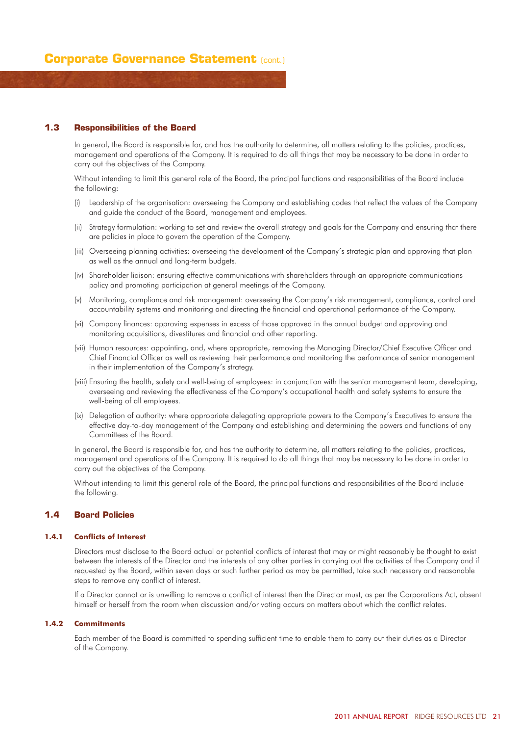# Corporate Governance Statement (cont.)

## 1.3 Responsibilities of the Board

In general, the Board is responsible for, and has the authority to determine, all matters relating to the policies, practices, management and operations of the Company. It is required to do all things that may be necessary to be done in order to carry out the objectives of the Company.

Without intending to limit this general role of the Board, the principal functions and responsibilities of the Board include the following:

(i) Leadership of the organisation: overseeing the Company and establishing codes that reflect the values of the Company and guide the conduct of the Board, management and employees.

(ii) Strategy formulation: working to set and review the overall strategy and goals for the Company and ensuring that there are policies in place to govern the operation of the Company.

(iii) Overseeing planning activities: overseeing the development of the Company's strategic plan and approving that plan as well as the annual and long-term budgets.

(iv) Shareholder liaison: ensuring effective communications with shareholders through an appropriate communications policy and promoting participation at general meetings of the Company.

(v) Monitoring, compliance and risk management: overseeing the Company's risk management, compliance, control and accountability systems and monitoring and directing the financial and operational performance of the Company.

(vi) Company finances: approving expenses in excess of those approved in the annual budget and approving and monitoring acquisitions, divestitures and financial and other reporting.

(vii) Human resources: appointing, and, where appropriate, removing the Managing Director/Chief Executive Officer and Chief Financial Officer as well as reviewing their performance and monitoring the performance of senior management in their implementation of the Company's strategy.

(viii) Ensuring the health, safety and well-being of employees: in conjunction with the senior management team, developing, overseeing and reviewing the effectiveness of the Company's occupational health and safety systems to ensure the well-being of all employees.

(ix) Delegation of authority: where appropriate delegating appropriate powers to the Company's Executives to ensure the effective day-to-day management of the Company and establishing and determining the powers and functions of any Committees of the Board.

In general, the Board is responsible for, and has the authority to determine, all matters relating to the policies, practices, management and operations of the Company. It is required to do all things that may be necessary to be done in order to carry out the objectives of the Company.

Without intending to limit this general role of the Board, the principal functions and responsibilities of the Board include the following.

## 1.4 Board Policies

### 1.4.1 Conflicts of Interest

Directors must disclose to the Board actual or potential conflicts of interest that may or might reasonably be thought to exist between the interests of the Director and the interests of any other parties in carrying out the activities of the Company and if requested by the Board, within seven days or such further period as may be permitted, take such necessary and reasonable steps to remove any conflict of interest.

If a Director cannot or is unwilling to remove a conflict of interest then the Director must, as per the Corporations Act, absent himself or herself from the room when discussion and/or voting occurs on matters about which the conflict relates.

### 1.4.2 Commitments

Each member of the Board is committed to spending sufficient time to enable them to carry out their duties as a Director of the Company.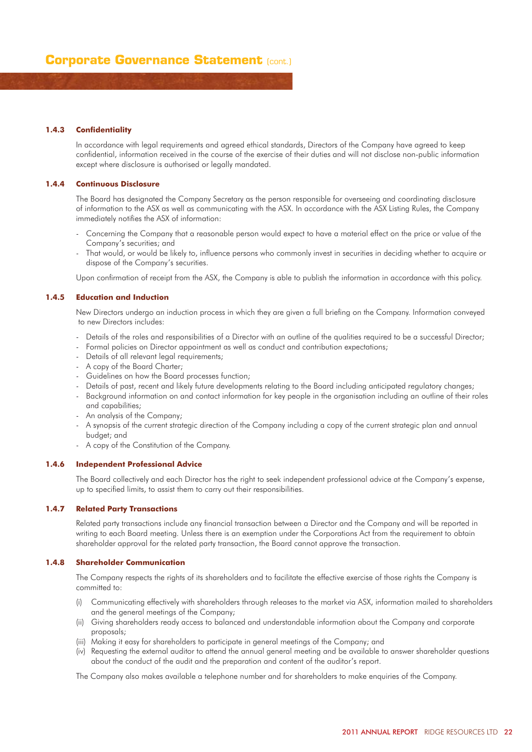# Corporate Governance Statement (cont.)

### 1.4.3 Confidentiality

In accordance with legal requirements and agreed ethical standards, Directors of the Company have agreed to keep confidential, information received in the course of the exercise of their duties and will not disclose non-public information except where disclosure is authorised or legally mandated.

### 1.4.4 Continuous Disclosure

The Board has designated the Company Secretary as the person responsible for overseeing and coordinating disclosure of information to the ASX as well as communicating with the ASX. In accordance with the ASX Listing Rules, the Company immediately notifies the ASX of information:

- Concerning the Company that a reasonable person would expect to have a material effect on the price or value of the Company's securities; and
- That would, or would be likely to, influence persons who commonly invest in securities in deciding whether to acquire or dispose of the Company's securities.

Upon confirmation of receipt from the ASX, the Company is able to publish the information in accordance with this policy.

### 1.4.5 Education and Induction

New Directors undergo an induction process in which they are given a full briefing on the Company. Information conveyed to new Directors includes:

- Details of the roles and responsibilities of a Director with an outline of the qualities required to be a successful Director;
- Formal policies on Director appointment as well as conduct and contribution expectations;
- Details of all relevant legal requirements;
- A copy of the Board Charter;
- Guidelines on how the Board processes function;
- Details of past, recent and likely future developments relating to the Board including anticipated regulatory changes;
- Background information on and contact information for key people in the organisation including an outline of their roles and capabilities;
- An analysis of the Company;
- A synopsis of the current strategic direction of the Company including a copy of the current strategic plan and annual budget; and
- A copy of the Constitution of the Company.

### 1.4.6 Independent Professional Advice

The Board collectively and each Director has the right to seek independent professional advice at the Company's expense, up to specified limits, to assist them to carry out their responsibilities.

### 1.4.7 Related Party Transactions

Related party transactions include any financial transaction between a Director and the Company and will be reported in writing to each Board meeting. Unless there is an exemption under the Corporations Act from the requirement to obtain shareholder approval for the related party transaction, the Board cannot approve the transaction.

### 1.4.8 Shareholder Communication

The Company respects the rights of its shareholders and to facilitate the effective exercise of those rights the Company is committed to:

(i) Communicating effectively with shareholders through releases to the market via ASX, information mailed to shareholders and the general meetings of the Company;
(ii) Giving shareholders ready access to balanced and understandable information about the Company and corporate proposals;
(iii) Making it easy for shareholders to participate in general meetings of the Company; and
(iv) Requesting the external auditor to attend the annual general meeting and be available to answer shareholder questions about the conduct of the audit and the preparation and content of the auditor's report.

The Company also makes available a telephone number and for shareholders to make enquiries of the Company.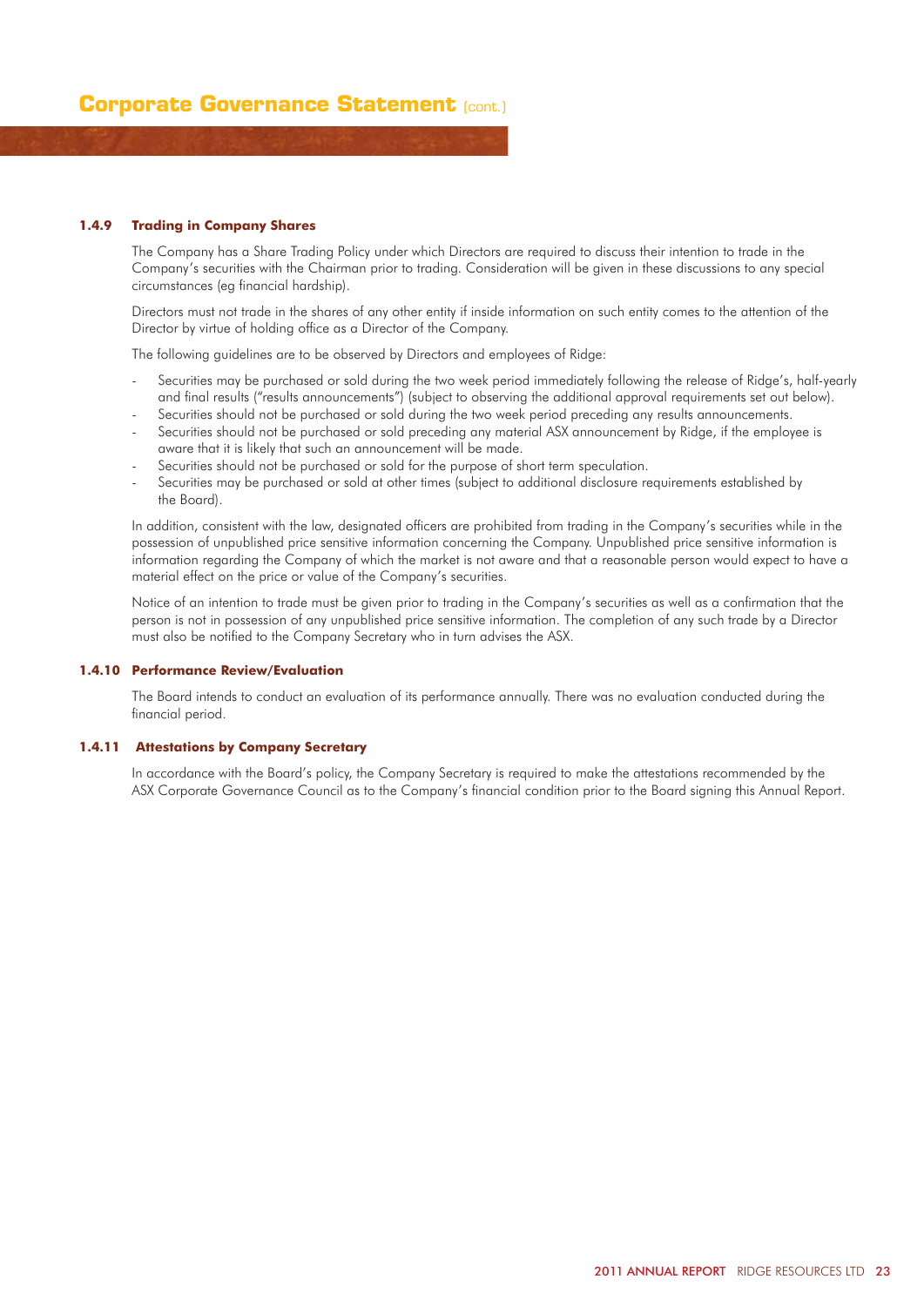# Corporate Governance Statement (cont.)

### 1.4.9 Trading in Company Shares

The Company has a Share Trading Policy under which Directors are required to discuss their intention to trade in the Company's securities with the Chairman prior to trading. Consideration will be given in these discussions to any special circumstances (eg financial hardship).

Directors must not trade in the shares of any other entity if inside information on such entity comes to the attention of the Director by virtue of holding office as a Director of the Company.

The following guidelines are to be observed by Directors and employees of Ridge:

- Securities may be purchased or sold during the two week period immediately following the release of Ridge's, half-yearly and final results ("results announcements") (subject to observing the additional approval requirements set out below).
- Securities should not be purchased or sold during the two week period preceding any results announcements.
- Securities should not be purchased or sold preceding any material ASX announcement by Ridge, if the employee is aware that it is likely that such an announcement will be made.
- Securities should not be purchased or sold for the purpose of short term speculation.
- Securities may be purchased or sold at other times (subject to additional disclosure requirements established by the Board).

In addition, consistent with the law, designated officers are prohibited from trading in the Company's securities while in the possession of unpublished price sensitive information concerning the Company. Unpublished price sensitive information is information regarding the Company of which the market is not aware and that a reasonable person would expect to have a material effect on the price or value of the Company's securities.

Notice of an intention to trade must be given prior to trading in the Company's securities as well as a confirmation that the person is not in possession of any unpublished price sensitive information. The completion of any such trade by a Director must also be notified to the Company Secretary who in turn advises the ASX.

### 1.4.10 Performance Review/Evaluation

The Board intends to conduct an evaluation of its performance annually. There was no evaluation conducted during the financial period.

### 1.4.11 Attestations by Company Secretary

In accordance with the Board's policy, the Company Secretary is required to make the attestations recommended by the ASX Corporate Governance Council as to the Company's financial condition prior to the Board signing this Annual Report.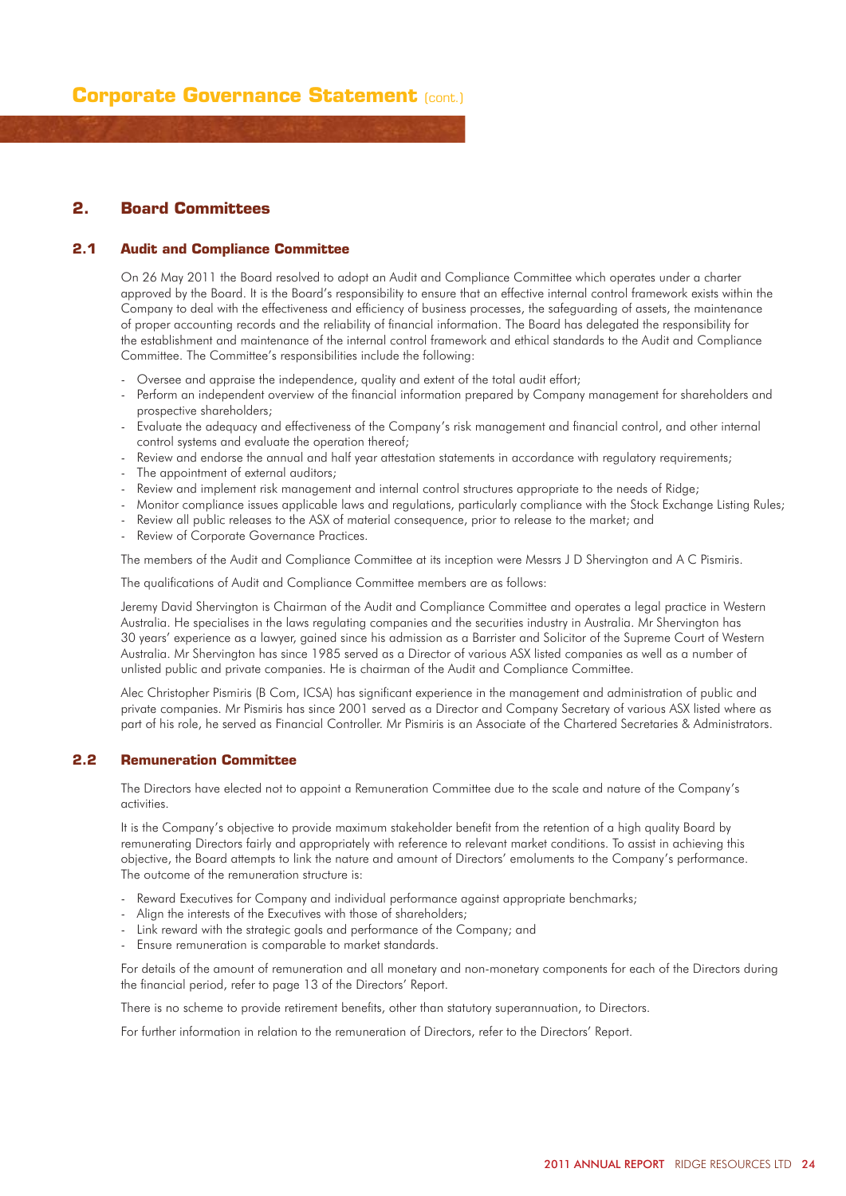## 2. Board Committees

### 2.1 Audit and Compliance Committee

On 26 May 2011 the Board resolved to adopt an Audit and Compliance Committee which operates under a charter approved by the Board. It is the Board's responsibility to ensure that an effective internal control framework exists within the Company to deal with the effectiveness and efficiency of business processes, the safeguarding of assets, the maintenance of proper accounting records and the reliability of financial information. The Board has delegated the responsibility for the establishment and maintenance of the internal control framework and ethical standards to the Audit and Compliance Committee. The Committee's responsibilities include the following:

- Oversee and appraise the independence, quality and extent of the total audit effort;
- Perform an independent overview of the financial information prepared by Company management for shareholders and prospective shareholders;
- Evaluate the adequacy and effectiveness of the Company's risk management and financial control, and other internal control systems and evaluate the operation thereof;
- Review and endorse the annual and half year attestation statements in accordance with regulatory requirements;
- The appointment of external auditors;
- Review and implement risk management and internal control structures appropriate to the needs of Ridge;
- Monitor compliance issues applicable laws and regulations, particularly compliance with the Stock Exchange Listing Rules;
- Review all public releases to the ASX of material consequence, prior to release to the market; and
- Review of Corporate Governance Practices.

The members of the Audit and Compliance Committee at its inception were Messrs J D Shervington and A C Pismiris.

The qualifications of Audit and Compliance Committee members are as follows:

Jeremy David Shervington is Chairman of the Audit and Compliance Committee and operates a legal practice in Western Australia. He specialises in the laws regulating companies and the securities industry in Australia. Mr Shervington has 30 years' experience as a lawyer, gained since his admission as a Barrister and Solicitor of the Supreme Court of Western Australia. Mr Shervington has since 1985 served as a Director of various ASX listed companies as well as a number of unlisted public and private companies. He is chairman of the Audit and Compliance Committee.

Alec Christopher Pismiris (B Com, ICSA) has significant experience in the management and administration of public and private companies. Mr Pismiris has since 2001 served as a Director and Company Secretary of various ASX listed where as part of his role, he served as Financial Controller. Mr Pismiris is an Associate of the Chartered Secretaries & Administrators.

### 2.2 Remuneration Committee

The Directors have elected not to appoint a Remuneration Committee due to the scale and nature of the Company's activities.

It is the Company's objective to provide maximum stakeholder benefit from the retention of a high quality Board by remunerating Directors fairly and appropriately with reference to relevant market conditions. To assist in achieving this objective, the Board attempts to link the nature and amount of Directors' emoluments to the Company's performance. The outcome of the remuneration structure is:

- Reward Executives for Company and individual performance against appropriate benchmarks;
- Align the interests of the Executives with those of shareholders;
- Link reward with the strategic goals and performance of the Company; and
- Ensure remuneration is comparable to market standards.

For details of the amount of remuneration and all monetary and non-monetary components for each of the Directors during the financial period, refer to page 13 of the Directors' Report.

There is no scheme to provide retirement benefits, other than statutory superannuation, to Directors.

For further information in relation to the remuneration of Directors, refer to the Directors' Report.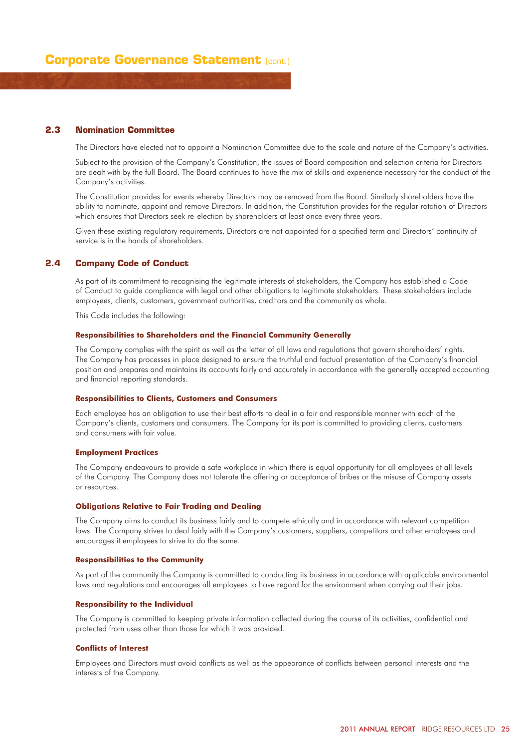# Corporate Governance Statement (cont.)

## 2.3 Nomination Committee

The Directors have elected not to appoint a Nomination Committee due to the scale and nature of the Company's activities.

Subject to the provision of the Company's Constitution, the issues of Board composition and selection criteria for Directors are dealt with by the full Board. The Board continues to have the mix of skills and experience necessary for the conduct of the Company's activities.

The Constitution provides for events whereby Directors may be removed from the Board. Similarly shareholders have the ability to nominate, appoint and remove Directors. In addition, the Constitution provides for the regular rotation of Directors which ensures that Directors seek re-election by shareholders at least once every three years.

Given these existing regulatory requirements, Directors are not appointed for a specified term and Directors' continuity of service is in the hands of shareholders.

## 2.4 Company Code of Conduct

As part of its commitment to recognising the legitimate interests of stakeholders, the Company has established a Code of Conduct to guide compliance with legal and other obligations to legitimate stakeholders. These stakeholders include employees, clients, customers, government authorities, creditors and the community as whole.

This Code includes the following:

**Responsibilities to Shareholders and the Financial Community Generally**

The Company complies with the spirit as well as the letter of all laws and regulations that govern shareholders' rights. The Company has processes in place designed to ensure the truthful and factual presentation of the Company's financial position and prepares and maintains its accounts fairly and accurately in accordance with the generally accepted accounting and financial reporting standards.

**Responsibilities to Clients, Customers and Consumers**

Each employee has an obligation to use their best efforts to deal in a fair and responsible manner with each of the Company's clients, customers and consumers. The Company for its part is committed to providing clients, customers and consumers with fair value.

**Employment Practices**

The Company endeavours to provide a safe workplace in which there is equal opportunity for all employees at all levels of the Company. The Company does not tolerate the offering or acceptance of bribes or the misuse of Company assets or resources.

**Obligations Relative to Fair Trading and Dealing**

The Company aims to conduct its business fairly and to compete ethically and in accordance with relevant competition laws. The Company strives to deal fairly with the Company's customers, suppliers, competitors and other employees and encourages it employees to strive to do the same.

**Responsibilities to the Community**

As part of the community the Company is committed to conducting its business in accordance with applicable environmental laws and regulations and encourages all employees to have regard for the environment when carrying out their jobs.

**Responsibility to the Individual**

The Company is committed to keeping private information collected during the course of its activities, confidential and protected from uses other than those for which it was provided.

**Conflicts of Interest**

Employees and Directors must avoid conflicts as well as the appearance of conflicts between personal interests and the interests of the Company.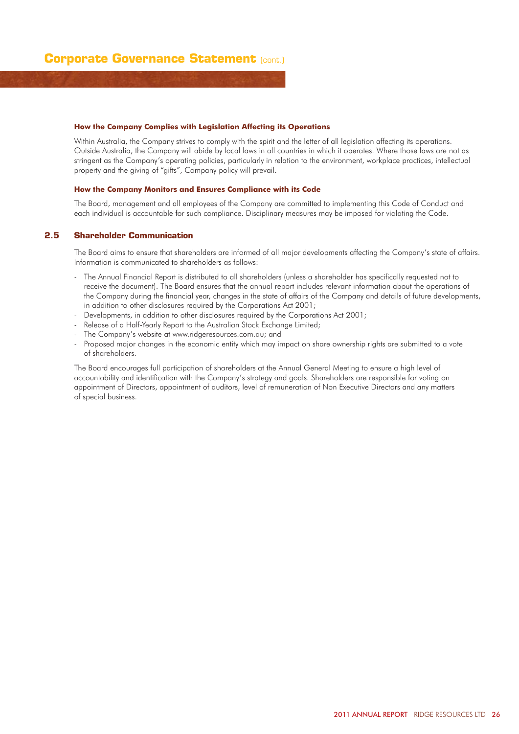# Corporate Governance Statement (cont.)

#### How the Company Complies with Legislation Affecting its Operations

Within Australia, the Company strives to comply with the spirit and the letter of all legislation affecting its operations. Outside Australia, the Company will abide by local laws in all countries in which it operates. Where those laws are not as stringent as the Company's operating policies, particularly in relation to the environment, workplace practices, intellectual property and the giving of "gifts", Company policy will prevail.

#### How the Company Monitors and Ensures Compliance with its Code

The Board, management and all employees of the Company are committed to implementing this Code of Conduct and each individual is accountable for such compliance. Disciplinary measures may be imposed for violating the Code.

## 2.5 Shareholder Communication

The Board aims to ensure that shareholders are informed of all major developments affecting the Company's state of affairs. Information is communicated to shareholders as follows:

- The Annual Financial Report is distributed to all shareholders (unless a shareholder has specifically requested not to receive the document). The Board ensures that the annual report includes relevant information about the operations of the Company during the financial year, changes in the state of affairs of the Company and details of future developments, in addition to other disclosures required by the Corporations Act 2001;
- Developments, in addition to other disclosures required by the Corporations Act 2001;
- Release of a Half-Yearly Report to the Australian Stock Exchange Limited;
- The Company's website at www.ridgeresources.com.au; and
- Proposed major changes in the economic entity which may impact on share ownership rights are submitted to a vote of shareholders.

The Board encourages full participation of shareholders at the Annual General Meeting to ensure a high level of accountability and identification with the Company's strategy and goals. Shareholders are responsible for voting on appointment of Directors, appointment of auditors, level of remuneration of Non Executive Directors and any matters of special business.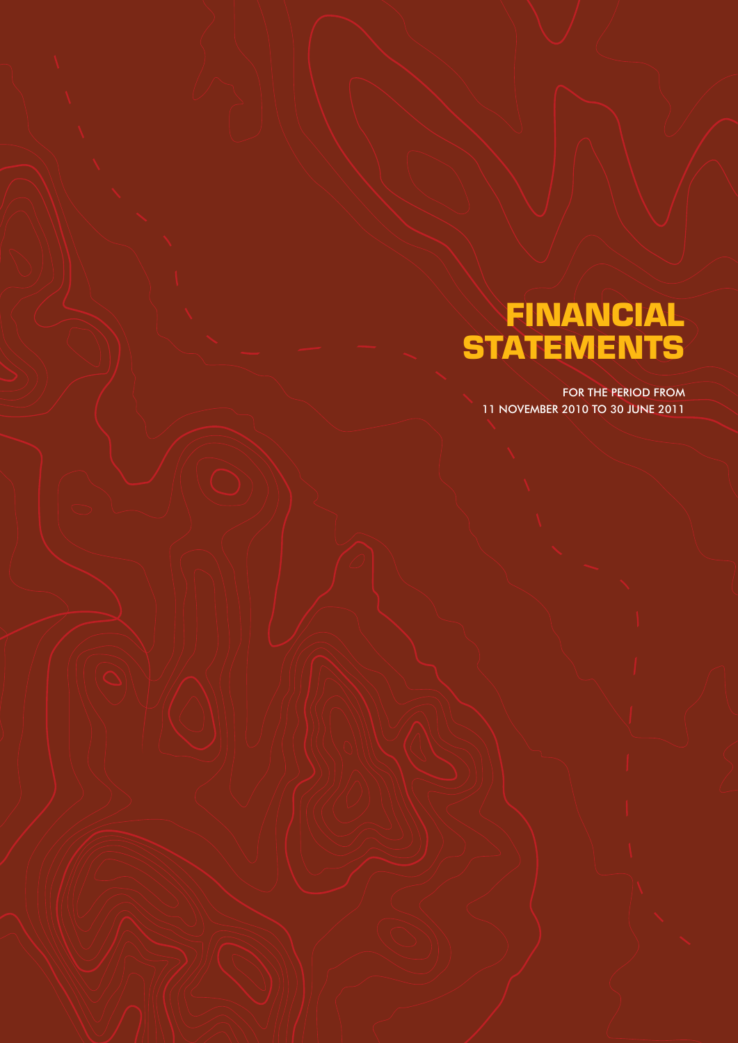# FINANCIAL STATEMENTS

FOR THE PERIOD FROM
11 NOVEMBER 2010 TO 30 JUNE 2011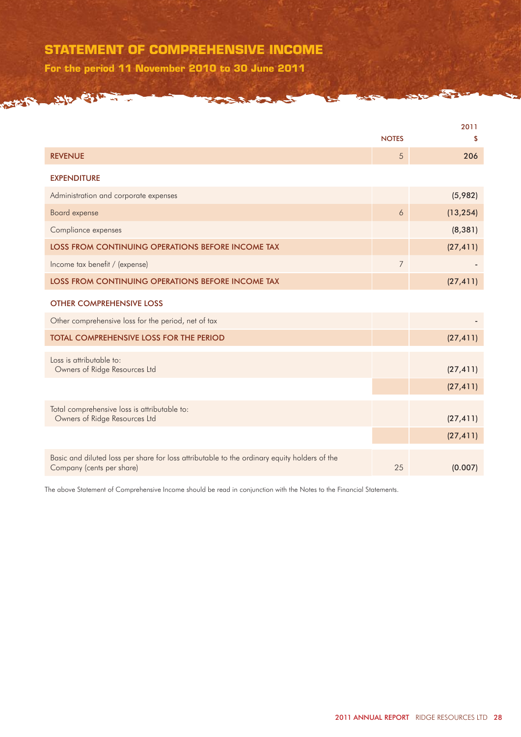# STATEMENT OF COMPREHENSIVE INCOME

**For the period 11 November 2010 to 30 June 2011**

| | NOTES | 2011 $ |
|---|---|---|
| REVENUE | 5 | 206 |
| **EXPENDITURE** | | |
| Administration and corporate expenses | | (5,982) |
| Board expense | 6 | (13,254) |
| Compliance expenses | | (8,381) |
| LOSS FROM CONTINUING OPERATIONS BEFORE INCOME TAX | | (27,411) |
| Income tax benefit / (expense) | 7 | - |
| LOSS FROM CONTINUING OPERATIONS BEFORE INCOME TAX | | (27,411) |
| **OTHER COMPREHENSIVE LOSS** | | |
| Other comprehensive loss for the period, net of tax | | - |
| TOTAL COMPREHENSIVE LOSS FOR THE PERIOD | | (27,411) |
| Loss is attributable to: Owners of Ridge Resources Ltd | | (27,411) |
| | | (27,411) |
| Total comprehensive loss is attributable to: Owners of Ridge Resources Ltd | | (27,411) |
| | | (27,411) |
| Basic and diluted loss per share for loss attributable to the ordinary equity holders of the Company (cents per share) | 25 | (0.007) |

The above Statement of Comprehensive Income should be read in conjunction with the Notes to the Financial Statements.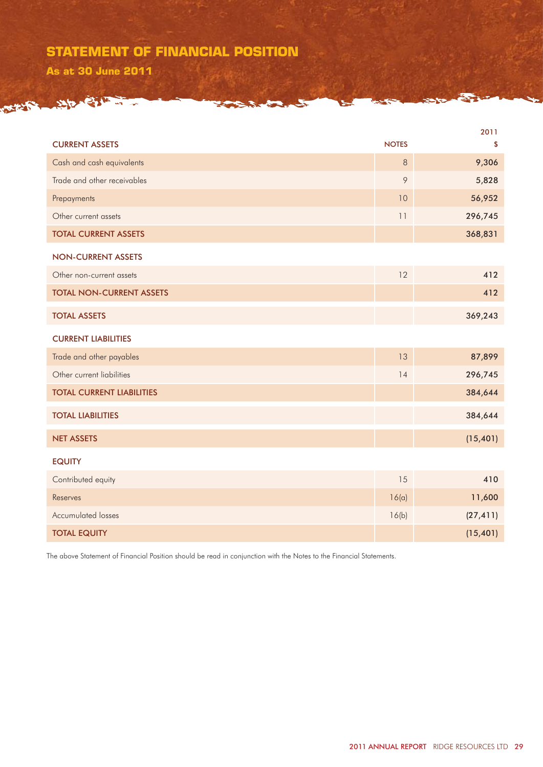# STATEMENT OF FINANCIAL POSITION

## As at 30 June 2011

| | NOTES | 2011<br>$ |
|---|---|---|
| **CURRENT ASSETS** | | |
| Cash and cash equivalents | 8 | 9,306 |
| Trade and other receivables | 9 | 5,828 |
| Prepayments | 10 | 56,952 |
| Other current assets | 11 | 296,745 |
| **TOTAL CURRENT ASSETS** | | 368,831 |
| **NON-CURRENT ASSETS** | | |
| Other non-current assets | 12 | 412 |
| **TOTAL NON-CURRENT ASSETS** | | 412 |
| **TOTAL ASSETS** | | 369,243 |
| **CURRENT LIABILITIES** | | |
| Trade and other payables | 13 | 87,899 |
| Other current liabilities | 14 | 296,745 |
| **TOTAL CURRENT LIABILITIES** | | 384,644 |
| **TOTAL LIABILITIES** | | 384,644 |
| **NET ASSETS** | | (15,401) |
| **EQUITY** | | |
| Contributed equity | 15 | 410 |
| Reserves | 16(a) | 11,600 |
| Accumulated losses | 16(b) | (27,411) |
| **TOTAL EQUITY** | | (15,401) |

The above Statement of Financial Position should be read in conjunction with the Notes to the Financial Statements.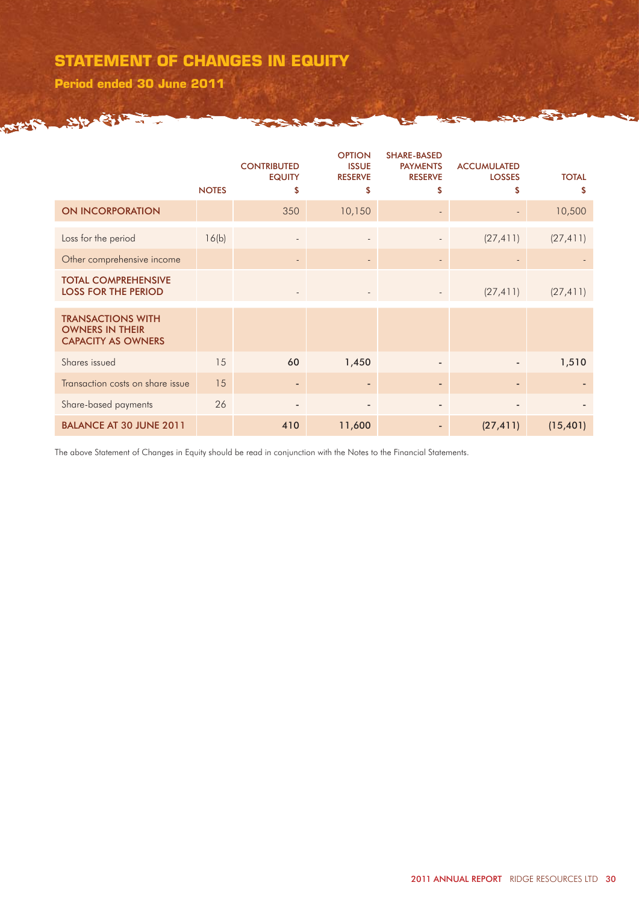# STATEMENT OF CHANGES IN EQUITY

## Period ended 30 June 2011

| | NOTES | CONTRIBUTED EQUITY $ | OPTION ISSUE RESERVE $ | SHARE-BASED PAYMENTS RESERVE $ | ACCUMULATED LOSSES $ | TOTAL $ |
|---|---|---|---|---|---|---|
| **ON INCORPORATION** | | 350 | 10,150 | - | - | 10,500 |
| Loss for the period | 16(b) | - | - | - | (27,411) | (27,411) |
| Other comprehensive income | | - | - | - | - | - |
| **TOTAL COMPREHENSIVE LOSS FOR THE PERIOD** | | - | - | - | (27,411) | (27,411) |
| **TRANSACTIONS WITH OWNERS IN THEIR CAPACITY AS OWNERS** | | | | | | |
| Shares issued | 15 | 60 | 1,450 | - | - | 1,510 |
| Transaction costs on share issue | 15 | - | - | - | - | - |
| Share-based payments | 26 | - | - | - | - | - |
| **BALANCE AT 30 JUNE 2011** | | 410 | 11,600 | - | (27,411) | (15,401) |

The above Statement of Changes in Equity should be read in conjunction with the Notes to the Financial Statements.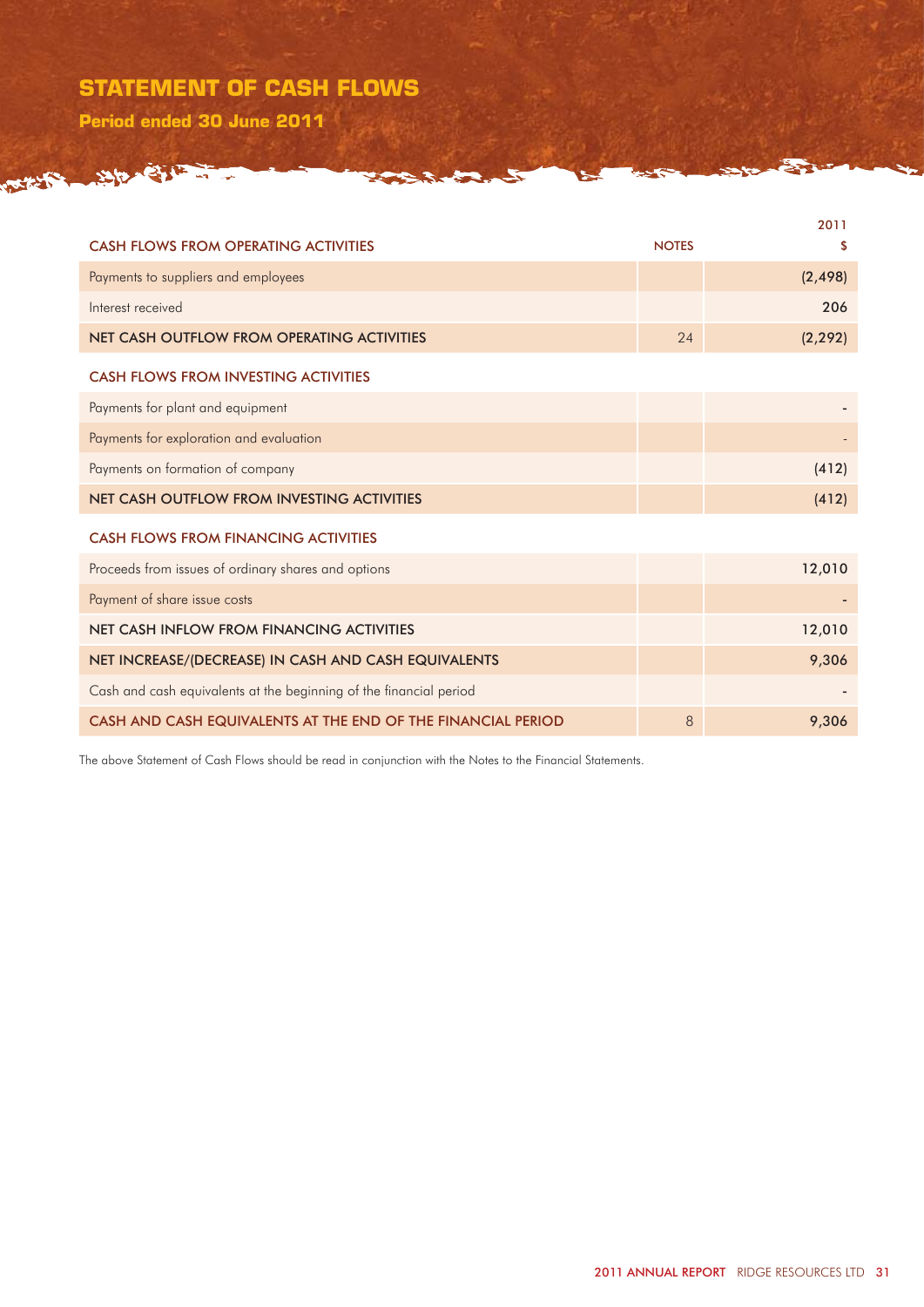# STATEMENT OF CASH FLOWS

## Period ended 30 June 2011

| | NOTES | 2011 $ |
|---|---|---|
| **CASH FLOWS FROM OPERATING ACTIVITIES** | | |
| Payments to suppliers and employees | | (2,498) |
| Interest received | | 206 |
| **NET CASH OUTFLOW FROM OPERATING ACTIVITIES** | 24 | (2,292) |
| **CASH FLOWS FROM INVESTING ACTIVITIES** | | |
| Payments for plant and equipment | | - |
| Payments for exploration and evaluation | | - |
| Payments on formation of company | | (412) |
| **NET CASH OUTFLOW FROM INVESTING ACTIVITIES** | | (412) |
| **CASH FLOWS FROM FINANCING ACTIVITIES** | | |
| Proceeds from issues of ordinary shares and options | | 12,010 |
| Payment of share issue costs | | - |
| **NET CASH INFLOW FROM FINANCING ACTIVITIES** | | 12,010 |
| **NET INCREASE/(DECREASE) IN CASH AND CASH EQUIVALENTS** | | 9,306 |
| Cash and cash equivalents at the beginning of the financial period | | - |
| **CASH AND CASH EQUIVALENTS AT THE END OF THE FINANCIAL PERIOD** | 8 | 9,306 |

The above Statement of Cash Flows should be read in conjunction with the Notes to the Financial Statements.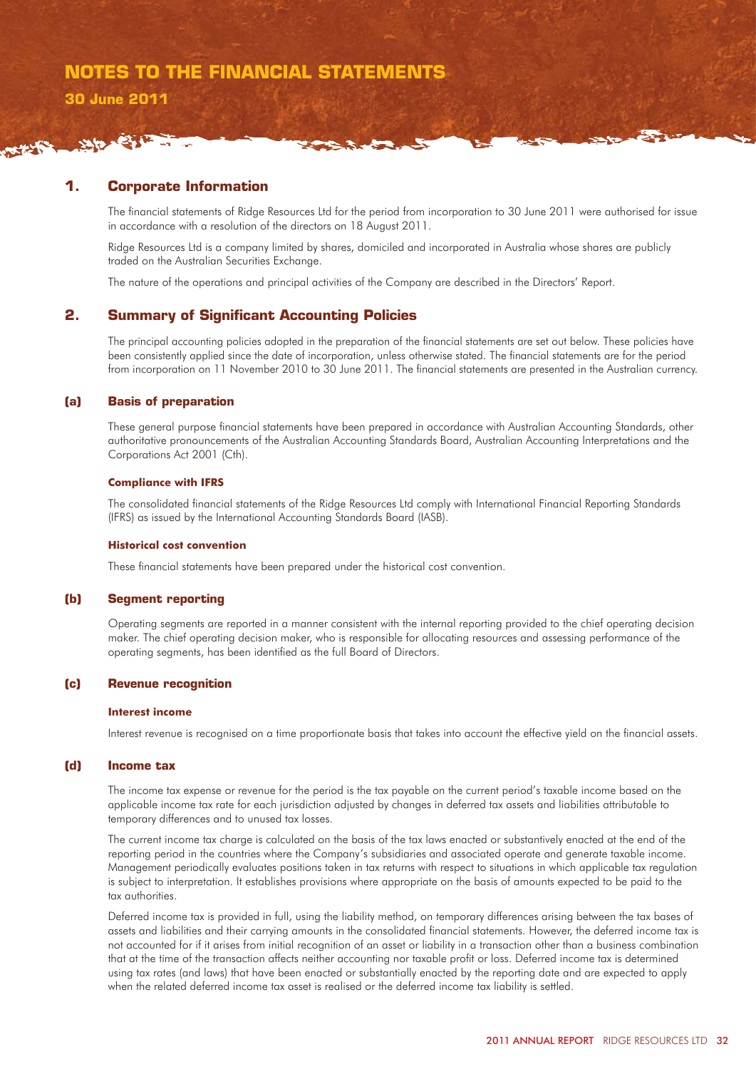# NOTES TO THE FINANCIAL STATEMENTS

**30 June 2011**

## 1. Corporate Information

The financial statements of Ridge Resources Ltd for the period from incorporation to 30 June 2011 were authorised for issue in accordance with a resolution of the directors on 18 August 2011.

Ridge Resources Ltd is a company limited by shares, domiciled and incorporated in Australia whose shares are publicly traded on the Australian Securities Exchange.

The nature of the operations and principal activities of the Company are described in the Directors' Report.

## 2. Summary of Significant Accounting Policies

The principal accounting policies adopted in the preparation of the financial statements are set out below. These policies have been consistently applied since the date of incorporation, unless otherwise stated. The financial statements are for the period from incorporation on 11 November 2010 to 30 June 2011. The financial statements are presented in the Australian currency.

### (a) Basis of preparation

These general purpose financial statements have been prepared in accordance with Australian Accounting Standards, other authoritative pronouncements of the Australian Accounting Standards Board, Australian Accounting Interpretations and the Corporations Act 2001 (Cth).

#### Compliance with IFRS

The consolidated financial statements of the Ridge Resources Ltd comply with International Financial Reporting Standards (IFRS) as issued by the International Accounting Standards Board (IASB).

#### Historical cost convention

These financial statements have been prepared under the historical cost convention.

### (b) Segment reporting

Operating segments are reported in a manner consistent with the internal reporting provided to the chief operating decision maker. The chief operating decision maker, who is responsible for allocating resources and assessing performance of the operating segments, has been identified as the full Board of Directors.

### (c) Revenue recognition

#### Interest income

Interest revenue is recognised on a time proportionate basis that takes into account the effective yield on the financial assets.

### (d) Income tax

The income tax expense or revenue for the period is the tax payable on the current period's taxable income based on the applicable income tax rate for each jurisdiction adjusted by changes in deferred tax assets and liabilities attributable to temporary differences and to unused tax losses.

The current income tax charge is calculated on the basis of the tax laws enacted or substantively enacted at the end of the reporting period in the countries where the Company's subsidiaries and associated operate and generate taxable income. Management periodically evaluates positions taken in tax returns with respect to situations in which applicable tax regulation is subject to interpretation. It establishes provisions where appropriate on the basis of amounts expected to be paid to the tax authorities.

Deferred income tax is provided in full, using the liability method, on temporary differences arising between the tax bases of assets and liabilities and their carrying amounts in the consolidated financial statements. However, the deferred income tax is not accounted for if it arises from initial recognition of an asset or liability in a transaction other than a business combination that at the time of the transaction affects neither accounting nor taxable profit or loss. Deferred income tax is determined using tax rates (and laws) that have been enacted or substantially enacted by the reporting date and are expected to apply when the related deferred income tax asset is realised or the deferred income tax liability is settled.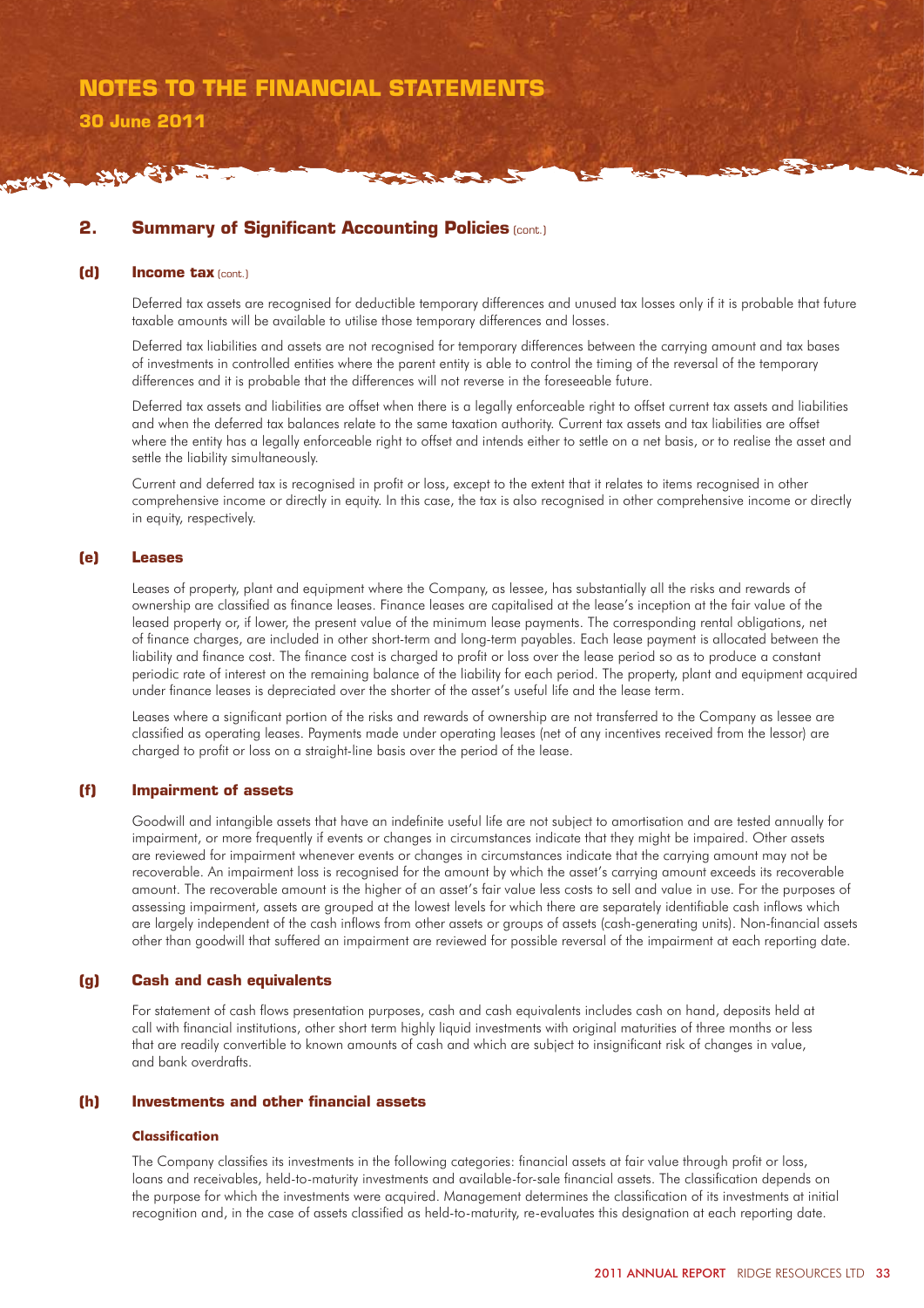## 2. Summary of Significant Accounting Policies (cont.)

### (d) Income tax (cont.)

Deferred tax assets are recognised for deductible temporary differences and unused tax losses only if it is probable that future taxable amounts will be available to utilise those temporary differences and losses.

Deferred tax liabilities and assets are not recognised for temporary differences between the carrying amount and tax bases of investments in controlled entities where the parent entity is able to control the timing of the reversal of the temporary differences and it is probable that the differences will not reverse in the foreseeable future.

Deferred tax assets and liabilities are offset when there is a legally enforceable right to offset current tax assets and liabilities and when the deferred tax balances relate to the same taxation authority. Current tax assets and tax liabilities are offset where the entity has a legally enforceable right to offset and intends either to settle on a net basis, or to realise the asset and settle the liability simultaneously.

Current and deferred tax is recognised in profit or loss, except to the extent that it relates to items recognised in other comprehensive income or directly in equity. In this case, the tax is also recognised in other comprehensive income or directly in equity, respectively.

### (e) Leases

Leases of property, plant and equipment where the Company, as lessee, has substantially all the risks and rewards of ownership are classified as finance leases. Finance leases are capitalised at the lease's inception at the fair value of the leased property or, if lower, the present value of the minimum lease payments. The corresponding rental obligations, net of finance charges, are included in other short-term and long-term payables. Each lease payment is allocated between the liability and finance cost. The finance cost is charged to profit or loss over the lease period so as to produce a constant periodic rate of interest on the remaining balance of the liability for each period. The property, plant and equipment acquired under finance leases is depreciated over the shorter of the asset's useful life and the lease term.

Leases where a significant portion of the risks and rewards of ownership are not transferred to the Company as lessee are classified as operating leases. Payments made under operating leases (net of any incentives received from the lessor) are charged to profit or loss on a straight-line basis over the period of the lease.

### (f) Impairment of assets

Goodwill and intangible assets that have an indefinite useful life are not subject to amortisation and are tested annually for impairment, or more frequently if events or changes in circumstances indicate that they might be impaired. Other assets are reviewed for impairment whenever events or changes in circumstances indicate that the carrying amount may not be recoverable. An impairment loss is recognised for the amount by which the asset's carrying amount exceeds its recoverable amount. The recoverable amount is the higher of an asset's fair value less costs to sell and value in use. For the purposes of assessing impairment, assets are grouped at the lowest levels for which there are separately identifiable cash inflows which are largely independent of the cash inflows from other assets or groups of assets (cash-generating units). Non-financial assets other than goodwill that suffered an impairment are reviewed for possible reversal of the impairment at each reporting date.

### (g) Cash and cash equivalents

For statement of cash flows presentation purposes, cash and cash equivalents includes cash on hand, deposits held at call with financial institutions, other short term highly liquid investments with original maturities of three months or less that are readily convertible to known amounts of cash and which are subject to insignificant risk of changes in value, and bank overdrafts.

### (h) Investments and other financial assets

#### Classification

The Company classifies its investments in the following categories: financial assets at fair value through profit or loss, loans and receivables, held-to-maturity investments and available-for-sale financial assets. The classification depends on the purpose for which the investments were acquired. Management determines the classification of its investments at initial recognition and, in the case of assets classified as held-to-maturity, re-evaluates this designation at each reporting date.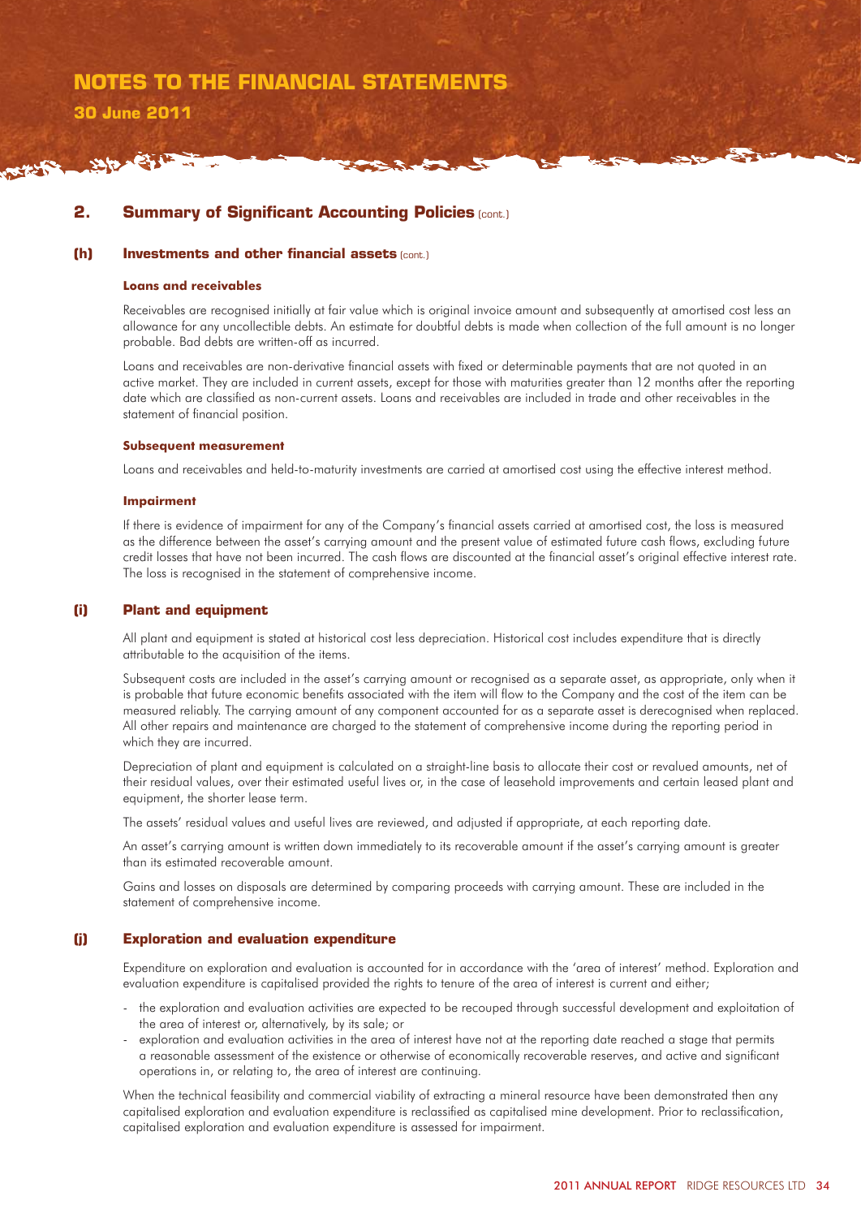## 2. Summary of Significant Accounting Policies (cont.)

### (h) Investments and other financial assets (cont.)

**Loans and receivables**

Receivables are recognised initially at fair value which is original invoice amount and subsequently at amortised cost less an allowance for any uncollectible debts. An estimate for doubtful debts is made when collection of the full amount is no longer probable. Bad debts are written-off as incurred.

Loans and receivables are non-derivative financial assets with fixed or determinable payments that are not quoted in an active market. They are included in current assets, except for those with maturities greater than 12 months after the reporting date which are classified as non-current assets. Loans and receivables are included in trade and other receivables in the statement of financial position.

**Subsequent measurement**

Loans and receivables and held-to-maturity investments are carried at amortised cost using the effective interest method.

**Impairment**

If there is evidence of impairment for any of the Company's financial assets carried at amortised cost, the loss is measured as the difference between the asset's carrying amount and the present value of estimated future cash flows, excluding future credit losses that have not been incurred. The cash flows are discounted at the financial asset's original effective interest rate. The loss is recognised in the statement of comprehensive income.

### (i) Plant and equipment

All plant and equipment is stated at historical cost less depreciation. Historical cost includes expenditure that is directly attributable to the acquisition of the items.

Subsequent costs are included in the asset's carrying amount or recognised as a separate asset, as appropriate, only when it is probable that future economic benefits associated with the item will flow to the Company and the cost of the item can be measured reliably. The carrying amount of any component accounted for as a separate asset is derecognised when replaced. All other repairs and maintenance are charged to the statement of comprehensive income during the reporting period in which they are incurred.

Depreciation of plant and equipment is calculated on a straight-line basis to allocate their cost or revalued amounts, net of their residual values, over their estimated useful lives or, in the case of leasehold improvements and certain leased plant and equipment, the shorter lease term.

The assets' residual values and useful lives are reviewed, and adjusted if appropriate, at each reporting date.

An asset's carrying amount is written down immediately to its recoverable amount if the asset's carrying amount is greater than its estimated recoverable amount.

Gains and losses on disposals are determined by comparing proceeds with carrying amount. These are included in the statement of comprehensive income.

### (j) Exploration and evaluation expenditure

Expenditure on exploration and evaluation is accounted for in accordance with the 'area of interest' method. Exploration and evaluation expenditure is capitalised provided the rights to tenure of the area of interest is current and either;

- the exploration and evaluation activities are expected to be recouped through successful development and exploitation of the area of interest or, alternatively, by its sale; or
- exploration and evaluation activities in the area of interest have not at the reporting date reached a stage that permits a reasonable assessment of the existence or otherwise of economically recoverable reserves, and active and significant operations in, or relating to, the area of interest are continuing.

When the technical feasibility and commercial viability of extracting a mineral resource have been demonstrated then any capitalised exploration and evaluation expenditure is reclassified as capitalised mine development. Prior to reclassification, capitalised exploration and evaluation expenditure is assessed for impairment.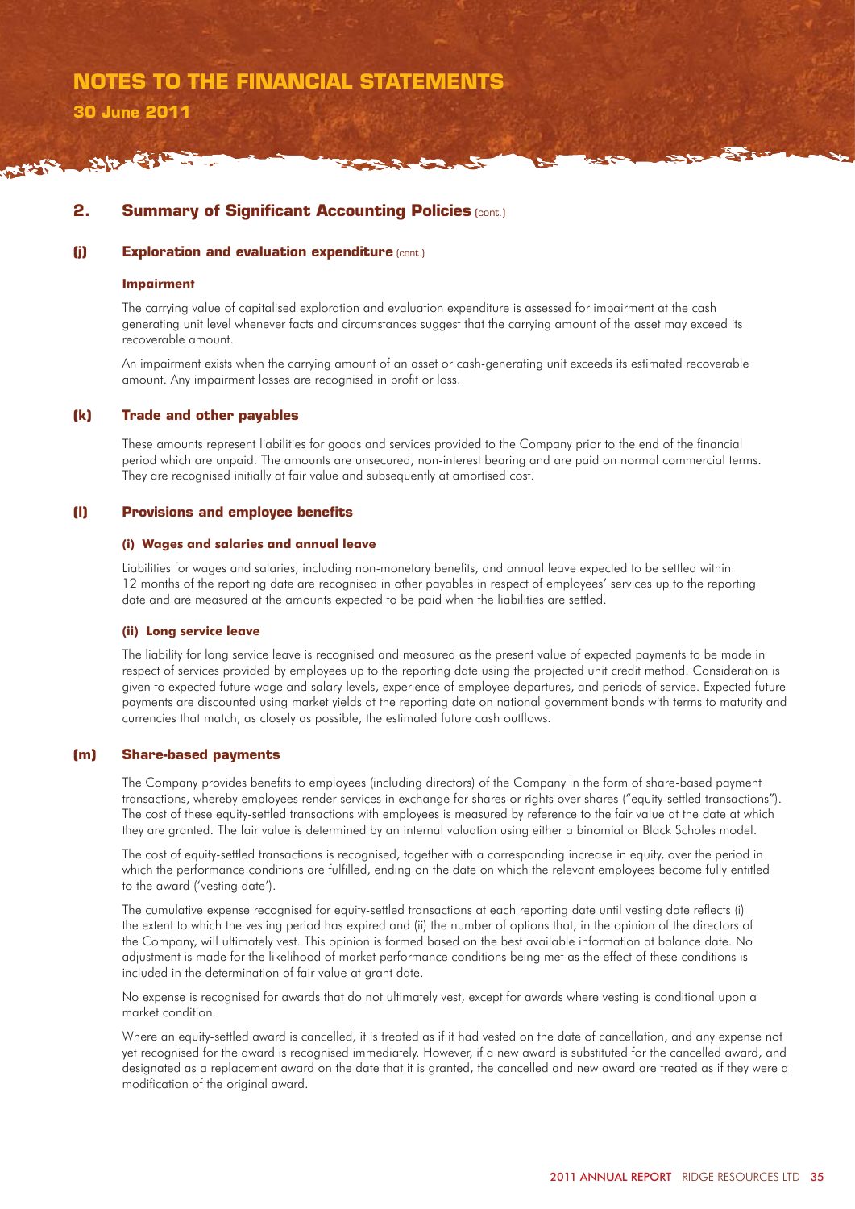## 2. Summary of Significant Accounting Policies (cont.)

### (j) Exploration and evaluation expenditure (cont.)

#### Impairment

The carrying value of capitalised exploration and evaluation expenditure is assessed for impairment at the cash generating unit level whenever facts and circumstances suggest that the carrying amount of the asset may exceed its recoverable amount.

An impairment exists when the carrying amount of an asset or cash-generating unit exceeds its estimated recoverable amount. Any impairment losses are recognised in profit or loss.

### (k) Trade and other payables

These amounts represent liabilities for goods and services provided to the Company prior to the end of the financial period which are unpaid. The amounts are unsecured, non-interest bearing and are paid on normal commercial terms. They are recognised initially at fair value and subsequently at amortised cost.

### (l) Provisions and employee benefits

#### (i) Wages and salaries and annual leave

Liabilities for wages and salaries, including non-monetary benefits, and annual leave expected to be settled within 12 months of the reporting date are recognised in other payables in respect of employees' services up to the reporting date and are measured at the amounts expected to be paid when the liabilities are settled.

#### (ii) Long service leave

The liability for long service leave is recognised and measured as the present value of expected payments to be made in respect of services provided by employees up to the reporting date using the projected unit credit method. Consideration is given to expected future wage and salary levels, experience of employee departures, and periods of service. Expected future payments are discounted using market yields at the reporting date on national government bonds with terms to maturity and currencies that match, as closely as possible, the estimated future cash outflows.

### (m) Share-based payments

The Company provides benefits to employees (including directors) of the Company in the form of share-based payment transactions, whereby employees render services in exchange for shares or rights over shares ("equity-settled transactions"). The cost of these equity-settled transactions with employees is measured by reference to the fair value at the date at which they are granted. The fair value is determined by an internal valuation using either a binomial or Black Scholes model.

The cost of equity-settled transactions is recognised, together with a corresponding increase in equity, over the period in which the performance conditions are fulfilled, ending on the date on which the relevant employees become fully entitled to the award ('vesting date').

The cumulative expense recognised for equity-settled transactions at each reporting date until vesting date reflects (i) the extent to which the vesting period has expired and (ii) the number of options that, in the opinion of the directors of the Company, will ultimately vest. This opinion is formed based on the best available information at balance date. No adjustment is made for the likelihood of market performance conditions being met as the effect of these conditions is included in the determination of fair value at grant date.

No expense is recognised for awards that do not ultimately vest, except for awards where vesting is conditional upon a market condition.

Where an equity-settled award is cancelled, it is treated as if it had vested on the date of cancellation, and any expense not yet recognised for the award is recognised immediately. However, if a new award is substituted for the cancelled award, and designated as a replacement award on the date that it is granted, the cancelled and new award are treated as if they were a modification of the original award.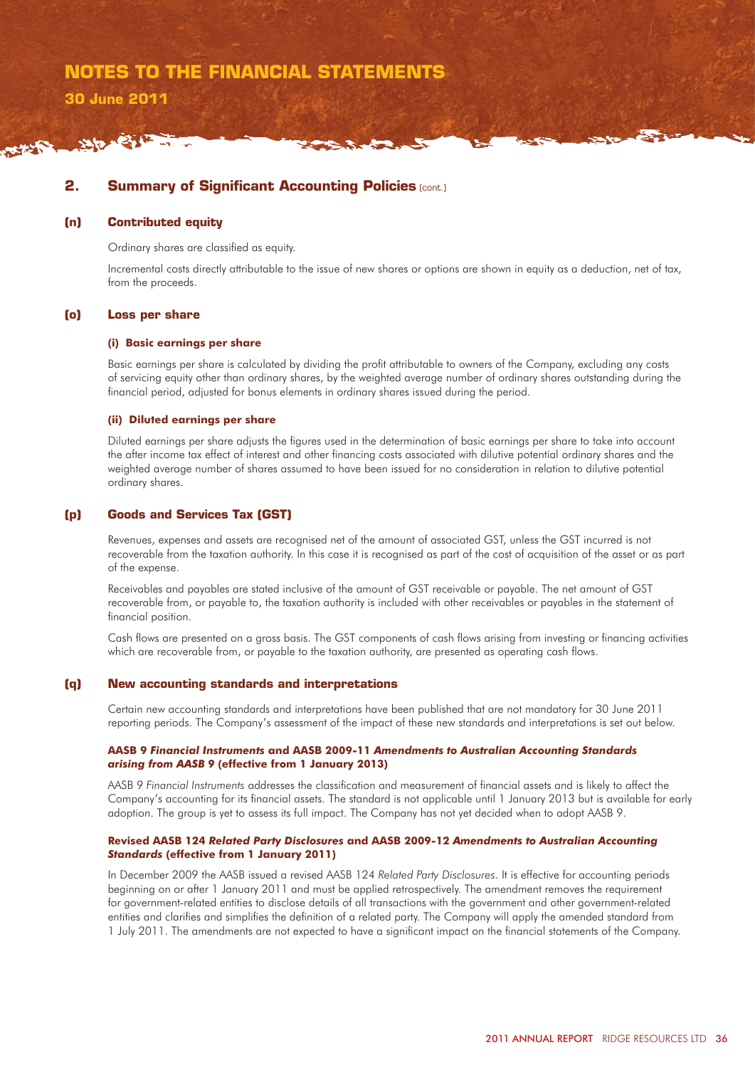## 2. Summary of Significant Accounting Policies (cont.)

### (n) Contributed equity

Ordinary shares are classified as equity.

Incremental costs directly attributable to the issue of new shares or options are shown in equity as a deduction, net of tax, from the proceeds.

### (o) Loss per share

#### (i) Basic earnings per share

Basic earnings per share is calculated by dividing the profit attributable to owners of the Company, excluding any costs of servicing equity other than ordinary shares, by the weighted average number of ordinary shares outstanding during the financial period, adjusted for bonus elements in ordinary shares issued during the period.

#### (ii) Diluted earnings per share

Diluted earnings per share adjusts the figures used in the determination of basic earnings per share to take into account the after income tax effect of interest and other financing costs associated with dilutive potential ordinary shares and the weighted average number of shares assumed to have been issued for no consideration in relation to dilutive potential ordinary shares.

### (p) Goods and Services Tax (GST)

Revenues, expenses and assets are recognised net of the amount of associated GST, unless the GST incurred is not recoverable from the taxation authority. In this case it is recognised as part of the cost of acquisition of the asset or as part of the expense.

Receivables and payables are stated inclusive of the amount of GST receivable or payable. The net amount of GST recoverable from, or payable to, the taxation authority is included with other receivables or payables in the statement of financial position.

Cash flows are presented on a gross basis. The GST components of cash flows arising from investing or financing activities which are recoverable from, or payable to the taxation authority, are presented as operating cash flows.

### (q) New accounting standards and interpretations

Certain new accounting standards and interpretations have been published that are not mandatory for 30 June 2011 reporting periods. The Company's assessment of the impact of these new standards and interpretations is set out below.

**AASB 9 *Financial Instruments* and AASB 2009-11 *Amendments to Australian Accounting Standards arising from AASB 9* (effective from 1 January 2013)**

AASB 9 *Financial Instruments* addresses the classification and measurement of financial assets and is likely to affect the Company's accounting for its financial assets. The standard is not applicable until 1 January 2013 but is available for early adoption. The group is yet to assess its full impact. The Company has not yet decided when to adopt AASB 9.

**Revised AASB 124 *Related Party Disclosures* and AASB 2009-12 *Amendments to Australian Accounting Standards* (effective from 1 January 2011)**

In December 2009 the AASB issued a revised AASB 124 *Related Party Disclosures*. It is effective for accounting periods beginning on or after 1 January 2011 and must be applied retrospectively. The amendment removes the requirement for government-related entities to disclose details of all transactions with the government and other government-related entities and clarifies and simplifies the definition of a related party. The Company will apply the amended standard from 1 July 2011. The amendments are not expected to have a significant impact on the financial statements of the Company.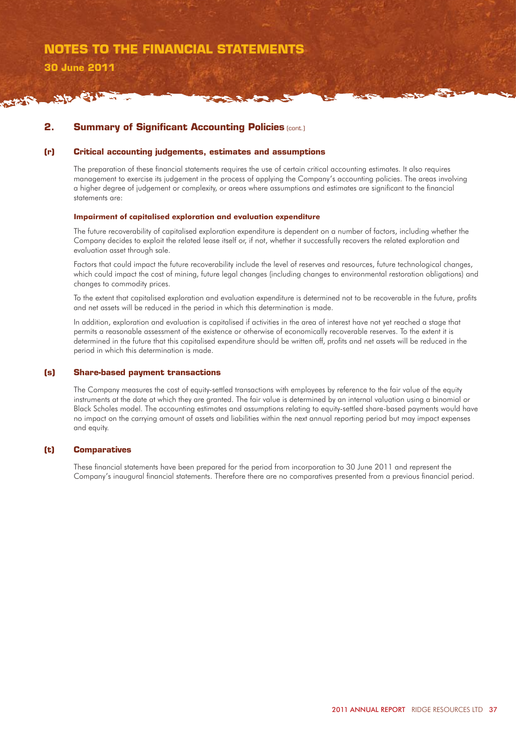## 2. Summary of Significant Accounting Policies (cont.)

### (r) Critical accounting judgements, estimates and assumptions

The preparation of these financial statements requires the use of certain critical accounting estimates. It also requires management to exercise its judgement in the process of applying the Company's accounting policies. The areas involving a higher degree of judgement or complexity, or areas where assumptions and estimates are significant to the financial statements are:

**Impairment of capitalised exploration and evaluation expenditure**

The future recoverability of capitalised exploration expenditure is dependent on a number of factors, including whether the Company decides to exploit the related lease itself or, if not, whether it successfully recovers the related exploration and evaluation asset through sale.

Factors that could impact the future recoverability include the level of reserves and resources, future technological changes, which could impact the cost of mining, future legal changes (including changes to environmental restoration obligations) and changes to commodity prices.

To the extent that capitalised exploration and evaluation expenditure is determined not to be recoverable in the future, profits and net assets will be reduced in the period in which this determination is made.

In addition, exploration and evaluation is capitalised if activities in the area of interest have not yet reached a stage that permits a reasonable assessment of the existence or otherwise of economically recoverable reserves. To the extent it is determined in the future that this capitalised expenditure should be written off, profits and net assets will be reduced in the period in which this determination is made.

### (s) Share-based payment transactions

The Company measures the cost of equity-settled transactions with employees by reference to the fair value of the equity instruments at the date at which they are granted. The fair value is determined by an internal valuation using a binomial or Black Scholes model. The accounting estimates and assumptions relating to equity-settled share-based payments would have no impact on the carrying amount of assets and liabilities within the next annual reporting period but may impact expenses and equity.

### (t) Comparatives

These financial statements have been prepared for the period from incorporation to 30 June 2011 and represent the Company's inaugural financial statements. Therefore there are no comparatives presented from a previous financial period.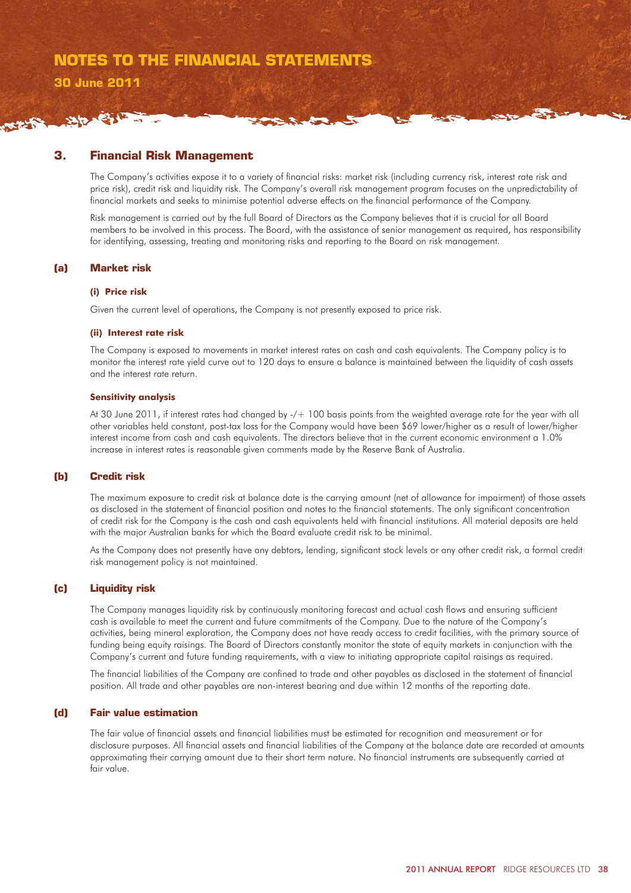## 3. Financial Risk Management

The Company's activities expose it to a variety of financial risks: market risk (including currency risk, interest rate risk and price risk), credit risk and liquidity risk. The Company's overall risk management program focuses on the unpredictability of financial markets and seeks to minimise potential adverse effects on the financial performance of the Company.

Risk management is carried out by the full Board of Directors as the Company believes that it is crucial for all Board members to be involved in this process. The Board, with the assistance of senior management as required, has responsibility for identifying, assessing, treating and monitoring risks and reporting to the Board on risk management.

### (a) Market risk

#### (i) Price risk

Given the current level of operations, the Company is not presently exposed to price risk.

#### (ii) Interest rate risk

The Company is exposed to movements in market interest rates on cash and cash equivalents. The Company policy is to monitor the interest rate yield curve out to 120 days to ensure a balance is maintained between the liquidity of cash assets and the interest rate return.

**Sensitivity analysis**

At 30 June 2011, if interest rates had changed by -/+ 100 basis points from the weighted average rate for the year with all other variables held constant, post-tax loss for the Company would have been $69 lower/higher as a result of lower/higher interest income from cash and cash equivalents. The directors believe that in the current economic environment a 1.0% increase in interest rates is reasonable given comments made by the Reserve Bank of Australia.

### (b) Credit risk

The maximum exposure to credit risk at balance date is the carrying amount (net of allowance for impairment) of those assets as disclosed in the statement of financial position and notes to the financial statements. The only significant concentration of credit risk for the Company is the cash and cash equivalents held with financial institutions. All material deposits are held with the major Australian banks for which the Board evaluate credit risk to be minimal.

As the Company does not presently have any debtors, lending, significant stock levels or any other credit risk, a formal credit risk management policy is not maintained.

### (c) Liquidity risk

The Company manages liquidity risk by continuously monitoring forecast and actual cash flows and ensuring sufficient cash is available to meet the current and future commitments of the Company. Due to the nature of the Company's activities, being mineral exploration, the Company does not have ready access to credit facilities, with the primary source of funding being equity raisings. The Board of Directors constantly monitor the state of equity markets in conjunction with the Company's current and future funding requirements, with a view to initiating appropriate capital raisings as required.

The financial liabilities of the Company are confined to trade and other payables as disclosed in the statement of financial position. All trade and other payables are non-interest bearing and due within 12 months of the reporting date.

### (d) Fair value estimation

The fair value of financial assets and financial liabilities must be estimated for recognition and measurement or for disclosure purposes. All financial assets and financial liabilities of the Company at the balance date are recorded at amounts approximating their carrying amount due to their short term nature. No financial instruments are subsequently carried at fair value.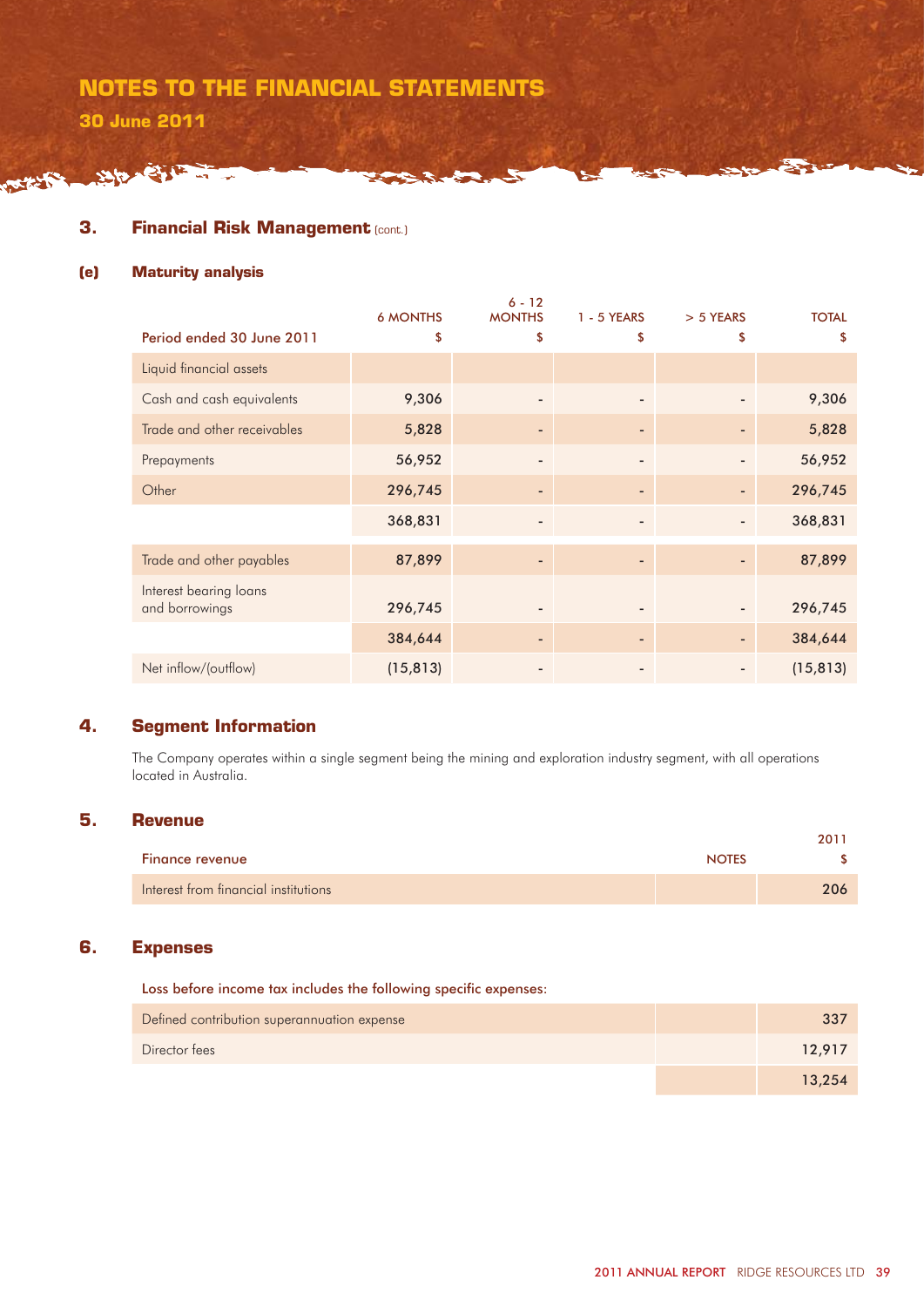## 3. Financial Risk Management (cont.)

### (e) Maturity analysis

| Period ended 30 June 2011 | 6 MONTHS $ | 6 - 12 MONTHS $ | 1 - 5 YEARS $ | > 5 YEARS $ | TOTAL $ |
|---|---|---|---|---|---|
| Liquid financial assets | | | | | |
| Cash and cash equivalents | 9,306 | - | - | - | 9,306 |
| Trade and other receivables | 5,828 | - | - | - | 5,828 |
| Prepayments | 56,952 | - | - | - | 56,952 |
| Other | 296,745 | - | - | - | 296,745 |
| | 368,831 | - | - | - | 368,831 |
| Trade and other payables | 87,899 | - | - | - | 87,899 |
| Interest bearing loans and borrowings | 296,745 | - | - | - | 296,745 |
| | 384,644 | - | - | - | 384,644 |
| Net inflow/(outflow) | (15,813) | - | - | - | (15,813) |

## 4. Segment Information

The Company operates within a single segment being the mining and exploration industry segment, with all operations located in Australia.

## 5. Revenue

| Finance revenue | NOTES | 2011 $ |
|---|---|---|
| Interest from financial institutions | | 206 |

## 6. Expenses

Loss before income tax includes the following specific expenses:

| | | |
|---|---|---|
| Defined contribution superannuation expense | | 337 |
| Director fees | | 12,917 |
| | | 13,254 |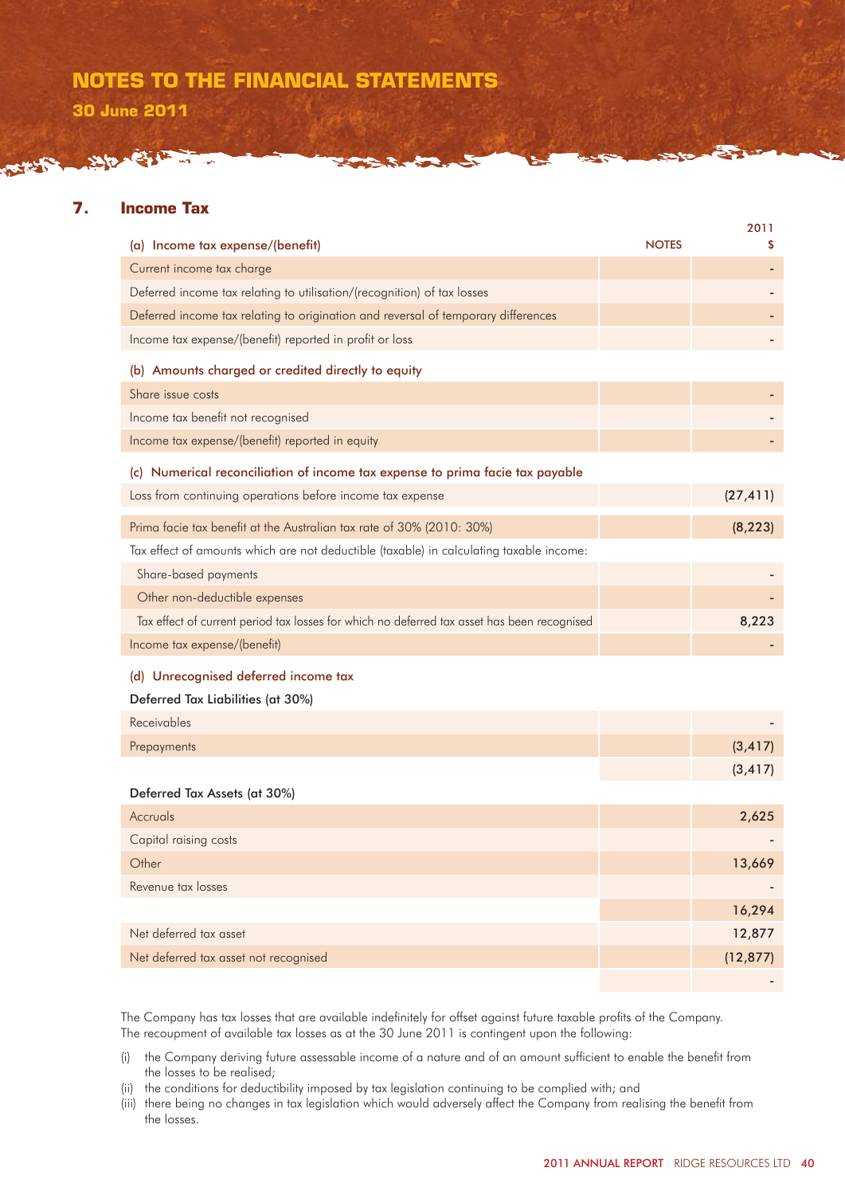## 7. Income Tax

| (a) Income tax expense/(benefit) | NOTES | 2011 $ |
|---|---|---|
| Current income tax charge | | - |
| Deferred income tax relating to utilisation/(recognition) of tax losses | | - |
| Deferred income tax relating to origination and reversal of temporary differences | | - |
| Income tax expense/(benefit) reported in profit or loss | | - |
| **(b) Amounts charged or credited directly to equity** | | |
| Share issue costs | | - |
| Income tax benefit not recognised | | - |
| Income tax expense/(benefit) reported in equity | | - |
| **(c) Numerical reconciliation of income tax expense to prima facie tax payable** | | |
| Loss from continuing operations before income tax expense | | (27,411) |
| Prima facie tax benefit at the Australian tax rate of 30% (2010: 30%) | | (8,223) |
| Tax effect of amounts which are not deductible (taxable) in calculating taxable income: | | |
| Share-based payments | | - |
| Other non-deductible expenses | | - |
| Tax effect of current period tax losses for which no deferred tax asset has been recognised | | 8,223 |
| Income tax expense/(benefit) | | - |
| **(d) Unrecognised deferred income tax** | | |
| **Deferred Tax Liabilities (at 30%)** | | |
| Receivables | | - |
| Prepayments | | (3,417) |
| | | (3,417) |
| **Deferred Tax Assets (at 30%)** | | |
| Accruals | | 2,625 |
| Capital raising costs | | - |
| Other | | 13,669 |
| Revenue tax losses | | - |
| | | 16,294 |
| Net deferred tax asset | | 12,877 |
| Net deferred tax asset not recognised | | (12,877) |
| | | - |

The Company has tax losses that are available indefinitely for offset against future taxable profits of the Company. The recoupment of available tax losses as at the 30 June 2011 is contingent upon the following:

(i) the Company deriving future assessable income of a nature and of an amount sufficient to enable the benefit from the losses to be realised;

(ii) the conditions for deductibility imposed by tax legislation continuing to be complied with; and

(iii) there being no changes in tax legislation which would adversely affect the Company from realising the benefit from the losses.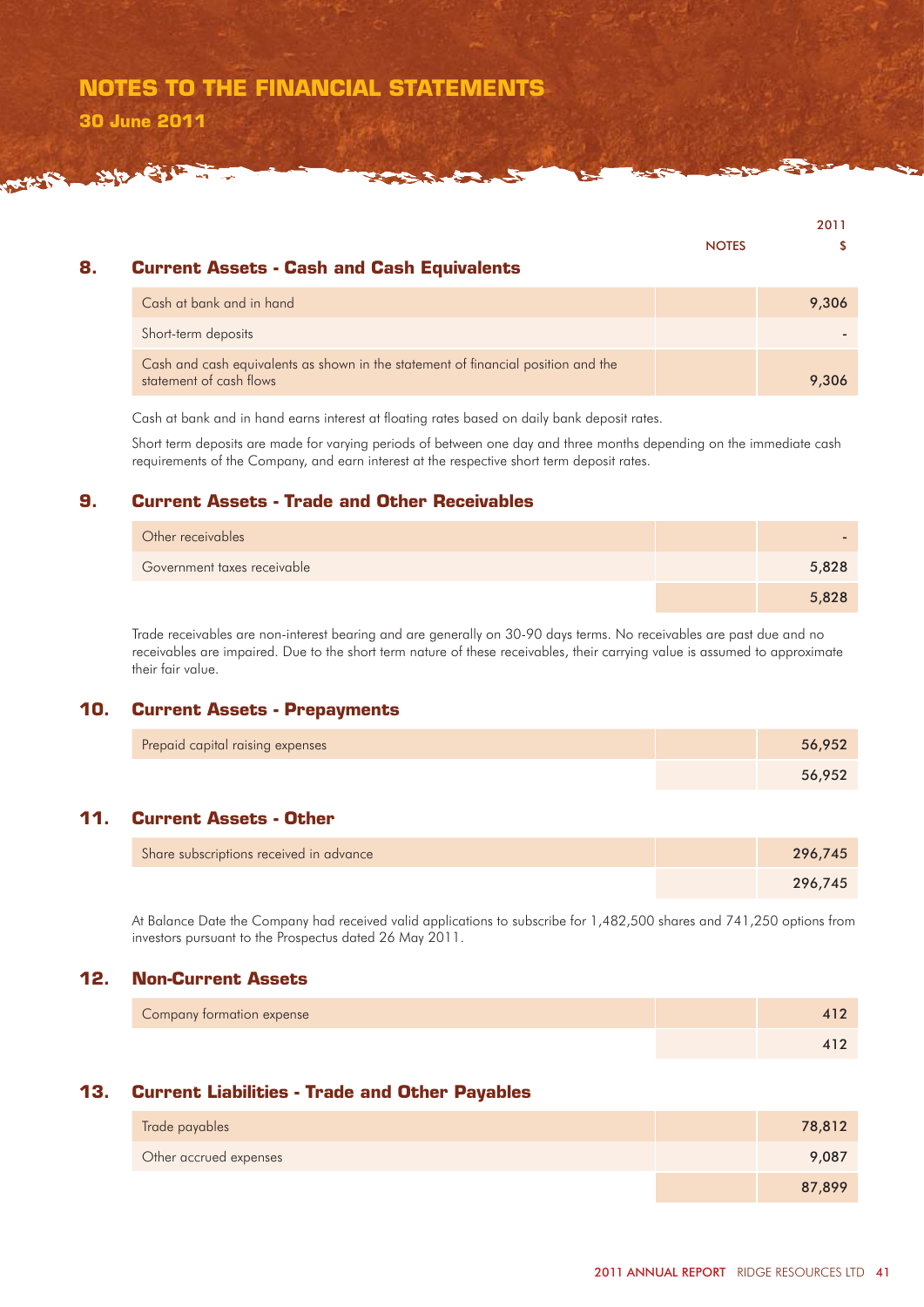# NOTES TO THE FINANCIAL STATEMENTS

## 30 June 2011

| | NOTES | 2011 $ |
|---|---|---|

## 8. Current Assets - Cash and Cash Equivalents

| | NOTES | 2011 $ |
|---|---|---|
| Cash at bank and in hand | | 9,306 |
| Short-term deposits | | - |
| Cash and cash equivalents as shown in the statement of financial position and the statement of cash flows | | 9,306 |

Cash at bank and in hand earns interest at floating rates based on daily bank deposit rates.

Short term deposits are made for varying periods of between one day and three months depending on the immediate cash requirements of the Company, and earn interest at the respective short term deposit rates.

## 9. Current Assets - Trade and Other Receivables

| | | |
|---|---|---|
| Other receivables | | - |
| Government taxes receivable | | 5,828 |
| | | 5,828 |

Trade receivables are non-interest bearing and are generally on 30-90 days terms. No receivables are past due and no receivables are impaired. Due to the short term nature of these receivables, their carrying value is assumed to approximate their fair value.

## 10. Current Assets - Prepayments

| | | |
|---|---|---|
| Prepaid capital raising expenses | | 56,952 |
| | | 56,952 |

## 11. Current Assets - Other

| | | |
|---|---|---|
| Share subscriptions received in advance | | 296,745 |
| | | 296,745 |

At Balance Date the Company had received valid applications to subscribe for 1,482,500 shares and 741,250 options from investors pursuant to the Prospectus dated 26 May 2011.

## 12. Non-Current Assets

| | | |
|---|---|---|
| Company formation expense | | 412 |
| | | 412 |

## 13. Current Liabilities - Trade and Other Payables

| | | |
|---|---|---|
| Trade payables | | 78,812 |
| Other accrued expenses | | 9,087 |
| | | 87,899 |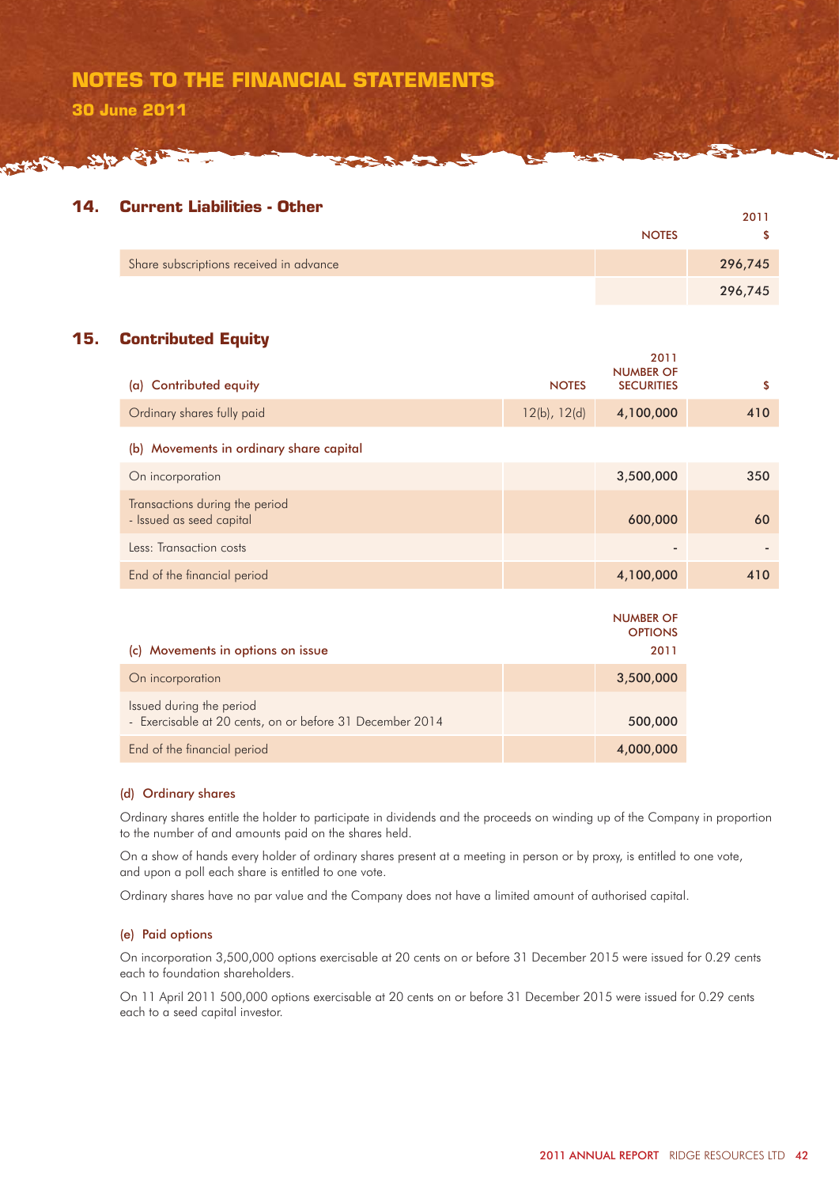# NOTES TO THE FINANCIAL STATEMENTS

**30 June 2011**

## 14. Current Liabilities - Other

| | NOTES | 2011 $ |
|---|---|---|
| Share subscriptions received in advance | | 296,745 |
| | | 296,745 |

## 15. Contributed Equity

| (a) Contributed equity | NOTES | 2011 NUMBER OF SECURITIES | $ |
|---|---|---|---|
| Ordinary shares fully paid | 12(b), 12(d) | 4,100,000 | 410 |
| **(b) Movements in ordinary share capital** | | | |
| On incorporation | | 3,500,000 | 350 |
| Transactions during the period<br>- Issued as seed capital | | 600,000 | 60 |
| Less: Transaction costs | | - | - |
| End of the financial period | | 4,100,000 | 410 |

| (c) Movements in options on issue | | NUMBER OF OPTIONS 2011 |
|---|---|---|
| On incorporation | | 3,500,000 |
| Issued during the period<br>- Exercisable at 20 cents, on or before 31 December 2014 | | 500,000 |
| End of the financial period | | 4,000,000 |

### (d) Ordinary shares

Ordinary shares entitle the holder to participate in dividends and the proceeds on winding up of the Company in proportion to the number of and amounts paid on the shares held.

On a show of hands every holder of ordinary shares present at a meeting in person or by proxy, is entitled to one vote, and upon a poll each share is entitled to one vote.

Ordinary shares have no par value and the Company does not have a limited amount of authorised capital.

### (e) Paid options

On incorporation 3,500,000 options exercisable at 20 cents on or before 31 December 2015 were issued for 0.29 cents each to foundation shareholders.

On 11 April 2011 500,000 options exercisable at 20 cents on or before 31 December 2015 were issued for 0.29 cents each to a seed capital investor.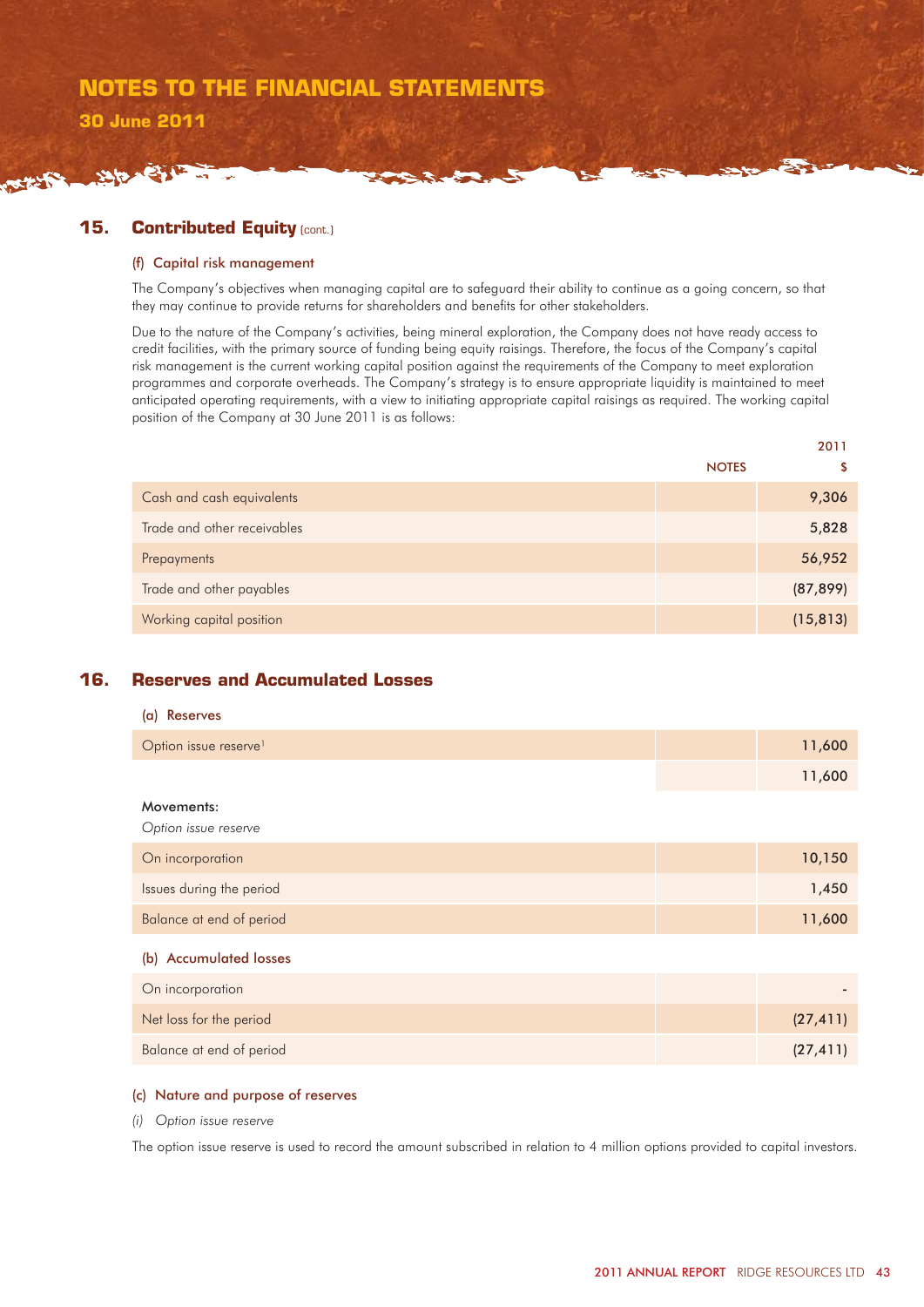## 15. Contributed Equity (cont.)

### (f) Capital risk management

The Company's objectives when managing capital are to safeguard their ability to continue as a going concern, so that they may continue to provide returns for shareholders and benefits for other stakeholders.

Due to the nature of the Company's activities, being mineral exploration, the Company does not have ready access to credit facilities, with the primary source of funding being equity raisings. Therefore, the focus of the Company's capital risk management is the current working capital position against the requirements of the Company to meet exploration programmes and corporate overheads. The Company's strategy is to ensure appropriate liquidity is maintained to meet anticipated operating requirements, with a view to initiating appropriate capital raisings as required. The working capital position of the Company at 30 June 2011 is as follows:

| | NOTES | 2011<br>$ |
|---|---|---|
| Cash and cash equivalents | | 9,306 |
| Trade and other receivables | | 5,828 |
| Prepayments | | 56,952 |
| Trade and other payables | | (87,899) |
| Working capital position | | (15,813) |

## 16. Reserves and Accumulated Losses

### (a) Reserves

| | | |
|---|---|---|
| Option issue reserve[1] | | 11,600 |
| | | 11,600 |

**Movements:**

*Option issue reserve*

| | | |
|---|---|---|
| On incorporation | | 10,150 |
| Issues during the period | | 1,450 |
| Balance at end of period | | 11,600 |

### (b) Accumulated losses

| | | |
|---|---|---|
| On incorporation | | - |
| Net loss for the period | | (27,411) |
| Balance at end of period | | (27,411) |

### (c) Nature and purpose of reserves

*(i) Option issue reserve*

The option issue reserve is used to record the amount subscribed in relation to 4 million options provided to capital investors.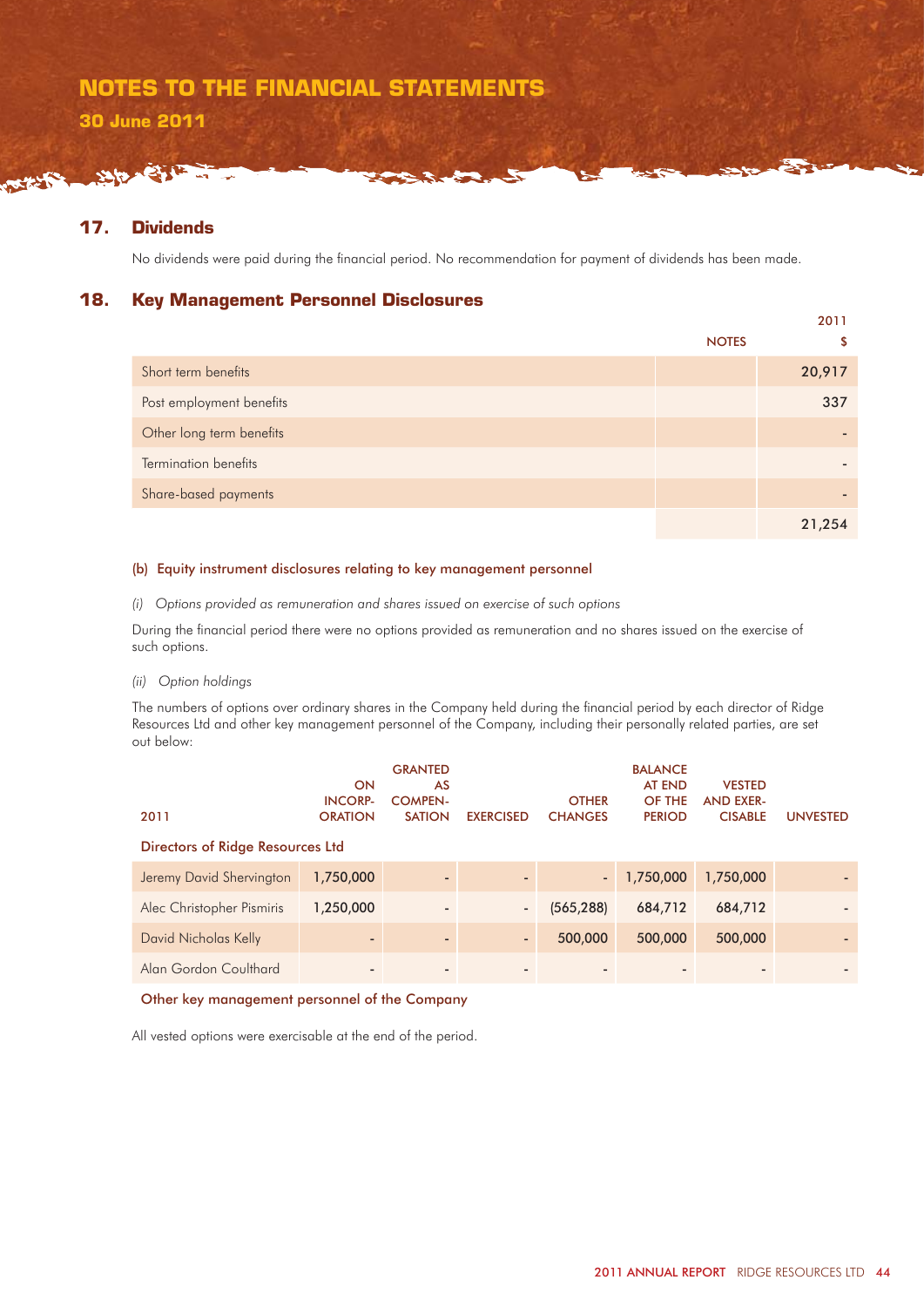# NOTES TO THE FINANCIAL STATEMENTS

**30 June 2011**

## 17. Dividends

No dividends were paid during the financial period. No recommendation for payment of dividends has been made.

## 18. Key Management Personnel Disclosures

| | NOTES | 2011 $ |
|---|---|---|
| Short term benefits | | 20,917 |
| Post employment benefits | | 337 |
| Other long term benefits | | - |
| Termination benefits | | - |
| Share-based payments | | - |
| | | 21,254 |

### (b) Equity instrument disclosures relating to key management personnel

*(i) Options provided as remuneration and shares issued on exercise of such options*

During the financial period there were no options provided as remuneration and no shares issued on the exercise of such options.

*(ii) Option holdings*

The numbers of options over ordinary shares in the Company held during the financial period by each director of Ridge Resources Ltd and other key management personnel of the Company, including their personally related parties, are set out below:

| 2011 | ON INCORPORATION | GRANTED AS COMPENSATION | EXERCISED | OTHER CHANGES | BALANCE AT END OF THE PERIOD | VESTED AND EXERCISABLE | UNVESTED |
|---|---|---|---|---|---|---|---|
| **Directors of Ridge Resources Ltd** | | | | | | | |
| Jeremy David Shervington | 1,750,000 | - | - | - | 1,750,000 | 1,750,000 | - |
| Alec Christopher Pismiris | 1,250,000 | - | - | (565,288) | 684,712 | 684,712 | - |
| David Nicholas Kelly | - | - | - | 500,000 | 500,000 | 500,000 | - |
| Alan Gordon Coulthard | - | - | - | - | - | - | - |
| **Other key management personnel of the Company** | | | | | | | |

All vested options were exercisable at the end of the period.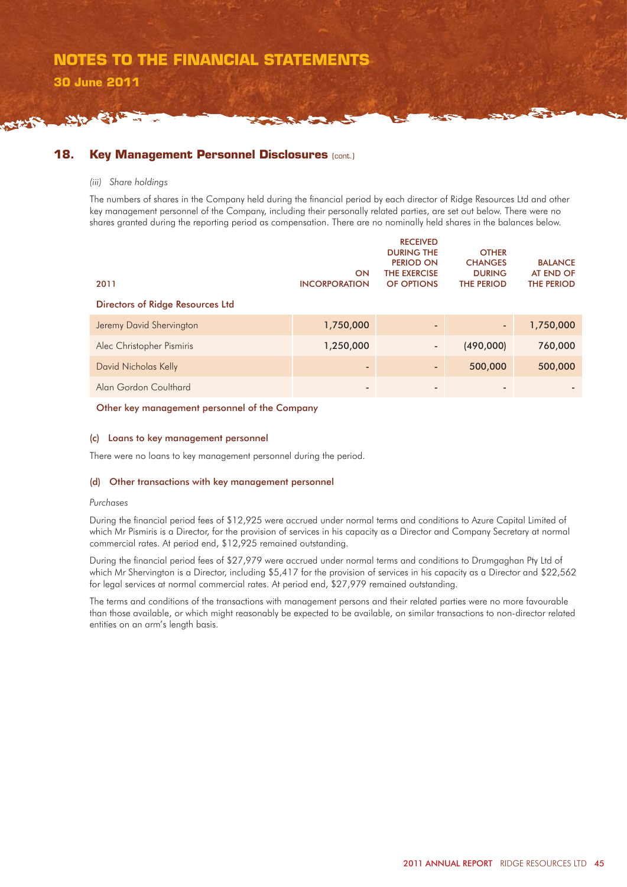## 18. Key Management Personnel Disclosures (cont.)

*(iii) Share holdings*

The numbers of shares in the Company held during the financial period by each director of Ridge Resources Ltd and other key management personnel of the Company, including their personally related parties, are set out below. There were no shares granted during the reporting period as compensation. There are no nominally held shares in the balances below.

| 2011 | ON INCORPORATION | RECEIVED DURING THE PERIOD ON THE EXERCISE OF OPTIONS | OTHER CHANGES DURING THE PERIOD | BALANCE AT END OF THE PERIOD |
|---|---|---|---|---|
| **Directors of Ridge Resources Ltd** | | | | |
| Jeremy David Shervington | 1,750,000 | - | - | 1,750,000 |
| Alec Christopher Pismiris | 1,250,000 | - | (490,000) | 760,000 |
| David Nicholas Kelly | - | - | 500,000 | 500,000 |
| Alan Gordon Coulthard | - | - | - | - |
| **Other key management personnel of the Company** | | | | |

### (c) Loans to key management personnel

There were no loans to key management personnel during the period.

### (d) Other transactions with key management personnel

*Purchases*

During the financial period fees of $12,925 were accrued under normal terms and conditions to Azure Capital Limited of which Mr Pismiris is a Director, for the provision of services in his capacity as a Director and Company Secretary at normal commercial rates. At period end, $12,925 remained outstanding.

During the financial period fees of $27,979 were accrued under normal terms and conditions to Drumgaghan Pty Ltd of which Mr Shervington is a Director, including $5,417 for the provision of services in his capacity as a Director and $22,562 for legal services at normal commercial rates. At period end, $27,979 remained outstanding.

The terms and conditions of the transactions with management persons and their related parties were no more favourable than those available, or which might reasonably be expected to be available, on similar transactions to non-director related entities on an arm's length basis.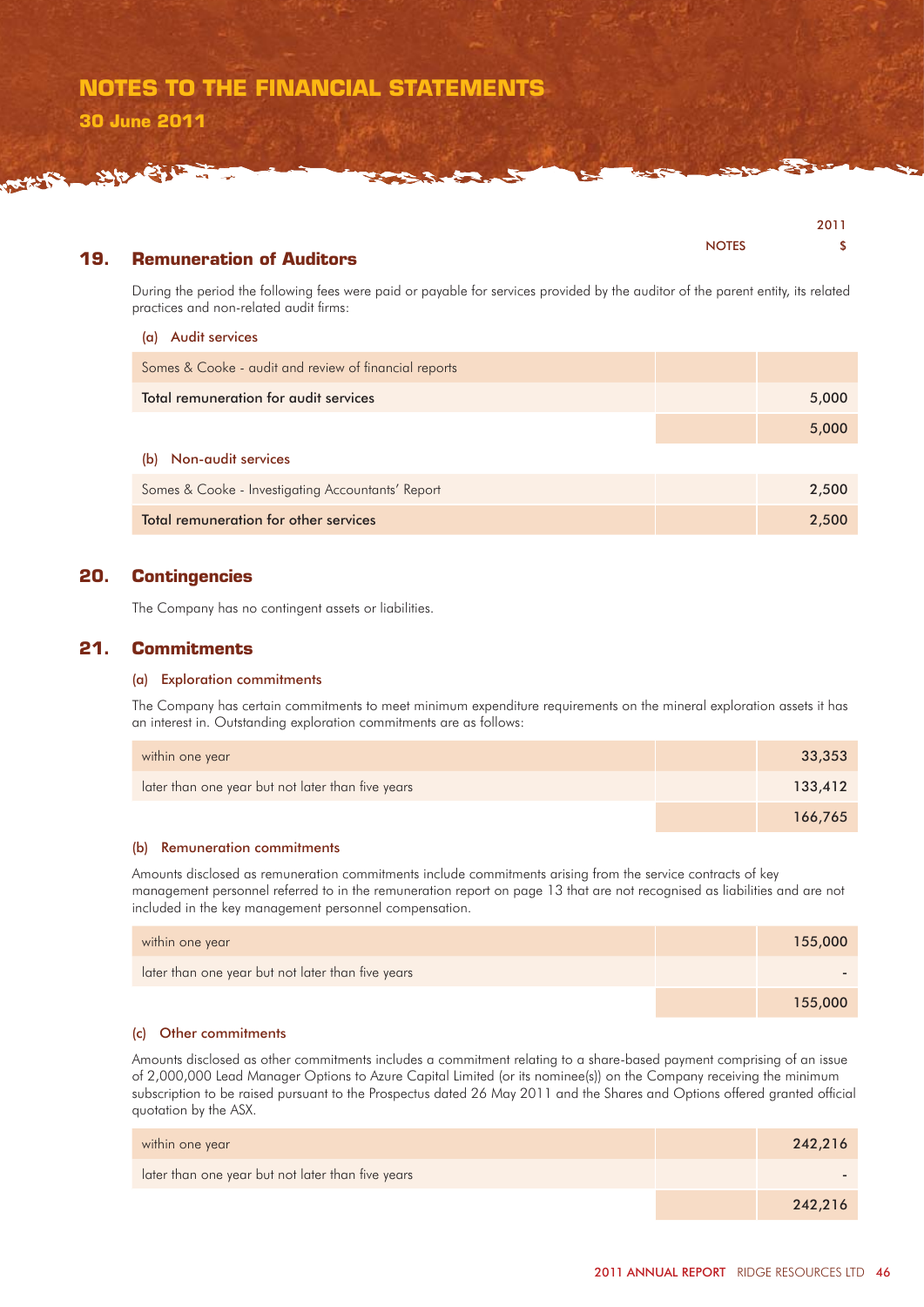## 19. Remuneration of Auditors

|  | NOTES | 2011 $ |
|---|---|---|

During the period the following fees were paid or payable for services provided by the auditor of the parent entity, its related practices and non-related audit firms:

(a) Audit services

|  |  |  |
|---|---|---|
| Somes & Cooke - audit and review of financial reports |  |  |
| Total remuneration for audit services |  | 5,000 |
|  |  | 5,000 |

(b) Non-audit services

|  |  |  |
|---|---|---|
| Somes & Cooke - Investigating Accountants' Report |  | 2,500 |
| Total remuneration for other services |  | 2,500 |

## 20. Contingencies

The Company has no contingent assets or liabilities.

## 21. Commitments

### (a) Exploration commitments

The Company has certain commitments to meet minimum expenditure requirements on the mineral exploration assets it has an interest in. Outstanding exploration commitments are as follows:

|  |  |  |
|---|---|---|
| within one year |  | 33,353 |
| later than one year but not later than five years |  | 133,412 |
|  |  | 166,765 |

### (b) Remuneration commitments

Amounts disclosed as remuneration commitments include commitments arising from the service contracts of key management personnel referred to in the remuneration report on page 13 that are not recognised as liabilities and are not included in the key management personnel compensation.

|  |  |  |
|---|---|---|
| within one year |  | 155,000 |
| later than one year but not later than five years |  | - |
|  |  | 155,000 |

### (c) Other commitments

Amounts disclosed as other commitments includes a commitment relating to a share-based payment comprising of an issue of 2,000,000 Lead Manager Options to Azure Capital Limited (or its nominee(s)) on the Company receiving the minimum subscription to be raised pursuant to the Prospectus dated 26 May 2011 and the Shares and Options offered granted official quotation by the ASX.

|  |  |  |
|---|---|---|
| within one year |  | 242,216 |
| later than one year but not later than five years |  | - |
|  |  | 242,216 |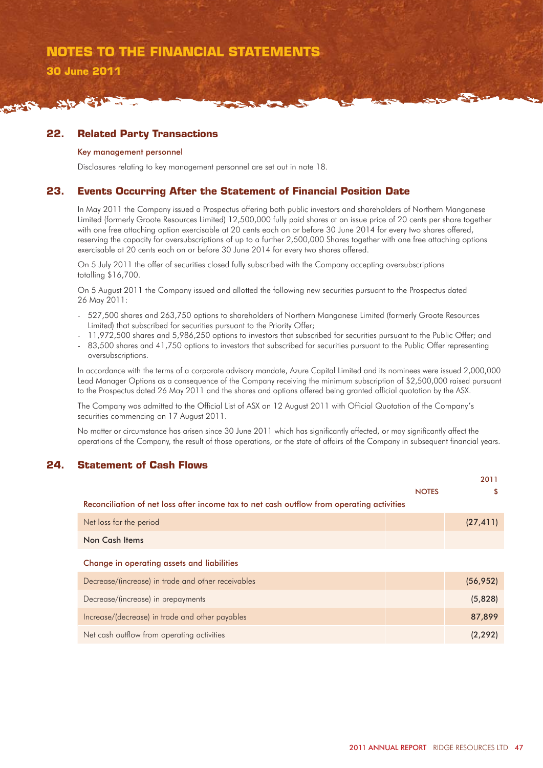## 22. Related Party Transactions

### Key management personnel

Disclosures relating to key management personnel are set out in note 18.

## 23. Events Occurring After the Statement of Financial Position Date

In May 2011 the Company issued a Prospectus offering both public investors and shareholders of Northern Manganese Limited (formerly Groote Resources Limited) 12,500,000 fully paid shares at an issue price of 20 cents per share together with one free attaching option exercisable at 20 cents each on or before 30 June 2014 for every two shares offered, reserving the capacity for oversubscriptions of up to a further 2,500,000 Shares together with one free attaching options exercisable at 20 cents each on or before 30 June 2014 for every two shares offered.

On 5 July 2011 the offer of securities closed fully subscribed with the Company accepting oversubscriptions totalling $16,700.

On 5 August 2011 the Company issued and allotted the following new securities pursuant to the Prospectus dated 26 May 2011:

- 527,500 shares and 263,750 options to shareholders of Northern Manganese Limited (formerly Groote Resources Limited) that subscribed for securities pursuant to the Priority Offer;
- 11,972,500 shares and 5,986,250 options to investors that subscribed for securities pursuant to the Public Offer; and
- 83,500 shares and 41,750 options to investors that subscribed for securities pursuant to the Public Offer representing oversubscriptions.

In accordance with the terms of a corporate advisory mandate, Azure Capital Limited and its nominees were issued 2,000,000 Lead Manager Options as a consequence of the Company receiving the minimum subscription of $2,500,000 raised pursuant to the Prospectus dated 26 May 2011 and the shares and options offered being granted official quotation by the ASX.

The Company was admitted to the Official List of ASX on 12 August 2011 with Official Quotation of the Company's securities commencing on 17 August 2011.

No matter or circumstance has arisen since 30 June 2011 which has significantly affected, or may significantly affect the operations of the Company, the result of those operations, or the state of affairs of the Company in subsequent financial years.

## 24. Statement of Cash Flows

| | NOTES | 2011 $ |
|---|---|---|
| **Reconciliation of net loss after income tax to net cash outflow from operating activities** | | |
| Net loss for the period | | (27,411) |
| Non Cash Items | | |
| **Change in operating assets and liabilities** | | |
| Decrease/(increase) in trade and other receivables | | (56,952) |
| Decrease/(increase) in prepayments | | (5,828) |
| Increase/(decrease) in trade and other payables | | 87,899 |
| Net cash outflow from operating activities | | (2,292) |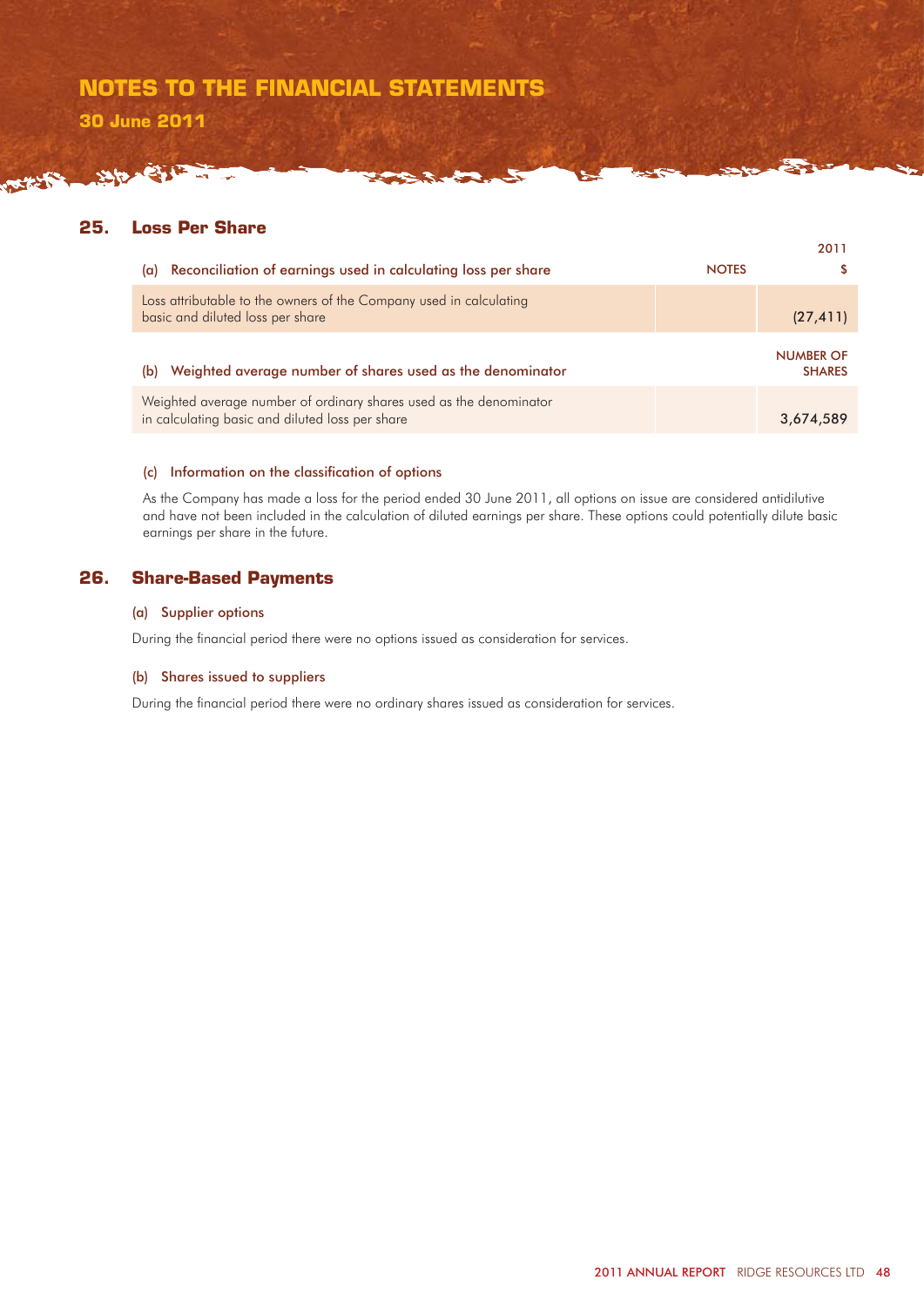## 25. Loss Per Share

| (a) Reconciliation of earnings used in calculating loss per share | NOTES | 2011 $ |
|---|---|---|
| Loss attributable to the owners of the Company used in calculating basic and diluted loss per share | | (27,411) |

| (b) Weighted average number of shares used as the denominator | | NUMBER OF SHARES |
|---|---|---|
| Weighted average number of ordinary shares used as the denominator in calculating basic and diluted loss per share | | 3,674,589 |

### (c) Information on the classification of options

As the Company has made a loss for the period ended 30 June 2011, all options on issue are considered antidilutive and have not been included in the calculation of diluted earnings per share. These options could potentially dilute basic earnings per share in the future.

## 26. Share-Based Payments

### (a) Supplier options

During the financial period there were no options issued as consideration for services.

### (b) Shares issued to suppliers

During the financial period there were no ordinary shares issued as consideration for services.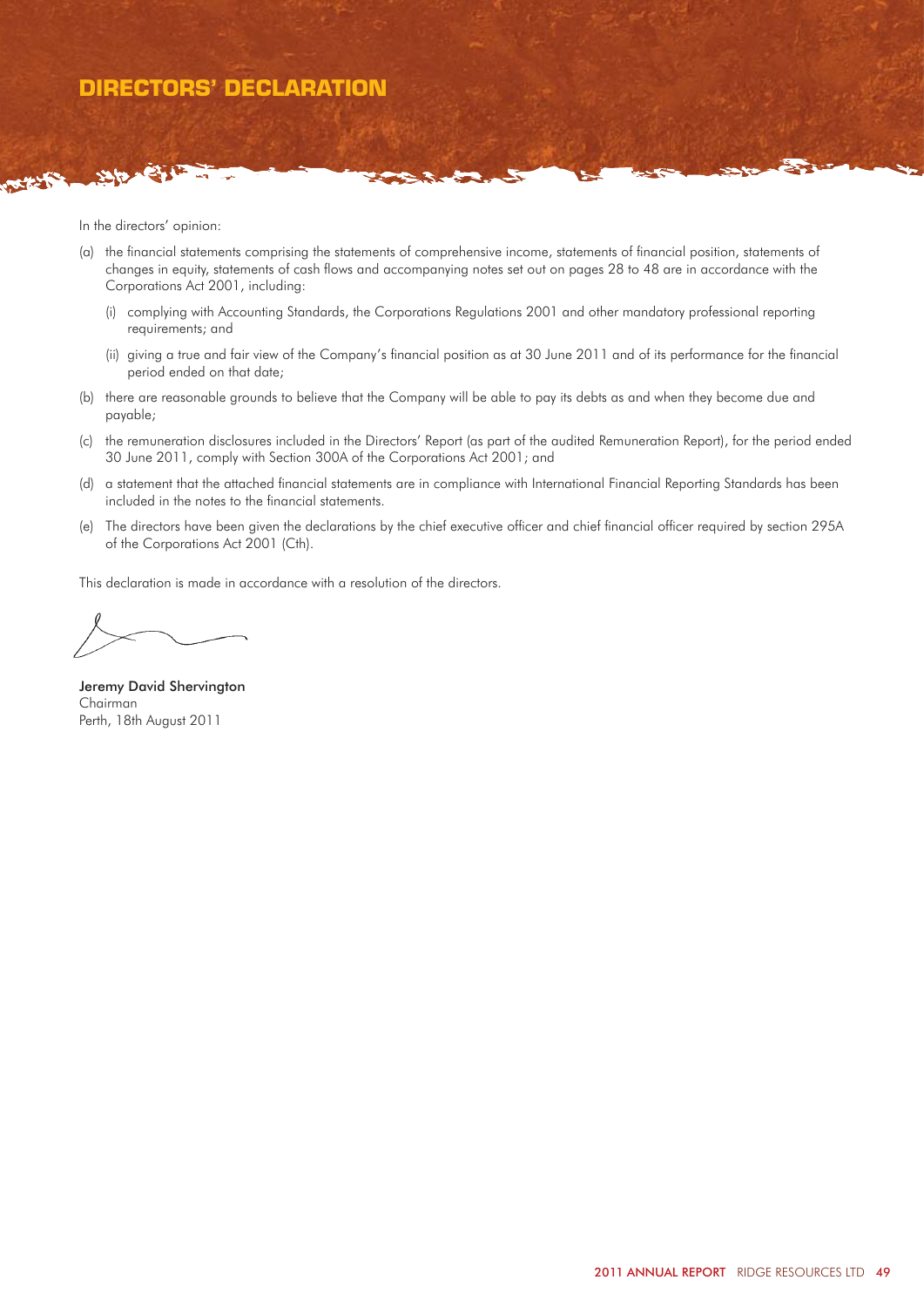# DIRECTORS' DECLARATION

In the directors' opinion:

(a) the financial statements comprising the statements of comprehensive income, statements of financial position, statements of changes in equity, statements of cash flows and accompanying notes set out on pages 28 to 48 are in accordance with the Corporations Act 2001, including:

   (i) complying with Accounting Standards, the Corporations Regulations 2001 and other mandatory professional reporting requirements; and

   (ii) giving a true and fair view of the Company's financial position as at 30 June 2011 and of its performance for the financial period ended on that date;

(b) there are reasonable grounds to believe that the Company will be able to pay its debts as and when they become due and payable;

(c) the remuneration disclosures included in the Directors' Report (as part of the audited Remuneration Report), for the period ended 30 June 2011, comply with Section 300A of the Corporations Act 2001; and

(d) a statement that the attached financial statements are in compliance with International Financial Reporting Standards has been included in the notes to the financial statements.

(e) The directors have been given the declarations by the chief executive officer and chief financial officer required by section 295A of the Corporations Act 2001 (Cth).

This declaration is made in accordance with a resolution of the directors.

**Jeremy David Shervington**
Chairman
Perth, 18th August 2011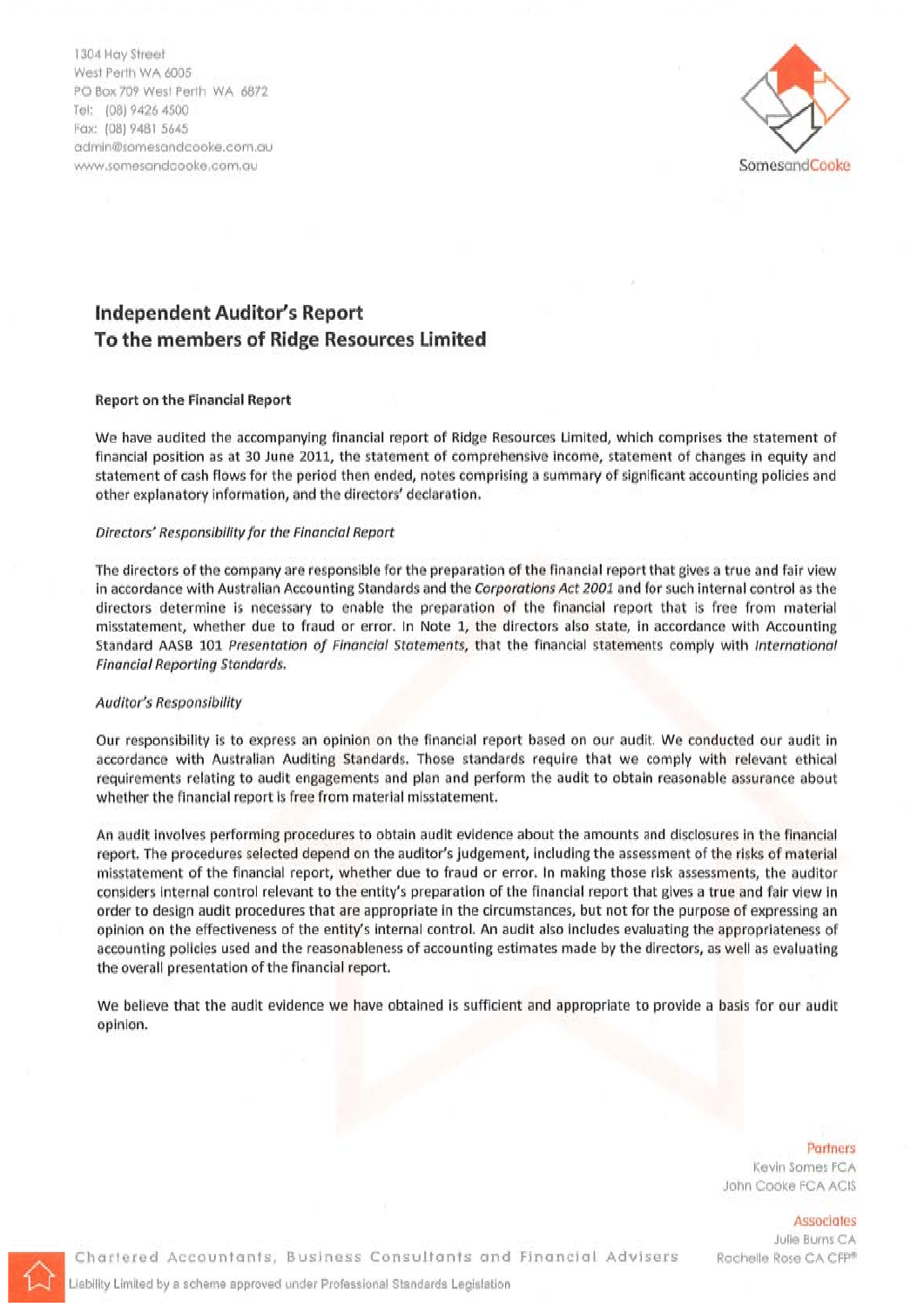1304 Hay Street
West Perth WA 6005
PO Box 709 West Perth WA 6872
Tel: (08) 9426 4500
Fax: (08) 9481 5645
admin@somesandcooke.com.au
www.somesandcooke.com.au

SomesandCooke

# Independent Auditor's Report
# To the members of Ridge Resources Limited

## Report on the Financial Report

We have audited the accompanying financial report of Ridge Resources Limited, which comprises the statement of financial position as at 30 June 2011, the statement of comprehensive income, statement of changes in equity and statement of cash flows for the period then ended, notes comprising a summary of significant accounting policies and other explanatory information, and the directors' declaration.

### *Directors' Responsibility for the Financial Report*

The directors of the company are responsible for the preparation of the financial report that gives a true and fair view in accordance with Australian Accounting Standards and the *Corporations Act 2001* and for such internal control as the directors determine is necessary to enable the preparation of the financial report that is free from material misstatement, whether due to fraud or error. In Note 1, the directors also state, in accordance with Accounting Standard AASB 101 *Presentation of Financial Statements*, that the financial statements comply with *International Financial Reporting Standards.*

### *Auditor's Responsibility*

Our responsibility is to express an opinion on the financial report based on our audit. We conducted our audit in accordance with Australian Auditing Standards. Those standards require that we comply with relevant ethical requirements relating to audit engagements and plan and perform the audit to obtain reasonable assurance about whether the financial report is free from material misstatement.

An audit involves performing procedures to obtain audit evidence about the amounts and disclosures in the financial report. The procedures selected depend on the auditor's judgement, including the assessment of the risks of material misstatement of the financial report, whether due to fraud or error. In making those risk assessments, the auditor considers internal control relevant to the entity's preparation of the financial report that gives a true and fair view in order to design audit procedures that are appropriate in the circumstances, but not for the purpose of expressing an opinion on the effectiveness of the entity's internal control. An audit also includes evaluating the appropriateness of accounting policies used and the reasonableness of accounting estimates made by the directors, as well as evaluating the overall presentation of the financial report.

We believe that the audit evidence we have obtained is sufficient and appropriate to provide a basis for our audit opinion.

Partners
Kevin Somes FCA
John Cooke FCA ACIS

Associates
Julie Burns CA
Rochelle Rose CA CFP®

Chartered Accountants, Business Consultants and Financial Advisers
Liability Limited by a scheme approved under Professional Standards Legislation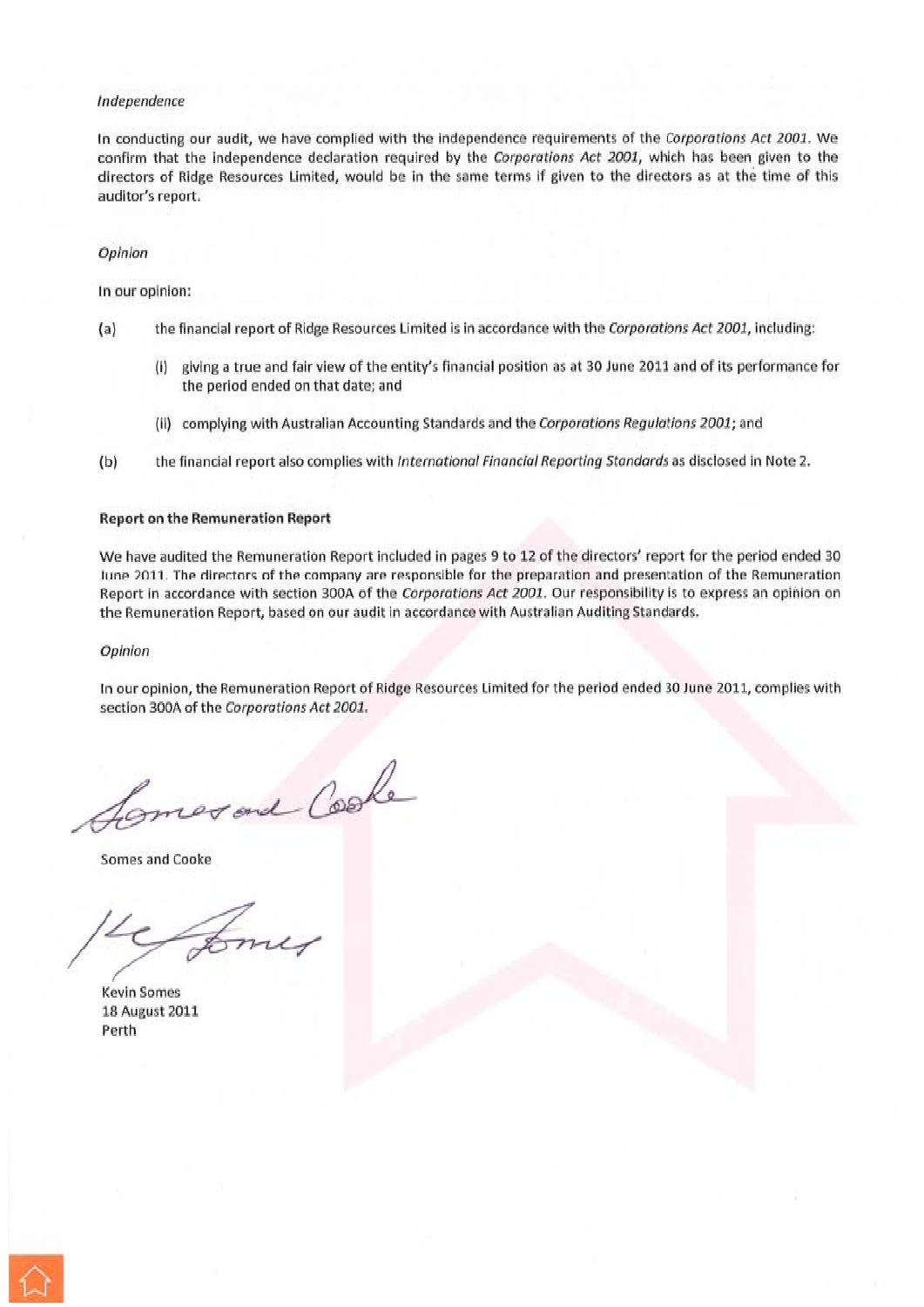*Independence*

In conducting our audit, we have complied with the independence requirements of the *Corporations Act 2001*. We confirm that the independence declaration required by the *Corporations Act 2001*, which has been given to the directors of Ridge Resources Limited, would be in the same terms if given to the directors as at the time of this auditor's report.

*Opinion*

In our opinion:

(a) the financial report of Ridge Resources Limited is in accordance with the *Corporations Act 2001*, including:

  (i) giving a true and fair view of the entity's financial position as at 30 June 2011 and of its performance for the period ended on that date; and

  (ii) complying with Australian Accounting Standards and the *Corporations Regulations 2001*; and

(b) the financial report also complies with *International Financial Reporting Standards* as disclosed in Note 2.

**Report on the Remuneration Report**

We have audited the Remuneration Report included in pages 9 to 12 of the directors' report for the period ended 30 June 2011. The directors of the company are responsible for the preparation and presentation of the Remuneration Report in accordance with section 300A of the *Corporations Act 2001*. Our responsibility is to express an opinion on the Remuneration Report, based on our audit in accordance with Australian Auditing Standards.

*Opinion*

In our opinion, the Remuneration Report of Ridge Resources Limited for the period ended 30 June 2011, complies with section 300A of the *Corporations Act 2001*.

Somes and Cooke

Kevin Somes
18 August 2011
Perth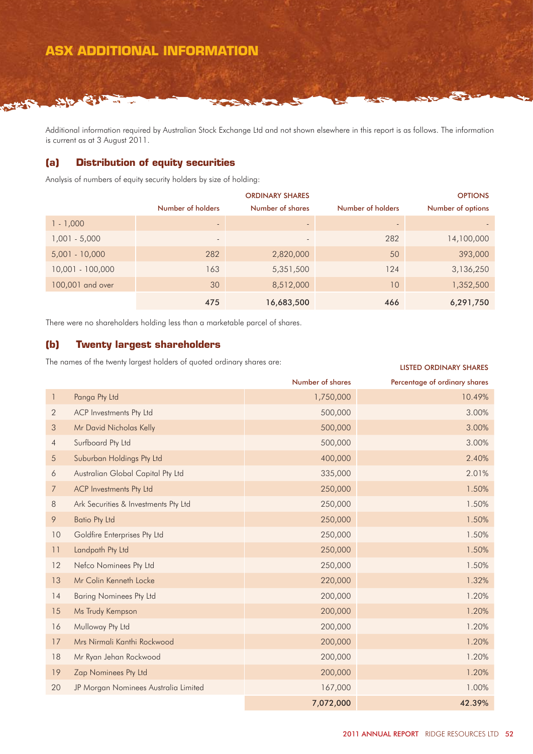# ASX ADDITIONAL INFORMATION

Additional information required by Australian Stock Exchange Ltd and not shown elsewhere in this report is as follows. The information is current as at 3 August 2011.

## (a) Distribution of equity securities

Analysis of numbers of equity security holders by size of holding:

| | ORDINARY SHARES | | OPTIONS | |
|---|---|---|---|---|
| | Number of holders | Number of shares | Number of holders | Number of options |
| 1 - 1,000 | - | - | - | - |
| 1,001 - 5,000 | - | - | 282 | 14,100,000 |
| 5,001 - 10,000 | 282 | 2,820,000 | 50 | 393,000 |
| 10,001 - 100,000 | 163 | 5,351,500 | 124 | 3,136,250 |
| 100,001 and over | 30 | 8,512,000 | 10 | 1,352,500 |
| | **475** | **16,683,500** | **466** | **6,291,750** |

There were no shareholders holding less than a marketable parcel of shares.

## (b) Twenty largest shareholders

The names of the twenty largest holders of quoted ordinary shares are:

| | | LISTED ORDINARY SHARES | |
|---|---|---|---|
| | | Number of shares | Percentage of ordinary shares |
| 1 | Panga Pty Ltd | 1,750,000 | 10.49% |
| 2 | ACP Investments Pty Ltd | 500,000 | 3.00% |
| 3 | Mr David Nicholas Kelly | 500,000 | 3.00% |
| 4 | Surfboard Pty Ltd | 500,000 | 3.00% |
| 5 | Suburban Holdings Pty Ltd | 400,000 | 2.40% |
| 6 | Australian Global Capital Pty Ltd | 335,000 | 2.01% |
| 7 | ACP Investments Pty Ltd | 250,000 | 1.50% |
| 8 | Ark Securities & Investments Pty Ltd | 250,000 | 1.50% |
| 9 | Batio Pty Ltd | 250,000 | 1.50% |
| 10 | Goldfire Enterprises Pty Ltd | 250,000 | 1.50% |
| 11 | Landpath Pty Ltd | 250,000 | 1.50% |
| 12 | Nefco Nominees Pty Ltd | 250,000 | 1.50% |
| 13 | Mr Colin Kenneth Locke | 220,000 | 1.32% |
| 14 | Baring Nominees Pty Ltd | 200,000 | 1.20% |
| 15 | Ms Trudy Kempson | 200,000 | 1.20% |
| 16 | Mulloway Pty Ltd | 200,000 | 1.20% |
| 17 | Mrs Nirmali Kanthi Rockwood | 200,000 | 1.20% |
| 18 | Mr Ryan Jehan Rockwood | 200,000 | 1.20% |
| 19 | Zap Nominees Pty Ltd | 200,000 | 1.20% |
| 20 | JP Morgan Nominees Australia Limited | 167,000 | 1.00% |
| | | **7,072,000** | **42.39%** |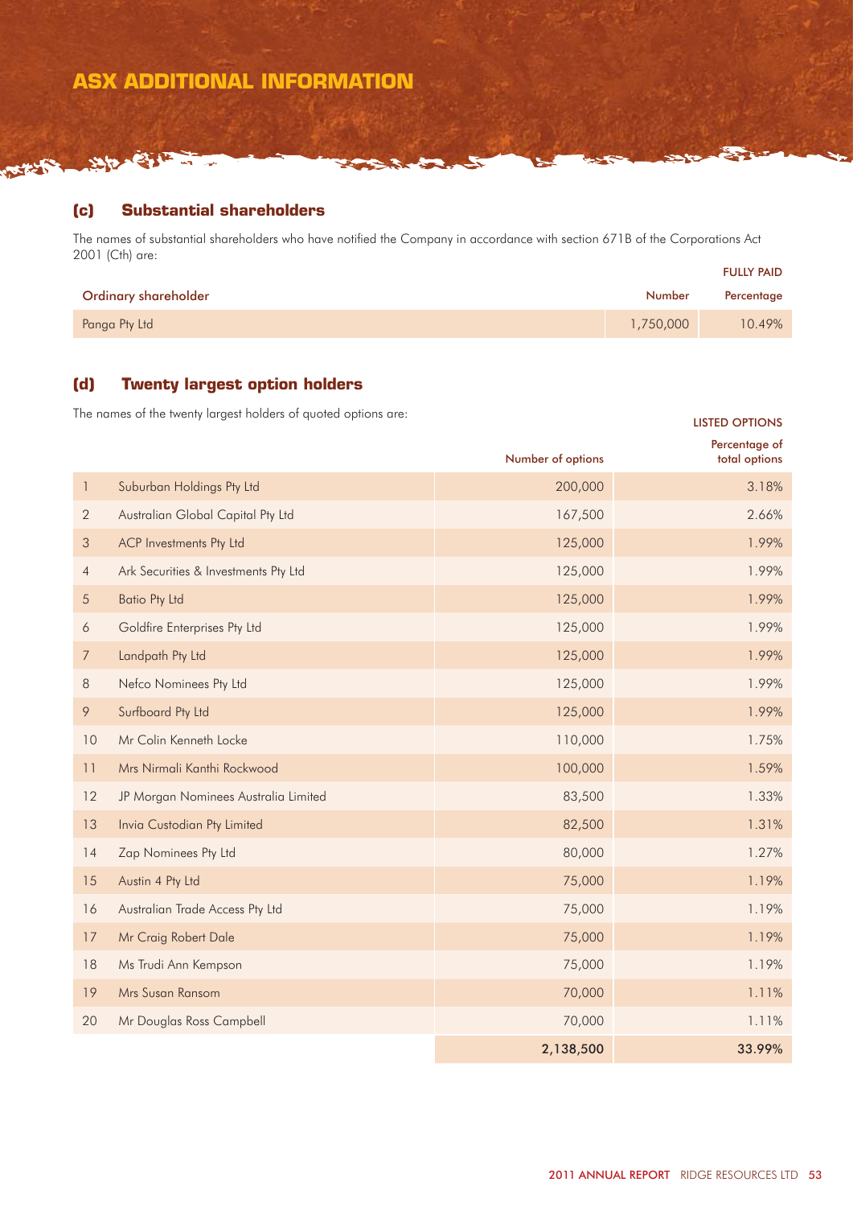# ASX ADDITIONAL INFORMATION

## (c) Substantial shareholders

The names of substantial shareholders who have notified the Company in accordance with section 671B of the Corporations Act 2001 (Cth) are:

| Ordinary shareholder | FULLY PAID Number | FULLY PAID Percentage |
|---|---|---|
| Panga Pty Ltd | 1,750,000 | 10.49% |

## (d) Twenty largest option holders

The names of the twenty largest holders of quoted options are:

| | | LISTED OPTIONS Number of options | LISTED OPTIONS Percentage of total options |
|---|---|---|---|
| 1 | Suburban Holdings Pty Ltd | 200,000 | 3.18% |
| 2 | Australian Global Capital Pty Ltd | 167,500 | 2.66% |
| 3 | ACP Investments Pty Ltd | 125,000 | 1.99% |
| 4 | Ark Securities & Investments Pty Ltd | 125,000 | 1.99% |
| 5 | Batio Pty Ltd | 125,000 | 1.99% |
| 6 | Goldfire Enterprises Pty Ltd | 125,000 | 1.99% |
| 7 | Landpath Pty Ltd | 125,000 | 1.99% |
| 8 | Nefco Nominees Pty Ltd | 125,000 | 1.99% |
| 9 | Surfboard Pty Ltd | 125,000 | 1.99% |
| 10 | Mr Colin Kenneth Locke | 110,000 | 1.75% |
| 11 | Mrs Nirmali Kanthi Rockwood | 100,000 | 1.59% |
| 12 | JP Morgan Nominees Australia Limited | 83,500 | 1.33% |
| 13 | Invia Custodian Pty Limited | 82,500 | 1.31% |
| 14 | Zap Nominees Pty Ltd | 80,000 | 1.27% |
| 15 | Austin 4 Pty Ltd | 75,000 | 1.19% |
| 16 | Australian Trade Access Pty Ltd | 75,000 | 1.19% |
| 17 | Mr Craig Robert Dale | 75,000 | 1.19% |
| 18 | Ms Trudi Ann Kempson | 75,000 | 1.19% |
| 19 | Mrs Susan Ransom | 70,000 | 1.11% |
| 20 | Mr Douglas Ross Campbell | 70,000 | 1.11% |
| | | **2,138,500** | **33.99%** |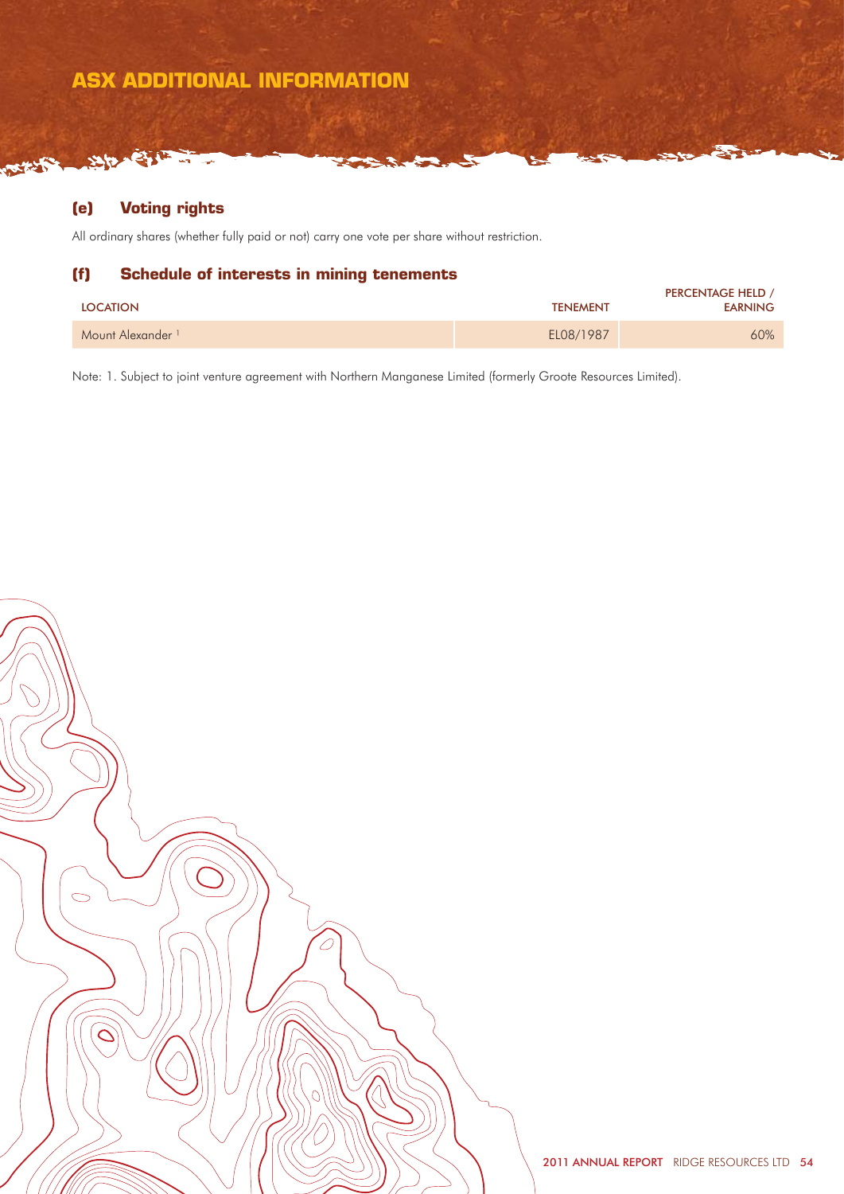# ASX ADDITIONAL INFORMATION

## (e) Voting rights

All ordinary shares (whether fully paid or not) carry one vote per share without restriction.

## (f) Schedule of interests in mining tenements

| LOCATION | TENEMENT | PERCENTAGE HELD / EARNING |
|---|---|---|
| Mount Alexander [1] | EL08/1987 | 60% |

Note: 1. Subject to joint venture agreement with Northern Manganese Limited (formerly Groote Resources Limited).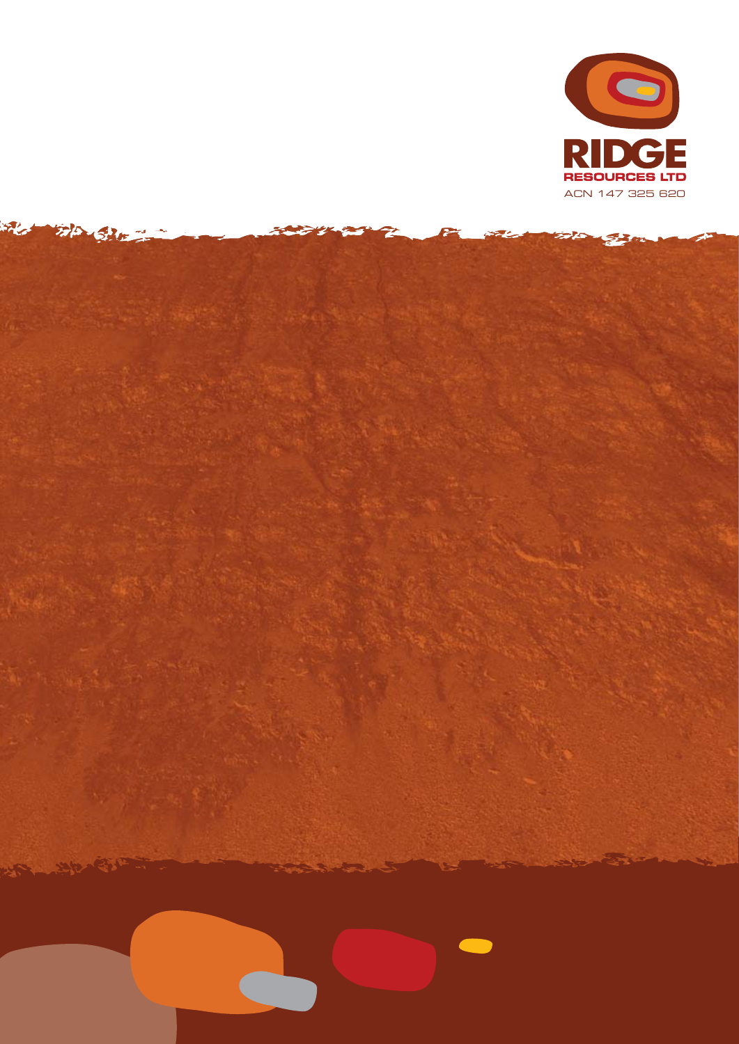RIDGE

RESOURCES LTD

ACN 147 325 620